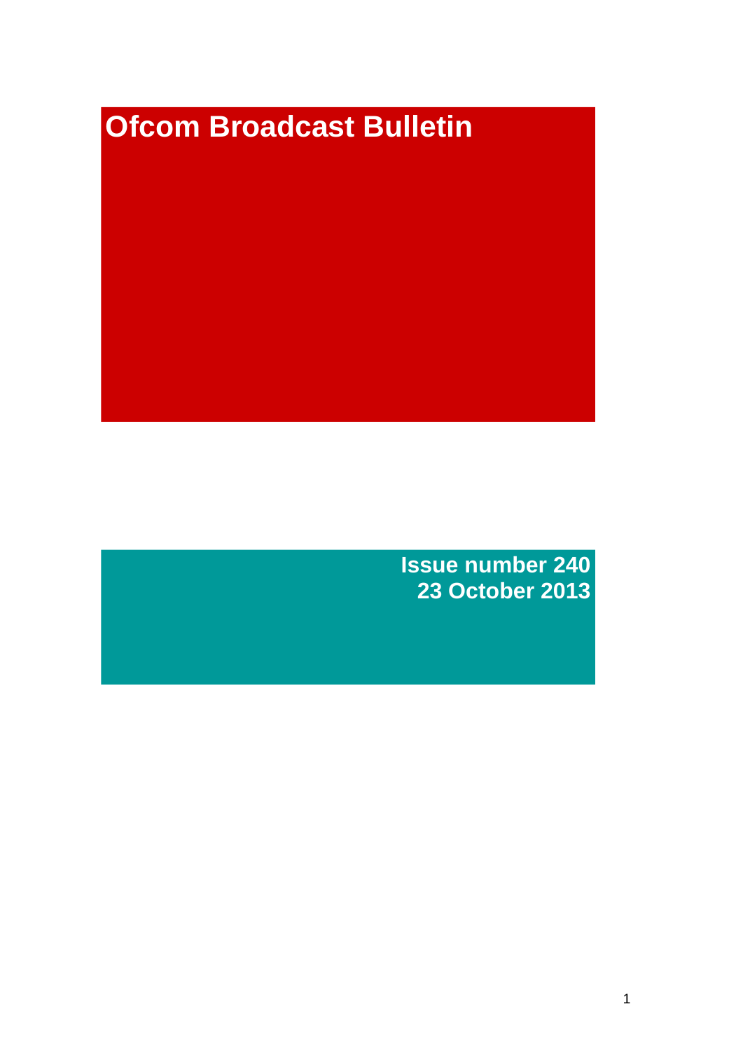# Ofcom Broadcast Bulletin

**Issue number 240**
**23 October 2013**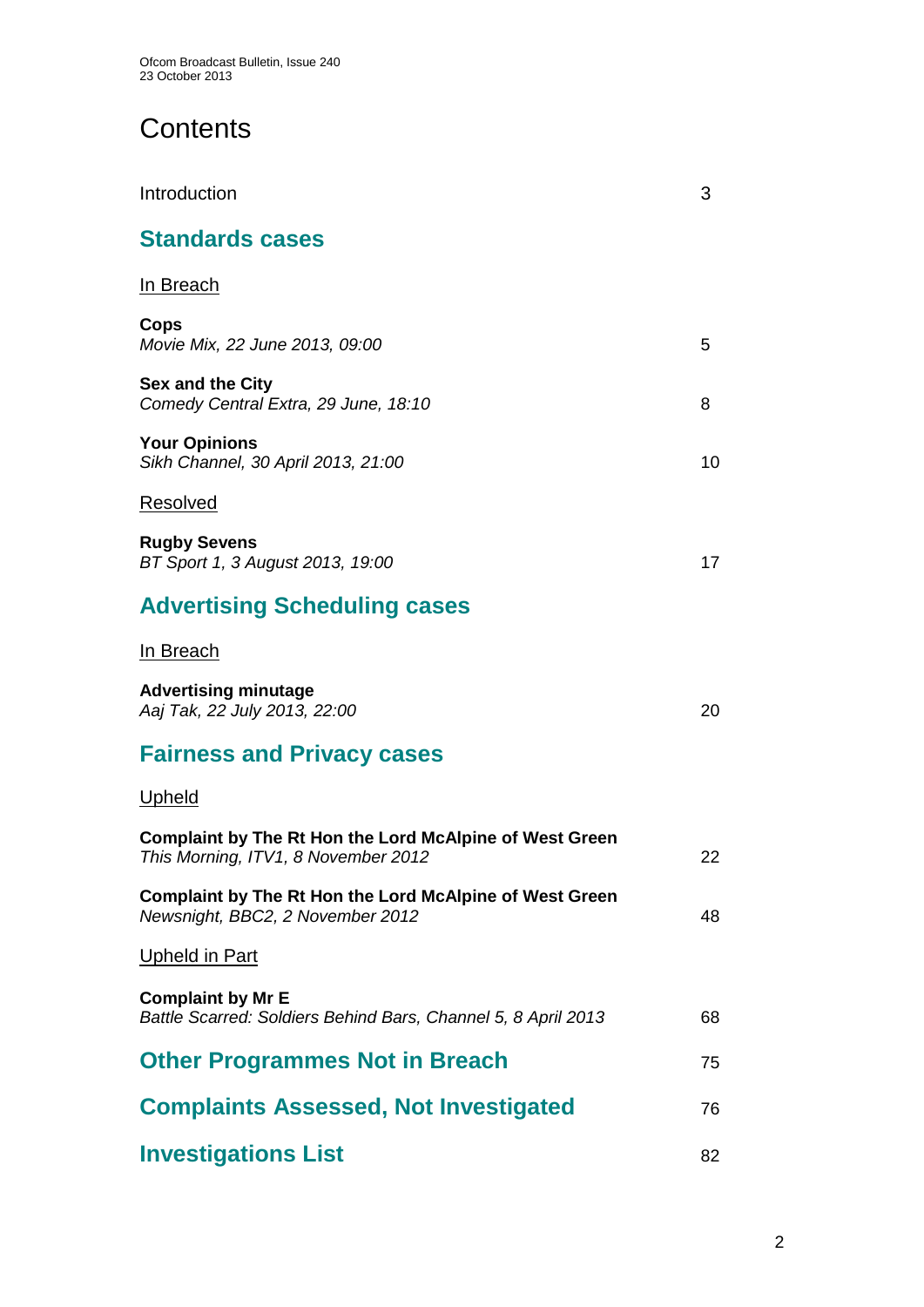# Contents

Introduction 3

## Standards cases

In Breach

**Cops**
*Movie Mix, 22 June 2013, 09:00* 5

**Sex and the City**
*Comedy Central Extra, 29 June, 18:10* 8

**Your Opinions**
*Sikh Channel, 30 April 2013, 21:00* 10

Resolved

**Rugby Sevens**
*BT Sport 1, 3 August 2013, 19:00* 17

## Advertising Scheduling cases

In Breach

**Advertising minutage**
*Aaj Tak, 22 July 2013, 22:00* 20

## Fairness and Privacy cases

Upheld

**Complaint by The Rt Hon the Lord McAlpine of West Green**
*This Morning, ITV1, 8 November 2012* 22

**Complaint by The Rt Hon the Lord McAlpine of West Green**
*Newsnight, BBC2, 2 November 2012* 48

Upheld in Part

**Complaint by Mr E**
*Battle Scarred: Soldiers Behind Bars, Channel 5, 8 April 2013* 68

## Other Programmes Not in Breach 75

## Complaints Assessed, Not Investigated 76

## Investigations List 82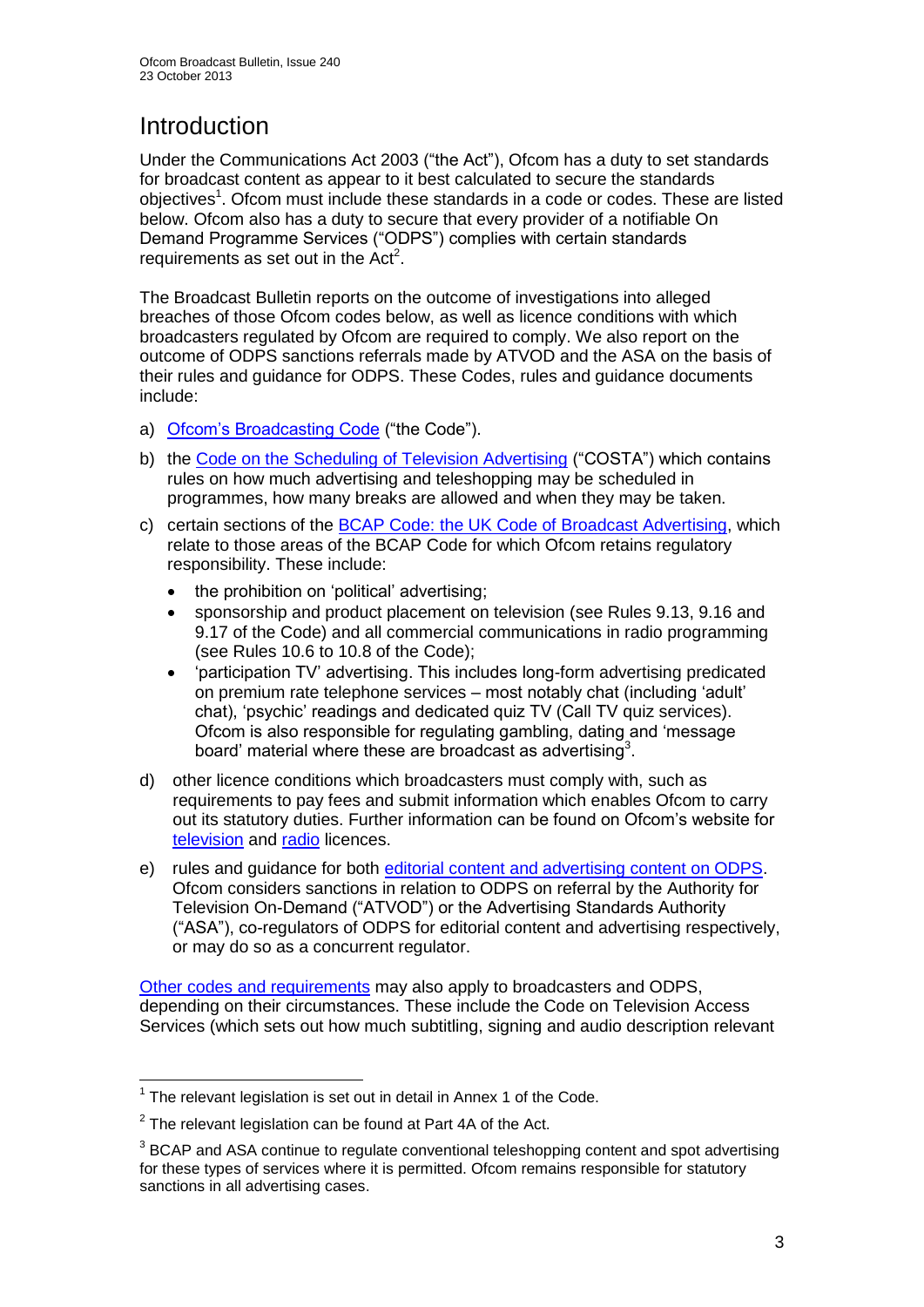# Introduction

Under the Communications Act 2003 ("the Act"), Ofcom has a duty to set standards for broadcast content as appear to it best calculated to secure the standards objectives[1]. Ofcom must include these standards in a code or codes. These are listed below. Ofcom also has a duty to secure that every provider of a notifiable On Demand Programme Services ("ODPS") complies with certain standards requirements as set out in the Act[2].

The Broadcast Bulletin reports on the outcome of investigations into alleged breaches of those Ofcom codes below, as well as licence conditions with which broadcasters regulated by Ofcom are required to comply. We also report on the outcome of ODPS sanctions referrals made by ATVOD and the ASA on the basis of their rules and guidance for ODPS. These Codes, rules and guidance documents include:

a) Ofcom's Broadcasting Code ("the Code").

b) the Code on the Scheduling of Television Advertising ("COSTA") which contains rules on how much advertising and teleshopping may be scheduled in programmes, how many breaks are allowed and when they may be taken.

c) certain sections of the BCAP Code: the UK Code of Broadcast Advertising, which relate to those areas of the BCAP Code for which Ofcom retains regulatory responsibility. These include:
   - the prohibition on 'political' advertising;
   - sponsorship and product placement on television (see Rules 9.13, 9.16 and 9.17 of the Code) and all commercial communications in radio programming (see Rules 10.6 to 10.8 of the Code);
   - 'participation TV' advertising. This includes long-form advertising predicated on premium rate telephone services – most notably chat (including 'adult' chat), 'psychic' readings and dedicated quiz TV (Call TV quiz services). Ofcom is also responsible for regulating gambling, dating and 'message board' material where these are broadcast as advertising[3].

d) other licence conditions which broadcasters must comply with, such as requirements to pay fees and submit information which enables Ofcom to carry out its statutory duties. Further information can be found on Ofcom's website for television and radio licences.

e) rules and guidance for both editorial content and advertising content on ODPS. Ofcom considers sanctions in relation to ODPS on referral by the Authority for Television On-Demand ("ATVOD") or the Advertising Standards Authority ("ASA"), co-regulators of ODPS for editorial content and advertising respectively, or may do so as a concurrent regulator.

Other codes and requirements may also apply to broadcasters and ODPS, depending on their circumstances. These include the Code on Television Access Services (which sets out how much subtitling, signing and audio description relevant

---

[1] The relevant legislation is set out in detail in Annex 1 of the Code.

[2] The relevant legislation can be found at Part 4A of the Act.

[3] BCAP and ASA continue to regulate conventional teleshopping content and spot advertising for these types of services where it is permitted. Ofcom remains responsible for statutory sanctions in all advertising cases.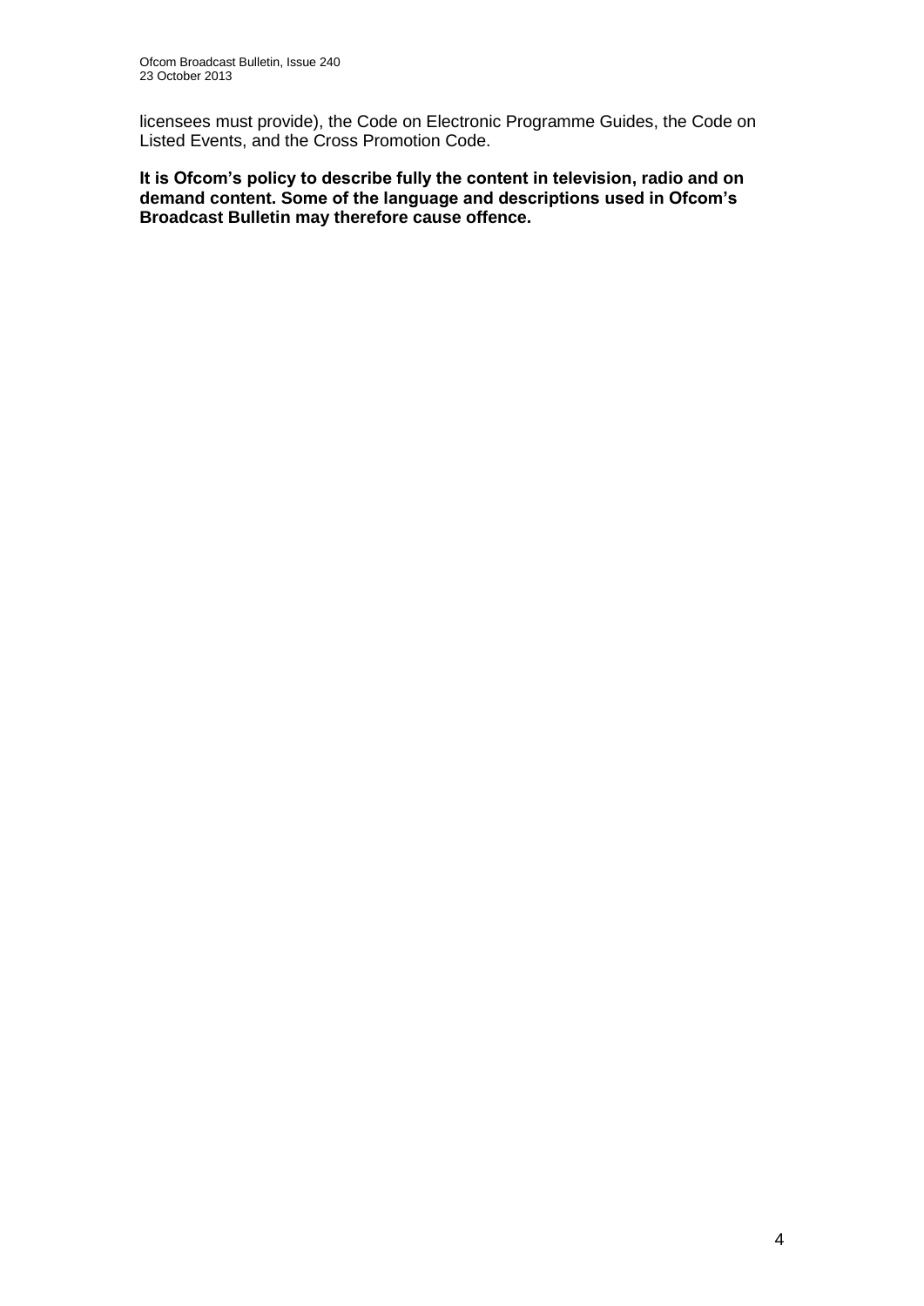licensees must provide), the Code on Electronic Programme Guides, the Code on Listed Events, and the Cross Promotion Code.

**It is Ofcom's policy to describe fully the content in television, radio and on demand content. Some of the language and descriptions used in Ofcom's Broadcast Bulletin may therefore cause offence.**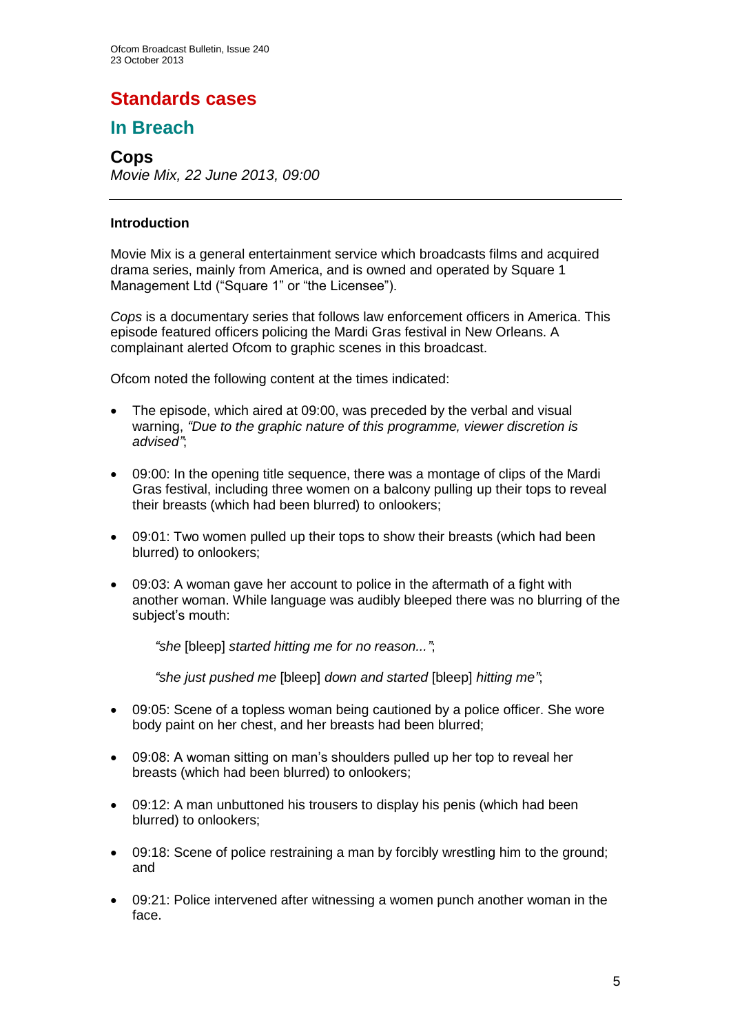# Standards cases

## In Breach

### Cops

*Movie Mix, 22 June 2013, 09:00*

---

**Introduction**

Movie Mix is a general entertainment service which broadcasts films and acquired drama series, mainly from America, and is owned and operated by Square 1 Management Ltd ("Square 1" or "the Licensee").

*Cops* is a documentary series that follows law enforcement officers in America. This episode featured officers policing the Mardi Gras festival in New Orleans. A complainant alerted Ofcom to graphic scenes in this broadcast.

Ofcom noted the following content at the times indicated:

- The episode, which aired at 09:00, was preceded by the verbal and visual warning, *"Due to the graphic nature of this programme, viewer discretion is advised"*;

- 09:00: In the opening title sequence, there was a montage of clips of the Mardi Gras festival, including three women on a balcony pulling up their tops to reveal their breasts (which had been blurred) to onlookers;

- 09:01: Two women pulled up their tops to show their breasts (which had been blurred) to onlookers;

- 09:03: A woman gave her account to police in the aftermath of a fight with another woman. While language was audibly bleeped there was no blurring of the subject's mouth:

  *"she* [bleep] *started hitting me for no reason..."*;

  *"she just pushed me* [bleep] *down and started* [bleep] *hitting me"*;

- 09:05: Scene of a topless woman being cautioned by a police officer. She wore body paint on her chest, and her breasts had been blurred;

- 09:08: A woman sitting on man's shoulders pulled up her top to reveal her breasts (which had been blurred) to onlookers;

- 09:12: A man unbuttoned his trousers to display his penis (which had been blurred) to onlookers;

- 09:18: Scene of police restraining a man by forcibly wrestling him to the ground; and

- 09:21: Police intervened after witnessing a women punch another woman in the face.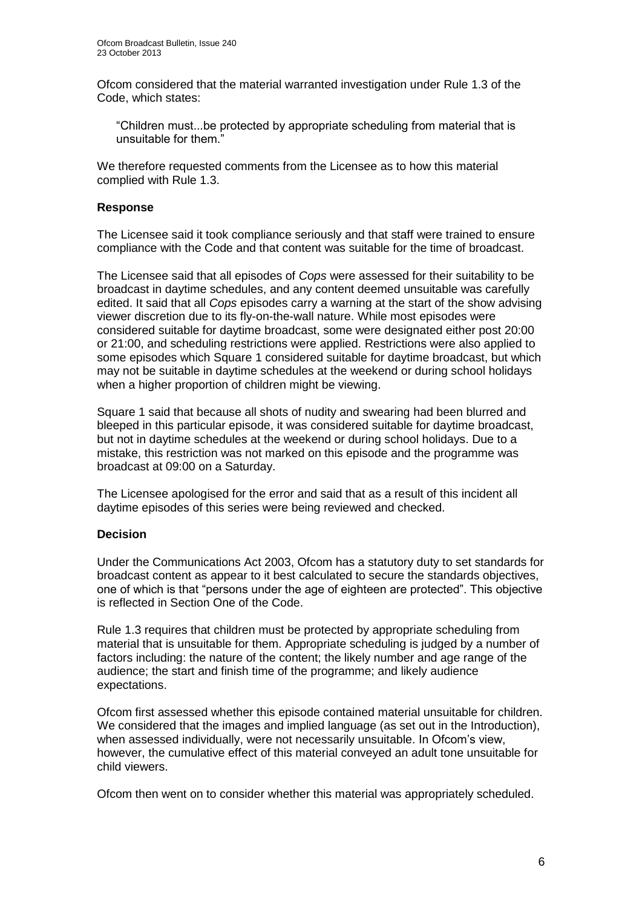Ofcom considered that the material warranted investigation under Rule 1.3 of the Code, which states:

> "Children must...be protected by appropriate scheduling from material that is unsuitable for them."

We therefore requested comments from the Licensee as to how this material complied with Rule 1.3.

**Response**

The Licensee said it took compliance seriously and that staff were trained to ensure compliance with the Code and that content was suitable for the time of broadcast.

The Licensee said that all episodes of *Cops* were assessed for their suitability to be broadcast in daytime schedules, and any content deemed unsuitable was carefully edited. It said that all *Cops* episodes carry a warning at the start of the show advising viewer discretion due to its fly-on-the-wall nature. While most episodes were considered suitable for daytime broadcast, some were designated either post 20:00 or 21:00, and scheduling restrictions were applied. Restrictions were also applied to some episodes which Square 1 considered suitable for daytime broadcast, but which may not be suitable in daytime schedules at the weekend or during school holidays when a higher proportion of children might be viewing.

Square 1 said that because all shots of nudity and swearing had been blurred and bleeped in this particular episode, it was considered suitable for daytime broadcast, but not in daytime schedules at the weekend or during school holidays. Due to a mistake, this restriction was not marked on this episode and the programme was broadcast at 09:00 on a Saturday.

The Licensee apologised for the error and said that as a result of this incident all daytime episodes of this series were being reviewed and checked.

**Decision**

Under the Communications Act 2003, Ofcom has a statutory duty to set standards for broadcast content as appear to it best calculated to secure the standards objectives, one of which is that "persons under the age of eighteen are protected". This objective is reflected in Section One of the Code.

Rule 1.3 requires that children must be protected by appropriate scheduling from material that is unsuitable for them. Appropriate scheduling is judged by a number of factors including: the nature of the content; the likely number and age range of the audience; the start and finish time of the programme; and likely audience expectations.

Ofcom first assessed whether this episode contained material unsuitable for children. We considered that the images and implied language (as set out in the Introduction), when assessed individually, were not necessarily unsuitable. In Ofcom's view, however, the cumulative effect of this material conveyed an adult tone unsuitable for child viewers.

Ofcom then went on to consider whether this material was appropriately scheduled.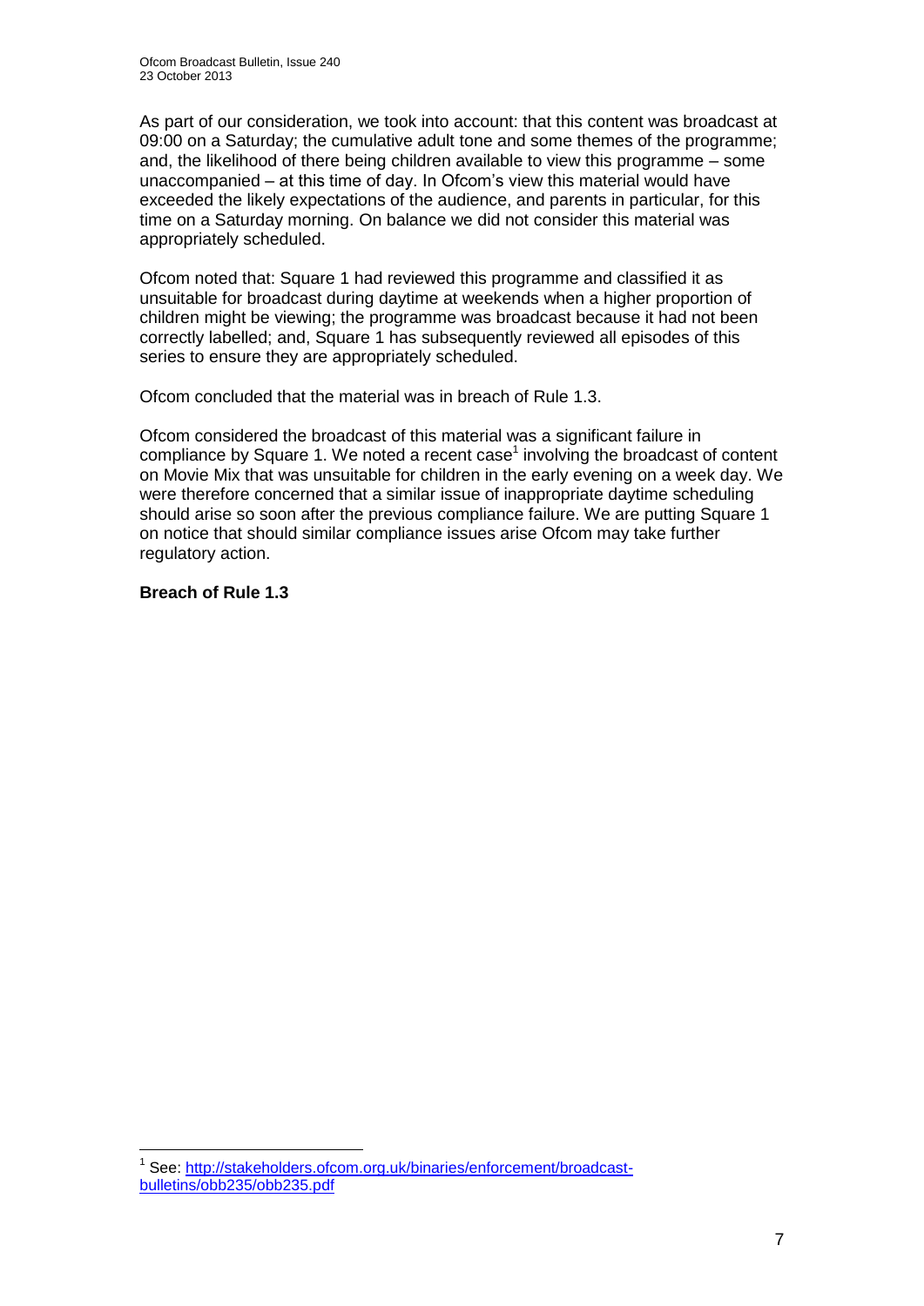As part of our consideration, we took into account: that this content was broadcast at 09:00 on a Saturday; the cumulative adult tone and some themes of the programme; and, the likelihood of there being children available to view this programme – some unaccompanied – at this time of day. In Ofcom's view this material would have exceeded the likely expectations of the audience, and parents in particular, for this time on a Saturday morning. On balance we did not consider this material was appropriately scheduled.

Ofcom noted that: Square 1 had reviewed this programme and classified it as unsuitable for broadcast during daytime at weekends when a higher proportion of children might be viewing; the programme was broadcast because it had not been correctly labelled; and, Square 1 has subsequently reviewed all episodes of this series to ensure they are appropriately scheduled.

Ofcom concluded that the material was in breach of Rule 1.3.

Ofcom considered the broadcast of this material was a significant failure in compliance by Square 1. We noted a recent case[1] involving the broadcast of content on Movie Mix that was unsuitable for children in the early evening on a week day. We were therefore concerned that a similar issue of inappropriate daytime scheduling should arise so soon after the previous compliance failure. We are putting Square 1 on notice that should similar compliance issues arise Ofcom may take further regulatory action.

**Breach of Rule 1.3**

[1] See: http://stakeholders.ofcom.org.uk/binaries/enforcement/broadcast-bulletins/obb235/obb235.pdf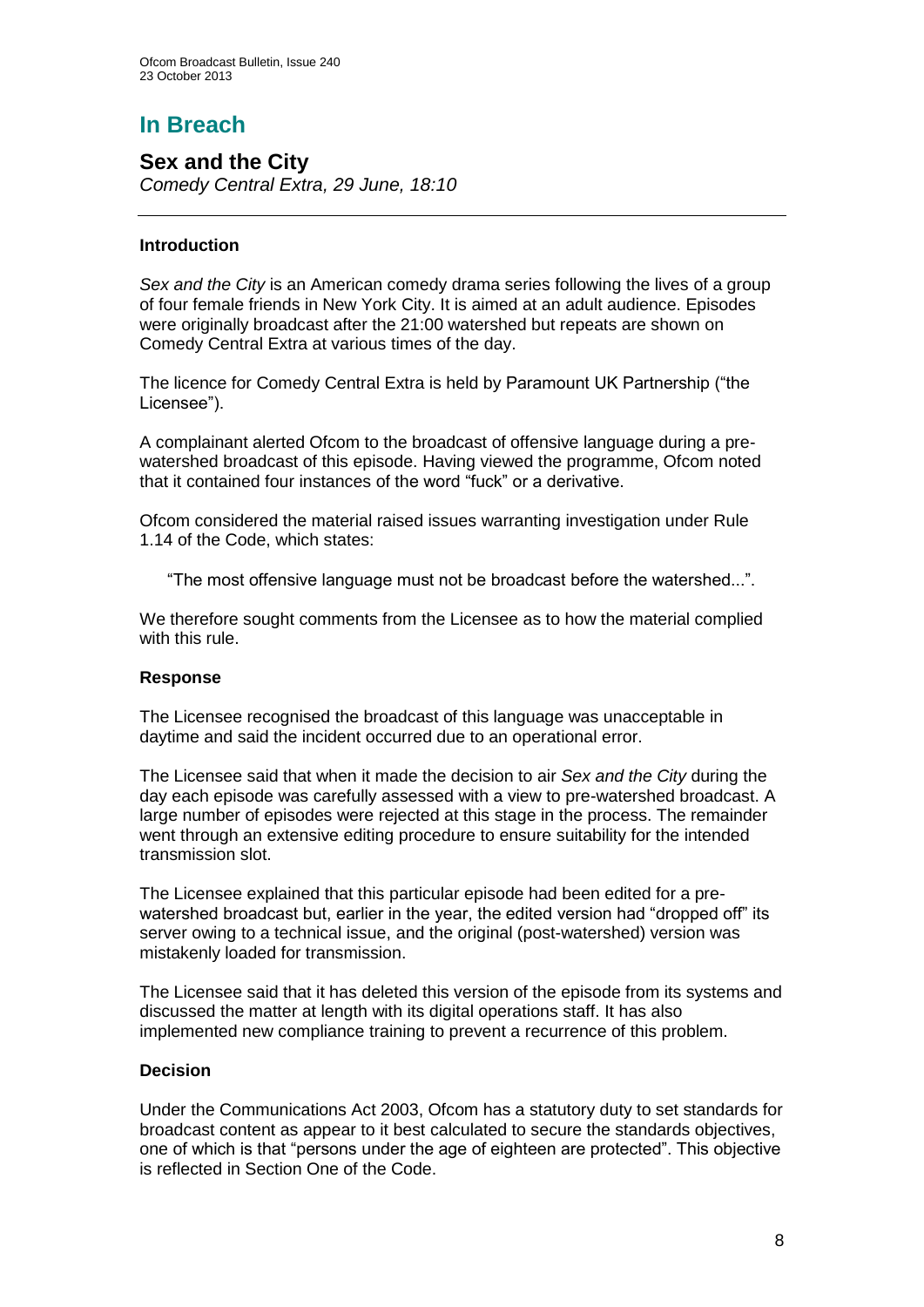# In Breach

## Sex and the City

*Comedy Central Extra, 29 June, 18:10*

---

### Introduction

*Sex and the City* is an American comedy drama series following the lives of a group of four female friends in New York City. It is aimed at an adult audience. Episodes were originally broadcast after the 21:00 watershed but repeats are shown on Comedy Central Extra at various times of the day.

The licence for Comedy Central Extra is held by Paramount UK Partnership ("the Licensee").

A complainant alerted Ofcom to the broadcast of offensive language during a pre-watershed broadcast of this episode. Having viewed the programme, Ofcom noted that it contained four instances of the word "fuck" or a derivative.

Ofcom considered the material raised issues warranting investigation under Rule 1.14 of the Code, which states:

> "The most offensive language must not be broadcast before the watershed...".

We therefore sought comments from the Licensee as to how the material complied with this rule.

### Response

The Licensee recognised the broadcast of this language was unacceptable in daytime and said the incident occurred due to an operational error.

The Licensee said that when it made the decision to air *Sex and the City* during the day each episode was carefully assessed with a view to pre-watershed broadcast. A large number of episodes were rejected at this stage in the process. The remainder went through an extensive editing procedure to ensure suitability for the intended transmission slot.

The Licensee explained that this particular episode had been edited for a pre-watershed broadcast but, earlier in the year, the edited version had "dropped off" its server owing to a technical issue, and the original (post-watershed) version was mistakenly loaded for transmission.

The Licensee said that it has deleted this version of the episode from its systems and discussed the matter at length with its digital operations staff. It has also implemented new compliance training to prevent a recurrence of this problem.

### Decision

Under the Communications Act 2003, Ofcom has a statutory duty to set standards for broadcast content as appear to it best calculated to secure the standards objectives, one of which is that "persons under the age of eighteen are protected". This objective is reflected in Section One of the Code.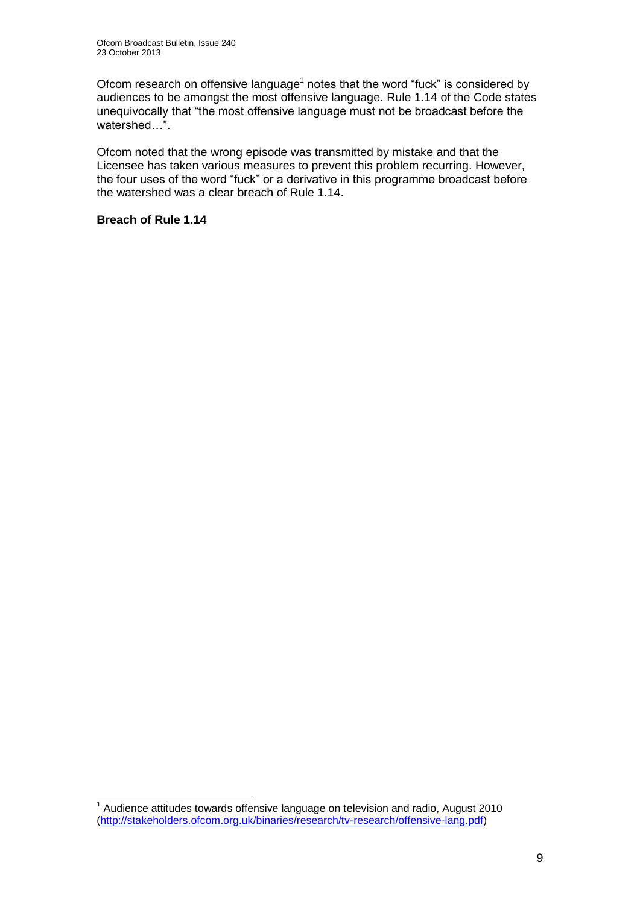Ofcom research on offensive language[1] notes that the word "fuck" is considered by audiences to be amongst the most offensive language. Rule 1.14 of the Code states unequivocally that "the most offensive language must not be broadcast before the watershed…".

Ofcom noted that the wrong episode was transmitted by mistake and that the Licensee has taken various measures to prevent this problem recurring. However, the four uses of the word "fuck" or a derivative in this programme broadcast before the watershed was a clear breach of Rule 1.14.

**Breach of Rule 1.14**

[1] Audience attitudes towards offensive language on television and radio, August 2010 (http://stakeholders.ofcom.org.uk/binaries/research/tv-research/offensive-lang.pdf)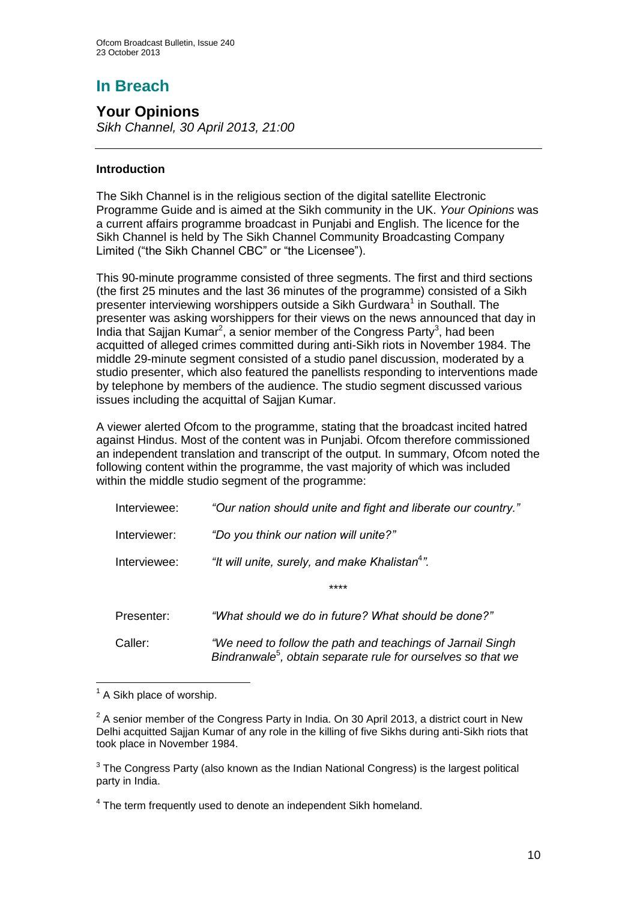# In Breach

## Your Opinions

*Sikh Channel, 30 April 2013, 21:00*

### Introduction

The Sikh Channel is in the religious section of the digital satellite Electronic Programme Guide and is aimed at the Sikh community in the UK. *Your Opinions* was a current affairs programme broadcast in Punjabi and English. The licence for the Sikh Channel is held by The Sikh Channel Community Broadcasting Company Limited ("the Sikh Channel CBC" or "the Licensee").

This 90-minute programme consisted of three segments. The first and third sections (the first 25 minutes and the last 36 minutes of the programme) consisted of a Sikh presenter interviewing worshippers outside a Sikh Gurdwara[1] in Southall. The presenter was asking worshippers for their views on the news announced that day in India that Sajjan Kumar[2], a senior member of the Congress Party[3], had been acquitted of alleged crimes committed during anti-Sikh riots in November 1984. The middle 29-minute segment consisted of a studio panel discussion, moderated by a studio presenter, which also featured the panellists responding to interventions made by telephone by members of the audience. The studio segment discussed various issues including the acquittal of Sajjan Kumar.

A viewer alerted Ofcom to the programme, stating that the broadcast incited hatred against Hindus. Most of the content was in Punjabi. Ofcom therefore commissioned an independent translation and transcript of the output. In summary, Ofcom noted the following content within the programme, the vast majority of which was included within the middle studio segment of the programme:

Interviewee: *"Our nation should unite and fight and liberate our country."*

Interviewer: *"Do you think our nation will unite?"*

Interviewee: *"It will unite, surely, and make Khalistan[4]".*

****

Presenter: *"What should we do in future? What should be done?"*

Caller: *"We need to follow the path and teachings of Jarnail Singh Bindranwale[5], obtain separate rule for ourselves so that we*

---

[1] A Sikh place of worship.

[2] A senior member of the Congress Party in India. On 30 April 2013, a district court in New Delhi acquitted Sajjan Kumar of any role in the killing of five Sikhs during anti-Sikh riots that took place in November 1984.

[3] The Congress Party (also known as the Indian National Congress) is the largest political party in India.

[4] The term frequently used to denote an independent Sikh homeland.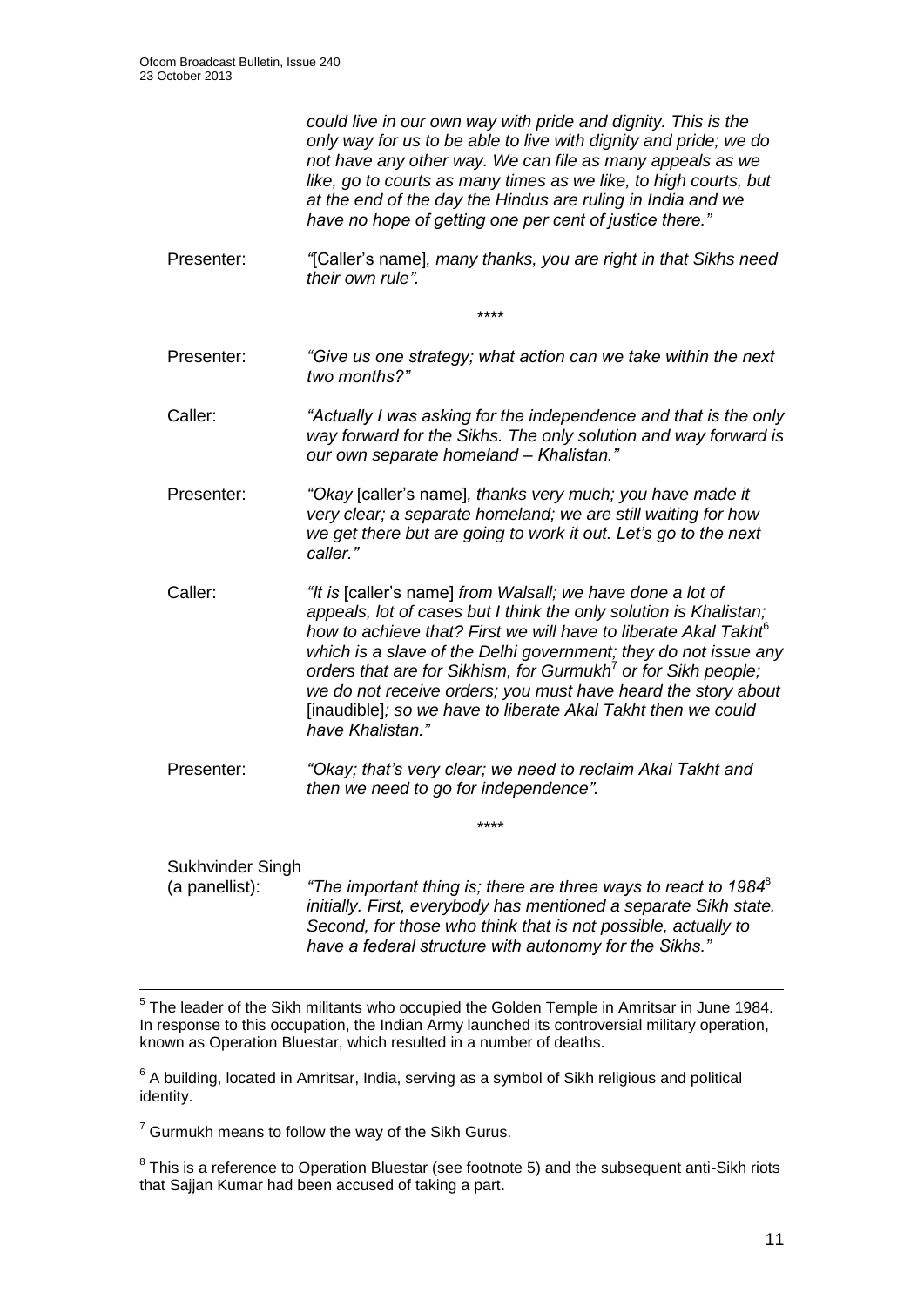*could live in our own way with pride and dignity. This is the only way for us to be able to live with dignity and pride; we do not have any other way. We can file as many appeals as we like, go to courts as many times as we like, to high courts, but at the end of the day the Hindus are ruling in India and we have no hope of getting one per cent of justice there."*

Presenter: *"*[Caller's name]*, many thanks, you are right in that Sikhs need their own rule".*

\*\*\*\*

Presenter: *"Give us one strategy; what action can we take within the next two months?"*

Caller: *"Actually I was asking for the independence and that is the only way forward for the Sikhs. The only solution and way forward is our own separate homeland – Khalistan."*

Presenter: *"Okay* [caller's name]*, thanks very much; you have made it very clear; a separate homeland; we are still waiting for how we get there but are going to work it out. Let's go to the next caller."*

Caller: *"It is* [caller's name] *from Walsall; we have done a lot of appeals, lot of cases but I think the only solution is Khalistan; how to achieve that? First we will have to liberate Akal Takht*[6] *which is a slave of the Delhi government; they do not issue any orders that are for Sikhism, for Gurmukh*[7] *or for Sikh people; we do not receive orders; you must have heard the story about* [inaudible]*; so we have to liberate Akal Takht then we could have Khalistan."*

Presenter: *"Okay; that's very clear; we need to reclaim Akal Takht and then we need to go for independence".*

\*\*\*\*

Sukhvinder Singh (a panellist): *"The important thing is; there are three ways to react to 1984*[8] *initially. First, everybody has mentioned a separate Sikh state. Second, for those who think that is not possible, actually to have a federal structure with autonomy for the Sikhs."*

---

[5] The leader of the Sikh militants who occupied the Golden Temple in Amritsar in June 1984. In response to this occupation, the Indian Army launched its controversial military operation, known as Operation Bluestar, which resulted in a number of deaths.

[6] A building, located in Amritsar, India, serving as a symbol of Sikh religious and political identity.

[7] Gurmukh means to follow the way of the Sikh Gurus.

[8] This is a reference to Operation Bluestar (see footnote 5) and the subsequent anti-Sikh riots that Sajjan Kumar had been accused of taking a part.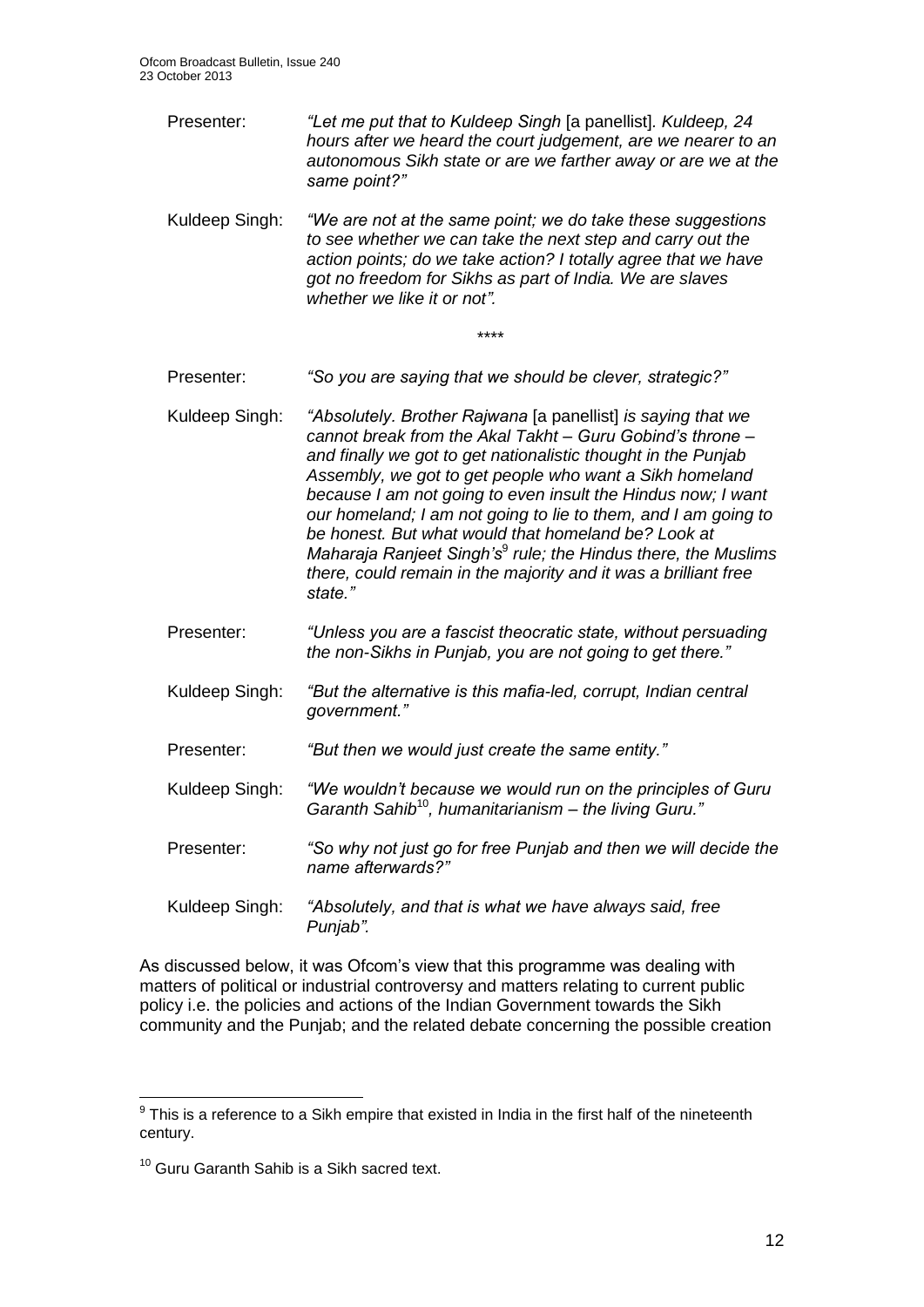Presenter: *"Let me put that to Kuldeep Singh* [a panellist]. *Kuldeep, 24 hours after we heard the court judgement, are we nearer to an autonomous Sikh state or are we farther away or are we at the same point?"*

Kuldeep Singh: *"We are not at the same point; we do take these suggestions to see whether we can take the next step and carry out the action points; do we take action? I totally agree that we have got no freedom for Sikhs as part of India. We are slaves whether we like it or not".*

\*\*\*\*

Presenter: *"So you are saying that we should be clever, strategic?"*

Kuldeep Singh: *"Absolutely. Brother Rajwana* [a panellist] *is saying that we cannot break from the Akal Takht – Guru Gobind's throne – and finally we got to get nationalistic thought in the Punjab Assembly, we got to get people who want a Sikh homeland because I am not going to even insult the Hindus now; I want our homeland; I am not going to lie to them, and I am going to be honest. But what would that homeland be? Look at Maharaja Ranjeet Singh's*[9] *rule; the Hindus there, the Muslims there, could remain in the majority and it was a brilliant free state."*

Presenter: *"Unless you are a fascist theocratic state, without persuading the non-Sikhs in Punjab, you are not going to get there."*

Kuldeep Singh: *"But the alternative is this mafia-led, corrupt, Indian central government."*

Presenter: *"But then we would just create the same entity."*

Kuldeep Singh: *"We wouldn't because we would run on the principles of Guru Garanth Sahib*[10]*, humanitarianism – the living Guru."*

Presenter: *"So why not just go for free Punjab and then we will decide the name afterwards?"*

Kuldeep Singh: *"Absolutely, and that is what we have always said, free Punjab".*

As discussed below, it was Ofcom's view that this programme was dealing with matters of political or industrial controversy and matters relating to current public policy i.e. the policies and actions of the Indian Government towards the Sikh community and the Punjab; and the related debate concerning the possible creation

---

[9] This is a reference to a Sikh empire that existed in India in the first half of the nineteenth century.

[10] Guru Garanth Sahib is a Sikh sacred text.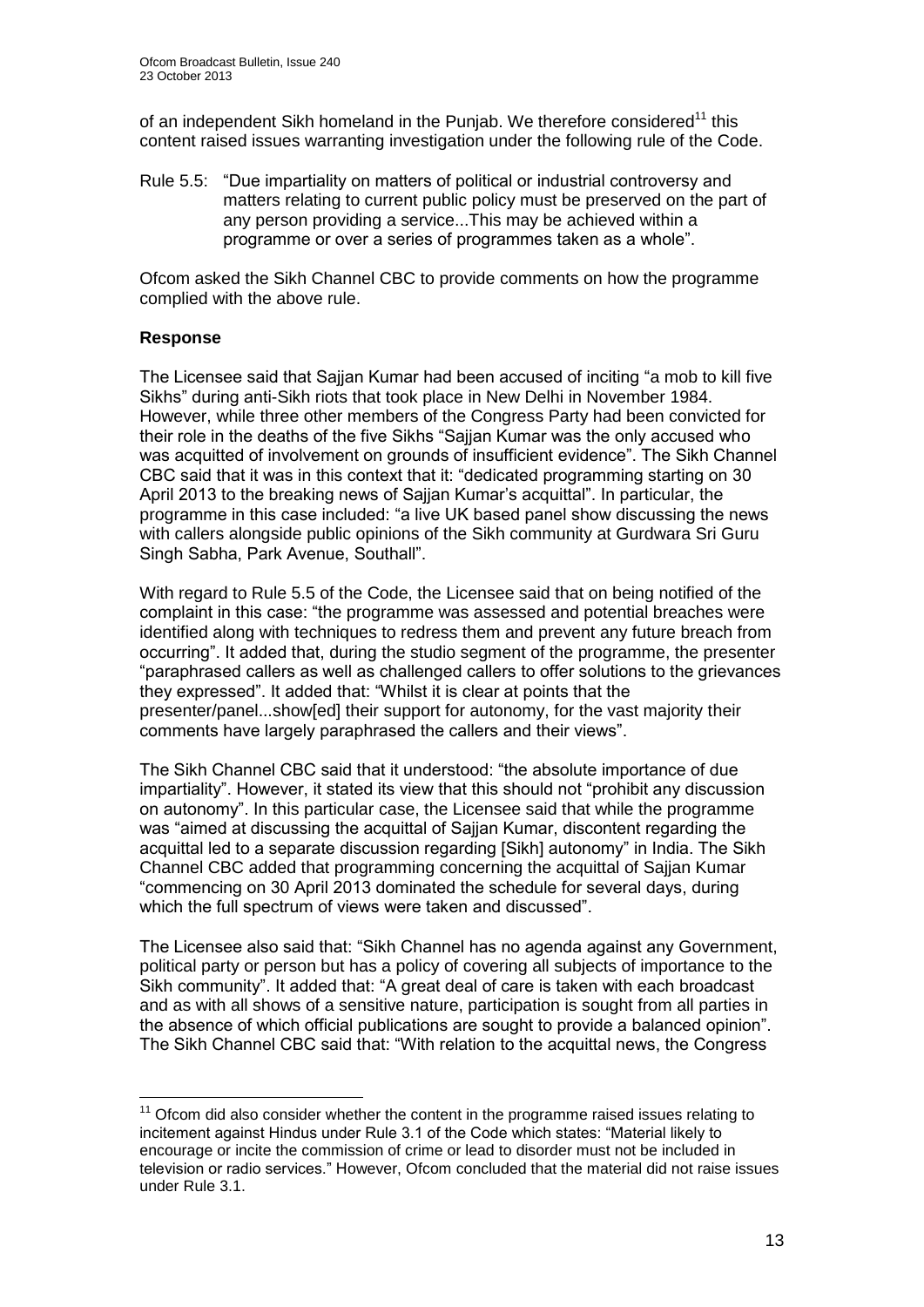of an independent Sikh homeland in the Punjab. We therefore considered[11] this content raised issues warranting investigation under the following rule of the Code.

Rule 5.5: "Due impartiality on matters of political or industrial controversy and matters relating to current public policy must be preserved on the part of any person providing a service...This may be achieved within a programme or over a series of programmes taken as a whole".

Ofcom asked the Sikh Channel CBC to provide comments on how the programme complied with the above rule.

**Response**

The Licensee said that Sajjan Kumar had been accused of inciting "a mob to kill five Sikhs" during anti-Sikh riots that took place in New Delhi in November 1984. However, while three other members of the Congress Party had been convicted for their role in the deaths of the five Sikhs "Sajjan Kumar was the only accused who was acquitted of involvement on grounds of insufficient evidence". The Sikh Channel CBC said that it was in this context that it: "dedicated programming starting on 30 April 2013 to the breaking news of Sajjan Kumar's acquittal". In particular, the programme in this case included: "a live UK based panel show discussing the news with callers alongside public opinions of the Sikh community at Gurdwara Sri Guru Singh Sabha, Park Avenue, Southall".

With regard to Rule 5.5 of the Code, the Licensee said that on being notified of the complaint in this case: "the programme was assessed and potential breaches were identified along with techniques to redress them and prevent any future breach from occurring". It added that, during the studio segment of the programme, the presenter "paraphrased callers as well as challenged callers to offer solutions to the grievances they expressed". It added that: "Whilst it is clear at points that the presenter/panel...show[ed] their support for autonomy, for the vast majority their comments have largely paraphrased the callers and their views".

The Sikh Channel CBC said that it understood: "the absolute importance of due impartiality". However, it stated its view that this should not "prohibit any discussion on autonomy". In this particular case, the Licensee said that while the programme was "aimed at discussing the acquittal of Sajjan Kumar, discontent regarding the acquittal led to a separate discussion regarding [Sikh] autonomy" in India. The Sikh Channel CBC added that programming concerning the acquittal of Sajjan Kumar "commencing on 30 April 2013 dominated the schedule for several days, during which the full spectrum of views were taken and discussed".

The Licensee also said that: "Sikh Channel has no agenda against any Government, political party or person but has a policy of covering all subjects of importance to the Sikh community". It added that: "A great deal of care is taken with each broadcast and as with all shows of a sensitive nature, participation is sought from all parties in the absence of which official publications are sought to provide a balanced opinion". The Sikh Channel CBC said that: "With relation to the acquittal news, the Congress

[11] Ofcom did also consider whether the content in the programme raised issues relating to incitement against Hindus under Rule 3.1 of the Code which states: "Material likely to encourage or incite the commission of crime or lead to disorder must not be included in television or radio services." However, Ofcom concluded that the material did not raise issues under Rule 3.1.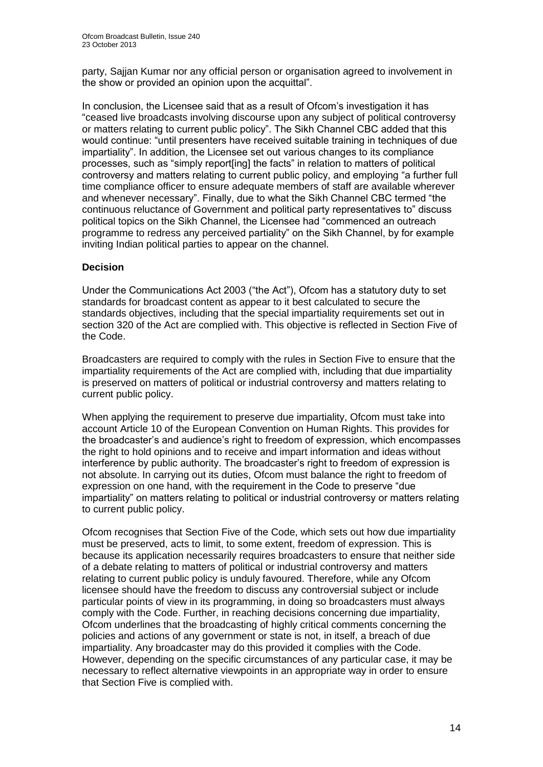party, Sajjan Kumar nor any official person or organisation agreed to involvement in the show or provided an opinion upon the acquittal".

In conclusion, the Licensee said that as a result of Ofcom's investigation it has "ceased live broadcasts involving discourse upon any subject of political controversy or matters relating to current public policy". The Sikh Channel CBC added that this would continue: "until presenters have received suitable training in techniques of due impartiality". In addition, the Licensee set out various changes to its compliance processes, such as "simply report[ing] the facts" in relation to matters of political controversy and matters relating to current public policy, and employing "a further full time compliance officer to ensure adequate members of staff are available wherever and whenever necessary". Finally, due to what the Sikh Channel CBC termed "the continuous reluctance of Government and political party representatives to" discuss political topics on the Sikh Channel, the Licensee had "commenced an outreach programme to redress any perceived partiality" on the Sikh Channel, by for example inviting Indian political parties to appear on the channel.

**Decision**

Under the Communications Act 2003 ("the Act"), Ofcom has a statutory duty to set standards for broadcast content as appear to it best calculated to secure the standards objectives, including that the special impartiality requirements set out in section 320 of the Act are complied with. This objective is reflected in Section Five of the Code.

Broadcasters are required to comply with the rules in Section Five to ensure that the impartiality requirements of the Act are complied with, including that due impartiality is preserved on matters of political or industrial controversy and matters relating to current public policy.

When applying the requirement to preserve due impartiality, Ofcom must take into account Article 10 of the European Convention on Human Rights. This provides for the broadcaster's and audience's right to freedom of expression, which encompasses the right to hold opinions and to receive and impart information and ideas without interference by public authority. The broadcaster's right to freedom of expression is not absolute. In carrying out its duties, Ofcom must balance the right to freedom of expression on one hand, with the requirement in the Code to preserve "due impartiality" on matters relating to political or industrial controversy or matters relating to current public policy.

Ofcom recognises that Section Five of the Code, which sets out how due impartiality must be preserved, acts to limit, to some extent, freedom of expression. This is because its application necessarily requires broadcasters to ensure that neither side of a debate relating to matters of political or industrial controversy and matters relating to current public policy is unduly favoured. Therefore, while any Ofcom licensee should have the freedom to discuss any controversial subject or include particular points of view in its programming, in doing so broadcasters must always comply with the Code. Further, in reaching decisions concerning due impartiality, Ofcom underlines that the broadcasting of highly critical comments concerning the policies and actions of any government or state is not, in itself, a breach of due impartiality. Any broadcaster may do this provided it complies with the Code. However, depending on the specific circumstances of any particular case, it may be necessary to reflect alternative viewpoints in an appropriate way in order to ensure that Section Five is complied with.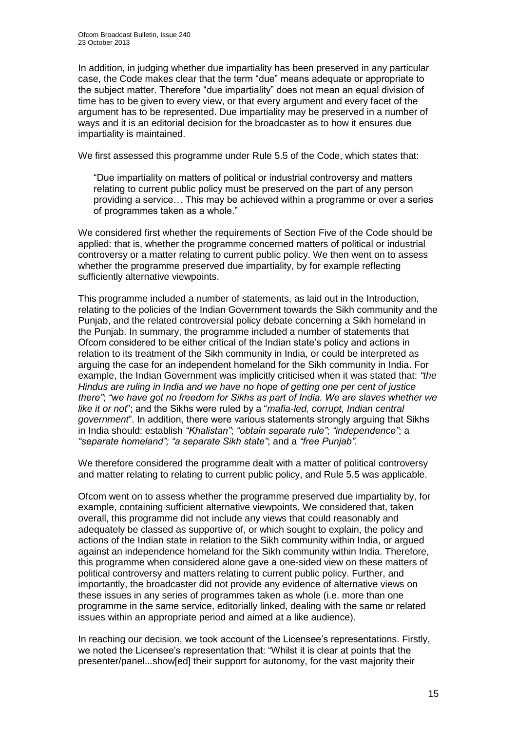In addition, in judging whether due impartiality has been preserved in any particular case, the Code makes clear that the term "due" means adequate or appropriate to the subject matter. Therefore "due impartiality" does not mean an equal division of time has to be given to every view, or that every argument and every facet of the argument has to be represented. Due impartiality may be preserved in a number of ways and it is an editorial decision for the broadcaster as to how it ensures due impartiality is maintained.

We first assessed this programme under Rule 5.5 of the Code, which states that:

> "Due impartiality on matters of political or industrial controversy and matters relating to current public policy must be preserved on the part of any person providing a service… This may be achieved within a programme or over a series of programmes taken as a whole."

We considered first whether the requirements of Section Five of the Code should be applied: that is, whether the programme concerned matters of political or industrial controversy or a matter relating to current public policy. We then went on to assess whether the programme preserved due impartiality, by for example reflecting sufficiently alternative viewpoints.

This programme included a number of statements, as laid out in the Introduction, relating to the policies of the Indian Government towards the Sikh community and the Punjab, and the related controversial policy debate concerning a Sikh homeland in the Punjab. In summary, the programme included a number of statements that Ofcom considered to be either critical of the Indian state's policy and actions in relation to its treatment of the Sikh community in India, or could be interpreted as arguing the case for an independent homeland for the Sikh community in India. For example, the Indian Government was implicitly criticised when it was stated that: *"the Hindus are ruling in India and we have no hope of getting one per cent of justice there"*; *"we have got no freedom for Sikhs as part of India. We are slaves whether we like it or not*"; and the Sikhs were ruled by a "*mafia-led, corrupt, Indian central government*". In addition, there were various statements strongly arguing that Sikhs in India should: establish *"Khalistan"*; *"obtain separate rule"*; *"independence"*; a *"separate homeland"; "a separate Sikh state"*; and a *"free Punjab"*.

We therefore considered the programme dealt with a matter of political controversy and matter relating to relating to current public policy, and Rule 5.5 was applicable.

Ofcom went on to assess whether the programme preserved due impartiality by, for example, containing sufficient alternative viewpoints. We considered that, taken overall, this programme did not include any views that could reasonably and adequately be classed as supportive of, or which sought to explain, the policy and actions of the Indian state in relation to the Sikh community within India, or argued against an independence homeland for the Sikh community within India. Therefore, this programme when considered alone gave a one-sided view on these matters of political controversy and matters relating to current public policy. Further, and importantly, the broadcaster did not provide any evidence of alternative views on these issues in any series of programmes taken as whole (i.e. more than one programme in the same service, editorially linked, dealing with the same or related issues within an appropriate period and aimed at a like audience).

In reaching our decision, we took account of the Licensee's representations. Firstly, we noted the Licensee's representation that: "Whilst it is clear at points that the presenter/panel...show[ed] their support for autonomy, for the vast majority their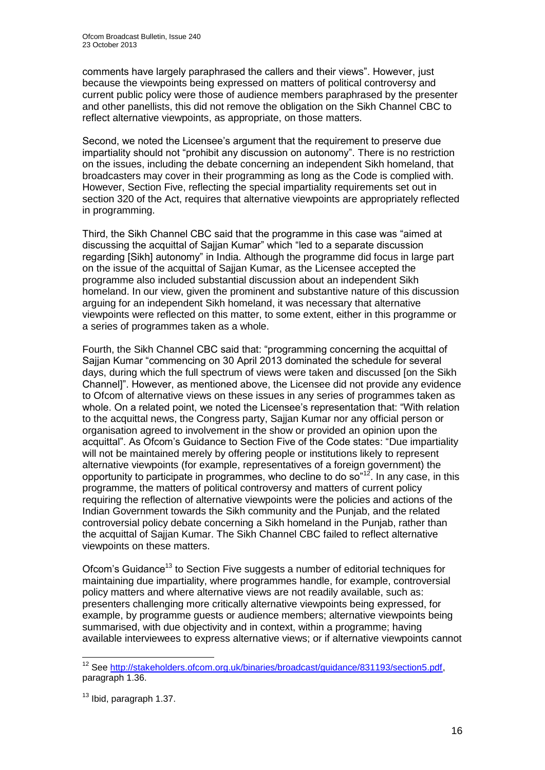comments have largely paraphrased the callers and their views". However, just because the viewpoints being expressed on matters of political controversy and current public policy were those of audience members paraphrased by the presenter and other panellists, this did not remove the obligation on the Sikh Channel CBC to reflect alternative viewpoints, as appropriate, on those matters.

Second, we noted the Licensee's argument that the requirement to preserve due impartiality should not "prohibit any discussion on autonomy". There is no restriction on the issues, including the debate concerning an independent Sikh homeland, that broadcasters may cover in their programming as long as the Code is complied with. However, Section Five, reflecting the special impartiality requirements set out in section 320 of the Act, requires that alternative viewpoints are appropriately reflected in programming.

Third, the Sikh Channel CBC said that the programme in this case was "aimed at discussing the acquittal of Sajjan Kumar" which "led to a separate discussion regarding [Sikh] autonomy" in India. Although the programme did focus in large part on the issue of the acquittal of Sajjan Kumar, as the Licensee accepted the programme also included substantial discussion about an independent Sikh homeland. In our view, given the prominent and substantive nature of this discussion arguing for an independent Sikh homeland, it was necessary that alternative viewpoints were reflected on this matter, to some extent, either in this programme or a series of programmes taken as a whole.

Fourth, the Sikh Channel CBC said that: "programming concerning the acquittal of Sajjan Kumar "commencing on 30 April 2013 dominated the schedule for several days, during which the full spectrum of views were taken and discussed [on the Sikh Channel]". However, as mentioned above, the Licensee did not provide any evidence to Ofcom of alternative views on these issues in any series of programmes taken as whole. On a related point, we noted the Licensee's representation that: "With relation to the acquittal news, the Congress party, Sajjan Kumar nor any official person or organisation agreed to involvement in the show or provided an opinion upon the acquittal". As Ofcom's Guidance to Section Five of the Code states: "Due impartiality will not be maintained merely by offering people or institutions likely to represent alternative viewpoints (for example, representatives of a foreign government) the opportunity to participate in programmes, who decline to do so"[12]. In any case, in this programme, the matters of political controversy and matters of current policy requiring the reflection of alternative viewpoints were the policies and actions of the Indian Government towards the Sikh community and the Punjab, and the related controversial policy debate concerning a Sikh homeland in the Punjab, rather than the acquittal of Sajjan Kumar. The Sikh Channel CBC failed to reflect alternative viewpoints on these matters.

Ofcom's Guidance[13] to Section Five suggests a number of editorial techniques for maintaining due impartiality, where programmes handle, for example, controversial policy matters and where alternative views are not readily available, such as: presenters challenging more critically alternative viewpoints being expressed, for example, by programme guests or audience members; alternative viewpoints being summarised, with due objectivity and in context, within a programme; having available interviewees to express alternative views; or if alternative viewpoints cannot

---

[12] See http://stakeholders.ofcom.org.uk/binaries/broadcast/guidance/831193/section5.pdf, paragraph 1.36.

[13] Ibid, paragraph 1.37.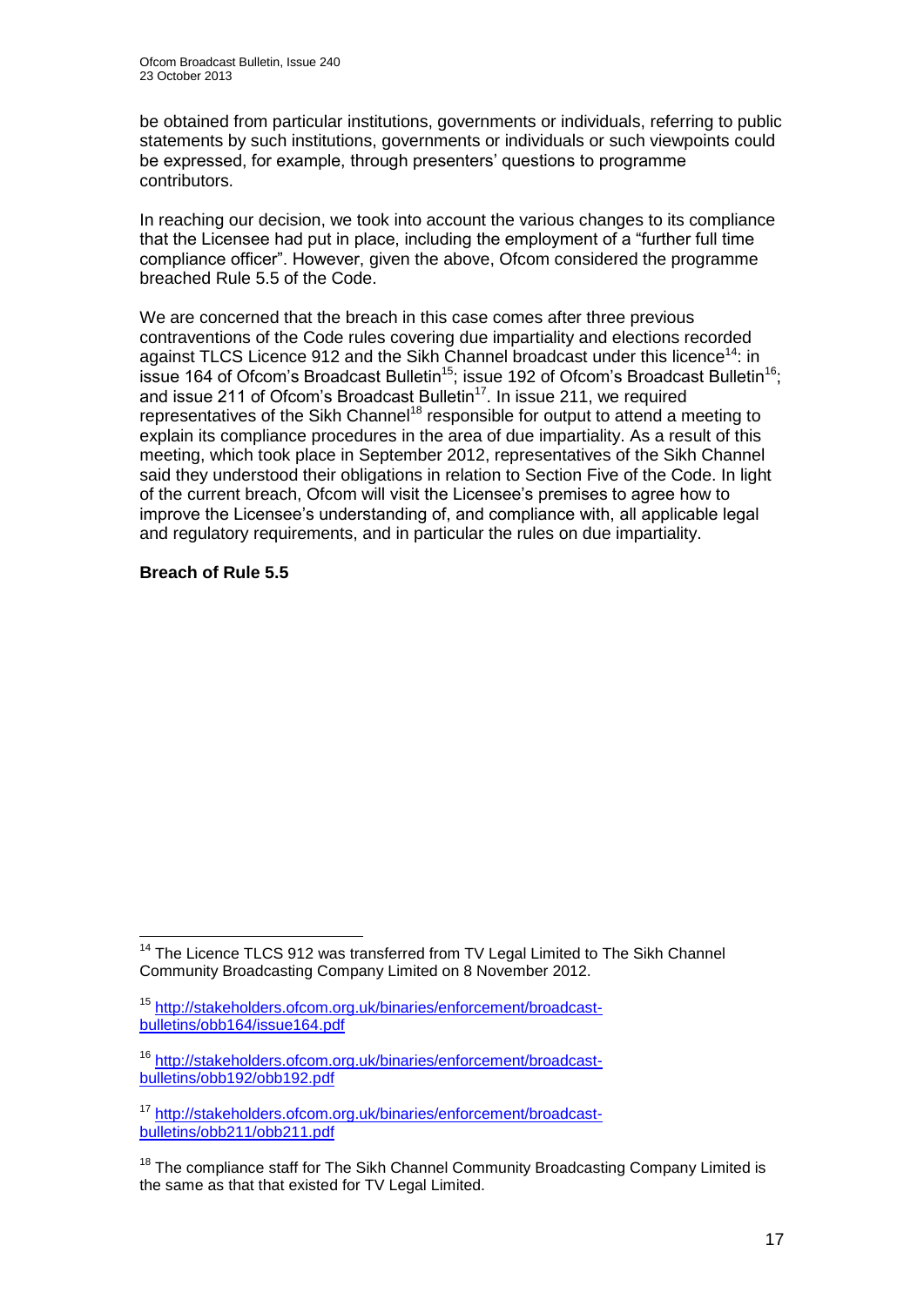be obtained from particular institutions, governments or individuals, referring to public statements by such institutions, governments or individuals or such viewpoints could be expressed, for example, through presenters' questions to programme contributors.

In reaching our decision, we took into account the various changes to its compliance that the Licensee had put in place, including the employment of a "further full time compliance officer". However, given the above, Ofcom considered the programme breached Rule 5.5 of the Code.

We are concerned that the breach in this case comes after three previous contraventions of the Code rules covering due impartiality and elections recorded against TLCS Licence 912 and the Sikh Channel broadcast under this licence[14]: in issue 164 of Ofcom's Broadcast Bulletin[15]; issue 192 of Ofcom's Broadcast Bulletin[16]; and issue 211 of Ofcom's Broadcast Bulletin[17]. In issue 211, we required representatives of the Sikh Channel[18] responsible for output to attend a meeting to explain its compliance procedures in the area of due impartiality. As a result of this meeting, which took place in September 2012, representatives of the Sikh Channel said they understood their obligations in relation to Section Five of the Code. In light of the current breach, Ofcom will visit the Licensee's premises to agree how to improve the Licensee's understanding of, and compliance with, all applicable legal and regulatory requirements, and in particular the rules on due impartiality.

**Breach of Rule 5.5**

---

[14] The Licence TLCS 912 was transferred from TV Legal Limited to The Sikh Channel Community Broadcasting Company Limited on 8 November 2012.

[15] http://stakeholders.ofcom.org.uk/binaries/enforcement/broadcast-bulletins/obb164/issue164.pdf

[16] http://stakeholders.ofcom.org.uk/binaries/enforcement/broadcast-bulletins/obb192/obb192.pdf

[17] http://stakeholders.ofcom.org.uk/binaries/enforcement/broadcast-bulletins/obb211/obb211.pdf

[18] The compliance staff for The Sikh Channel Community Broadcasting Company Limited is the same as that that existed for TV Legal Limited.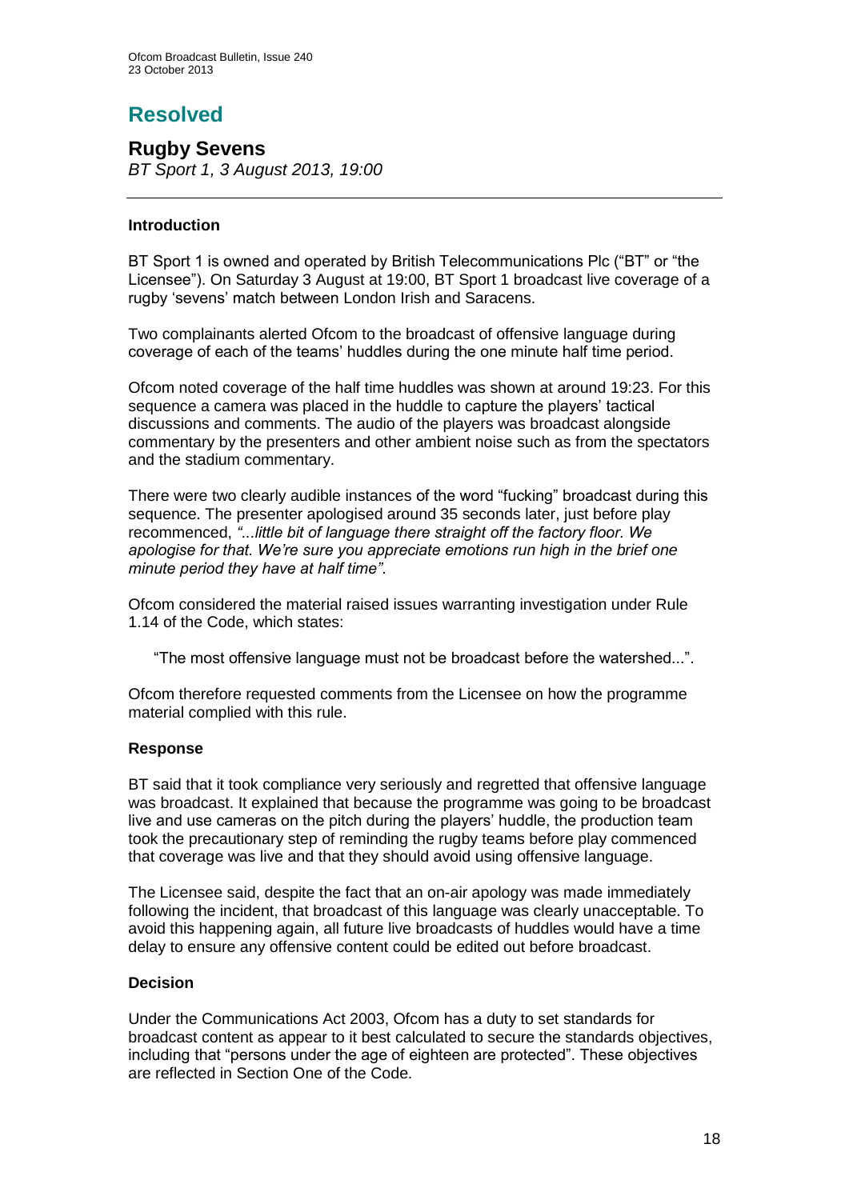# Resolved

## Rugby Sevens

*BT Sport 1, 3 August 2013, 19:00*

---

### Introduction

BT Sport 1 is owned and operated by British Telecommunications Plc ("BT" or "the Licensee"). On Saturday 3 August at 19:00, BT Sport 1 broadcast live coverage of a rugby 'sevens' match between London Irish and Saracens.

Two complainants alerted Ofcom to the broadcast of offensive language during coverage of each of the teams' huddles during the one minute half time period.

Ofcom noted coverage of the half time huddles was shown at around 19:23. For this sequence a camera was placed in the huddle to capture the players' tactical discussions and comments. The audio of the players was broadcast alongside commentary by the presenters and other ambient noise such as from the spectators and the stadium commentary.

There were two clearly audible instances of the word "fucking" broadcast during this sequence. The presenter apologised around 35 seconds later, just before play recommenced, *"...little bit of language there straight off the factory floor. We apologise for that. We're sure you appreciate emotions run high in the brief one minute period they have at half time"*.

Ofcom considered the material raised issues warranting investigation under Rule 1.14 of the Code, which states:

> "The most offensive language must not be broadcast before the watershed...".

Ofcom therefore requested comments from the Licensee on how the programme material complied with this rule.

### Response

BT said that it took compliance very seriously and regretted that offensive language was broadcast. It explained that because the programme was going to be broadcast live and use cameras on the pitch during the players' huddle, the production team took the precautionary step of reminding the rugby teams before play commenced that coverage was live and that they should avoid using offensive language.

The Licensee said, despite the fact that an on-air apology was made immediately following the incident, that broadcast of this language was clearly unacceptable. To avoid this happening again, all future live broadcasts of huddles would have a time delay to ensure any offensive content could be edited out before broadcast.

### Decision

Under the Communications Act 2003, Ofcom has a duty to set standards for broadcast content as appear to it best calculated to secure the standards objectives, including that "persons under the age of eighteen are protected". These objectives are reflected in Section One of the Code.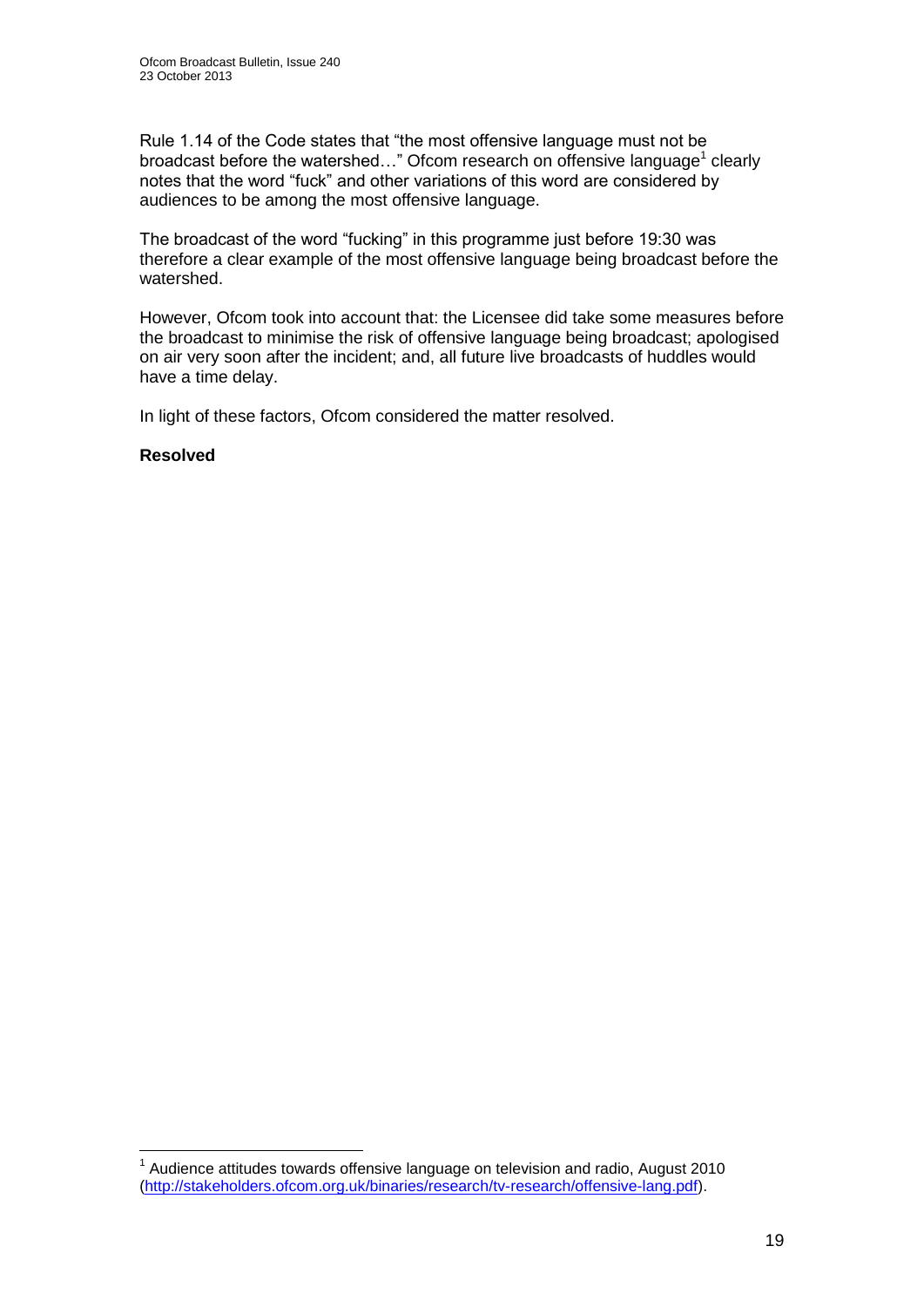Rule 1.14 of the Code states that "the most offensive language must not be broadcast before the watershed…" Ofcom research on offensive language[1] clearly notes that the word "fuck" and other variations of this word are considered by audiences to be among the most offensive language.

The broadcast of the word "fucking" in this programme just before 19:30 was therefore a clear example of the most offensive language being broadcast before the watershed.

However, Ofcom took into account that: the Licensee did take some measures before the broadcast to minimise the risk of offensive language being broadcast; apologised on air very soon after the incident; and, all future live broadcasts of huddles would have a time delay.

In light of these factors, Ofcom considered the matter resolved.

**Resolved**

---

[1] Audience attitudes towards offensive language on television and radio, August 2010 (http://stakeholders.ofcom.org.uk/binaries/research/tv-research/offensive-lang.pdf).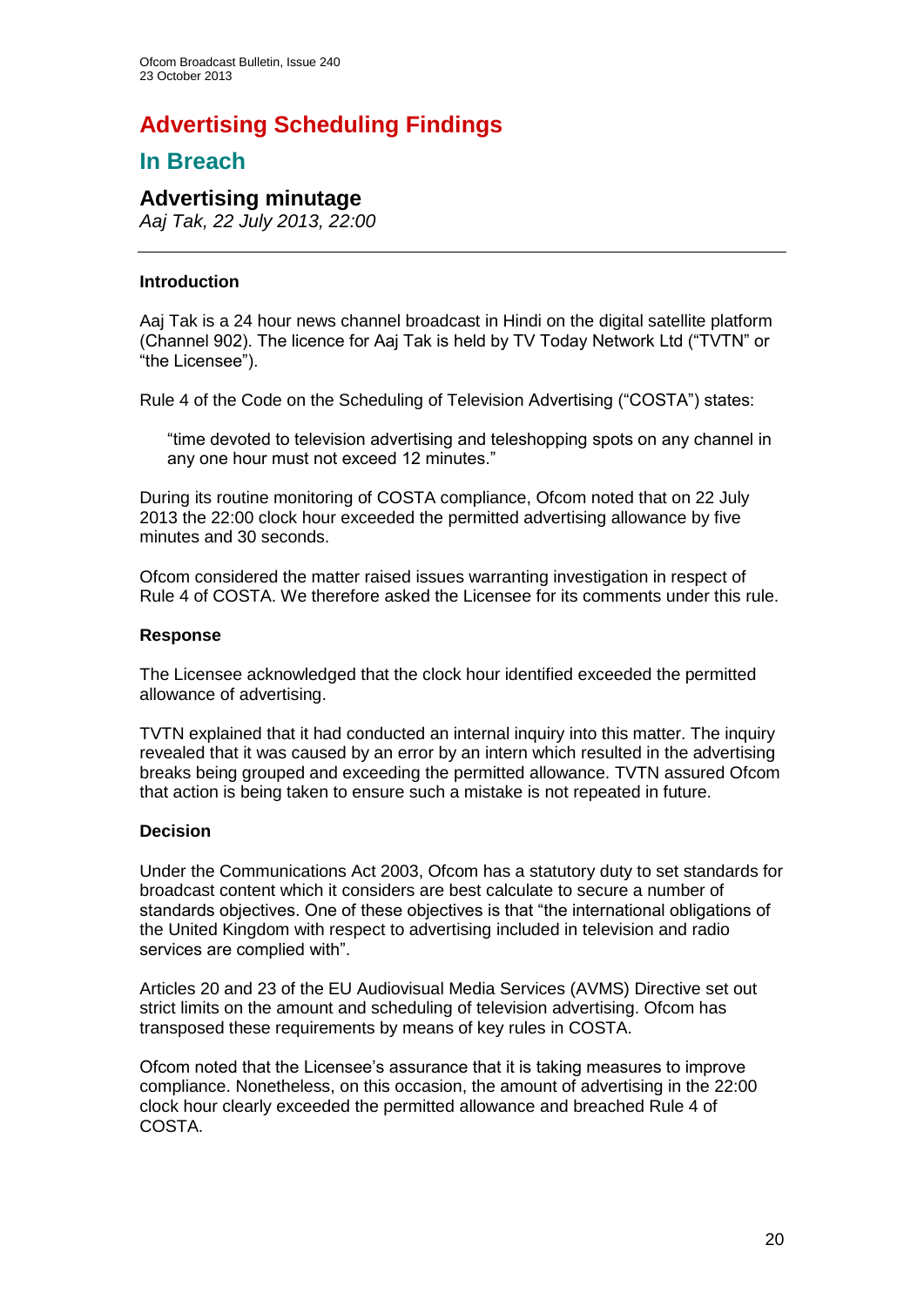# Advertising Scheduling Findings

## In Breach

### Advertising minutage

*Aaj Tak, 22 July 2013, 22:00*

---

#### Introduction

Aaj Tak is a 24 hour news channel broadcast in Hindi on the digital satellite platform (Channel 902). The licence for Aaj Tak is held by TV Today Network Ltd ("TVTN" or "the Licensee").

Rule 4 of the Code on the Scheduling of Television Advertising ("COSTA") states:

> "time devoted to television advertising and teleshopping spots on any channel in any one hour must not exceed 12 minutes."

During its routine monitoring of COSTA compliance, Ofcom noted that on 22 July 2013 the 22:00 clock hour exceeded the permitted advertising allowance by five minutes and 30 seconds.

Ofcom considered the matter raised issues warranting investigation in respect of Rule 4 of COSTA. We therefore asked the Licensee for its comments under this rule.

#### Response

The Licensee acknowledged that the clock hour identified exceeded the permitted allowance of advertising.

TVTN explained that it had conducted an internal inquiry into this matter. The inquiry revealed that it was caused by an error by an intern which resulted in the advertising breaks being grouped and exceeding the permitted allowance. TVTN assured Ofcom that action is being taken to ensure such a mistake is not repeated in future.

#### Decision

Under the Communications Act 2003, Ofcom has a statutory duty to set standards for broadcast content which it considers are best calculate to secure a number of standards objectives. One of these objectives is that "the international obligations of the United Kingdom with respect to advertising included in television and radio services are complied with".

Articles 20 and 23 of the EU Audiovisual Media Services (AVMS) Directive set out strict limits on the amount and scheduling of television advertising. Ofcom has transposed these requirements by means of key rules in COSTA.

Ofcom noted that the Licensee's assurance that it is taking measures to improve compliance. Nonetheless, on this occasion, the amount of advertising in the 22:00 clock hour clearly exceeded the permitted allowance and breached Rule 4 of COSTA.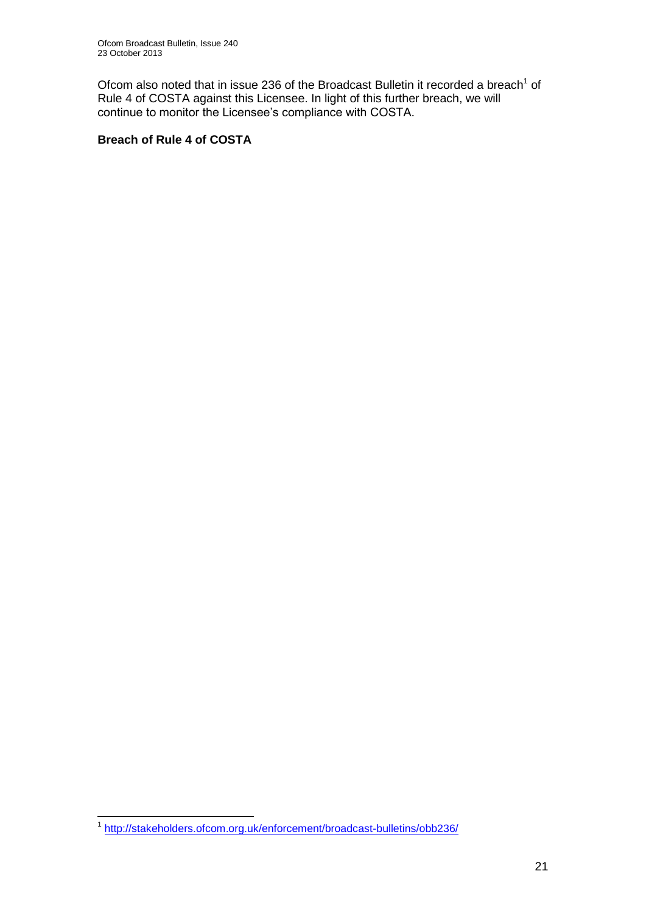Ofcom also noted that in issue 236 of the Broadcast Bulletin it recorded a breach[1] of Rule 4 of COSTA against this Licensee. In light of this further breach, we will continue to monitor the Licensee's compliance with COSTA.

**Breach of Rule 4 of COSTA**

[1] http://stakeholders.ofcom.org.uk/enforcement/broadcast-bulletins/obb236/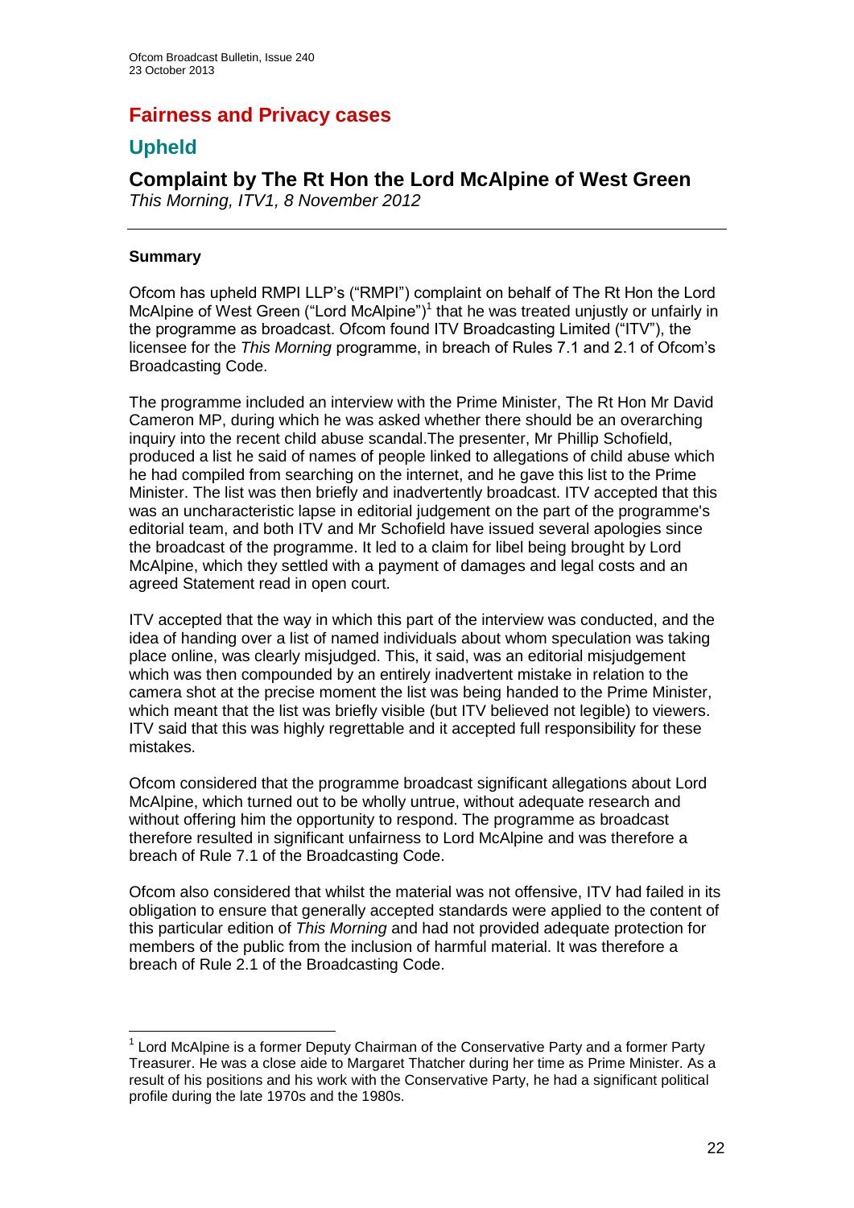# Fairness and Privacy cases

## Upheld

### Complaint by The Rt Hon the Lord McAlpine of West Green

*This Morning, ITV1, 8 November 2012*

---

**Summary**

Ofcom has upheld RMPI LLP's ("RMPI") complaint on behalf of The Rt Hon the Lord McAlpine of West Green ("Lord McAlpine")[1] that he was treated unjustly or unfairly in the programme as broadcast. Ofcom found ITV Broadcasting Limited ("ITV"), the licensee for the *This Morning* programme, in breach of Rules 7.1 and 2.1 of Ofcom's Broadcasting Code.

The programme included an interview with the Prime Minister, The Rt Hon Mr David Cameron MP, during which he was asked whether there should be an overarching inquiry into the recent child abuse scandal.The presenter, Mr Phillip Schofield, produced a list he said of names of people linked to allegations of child abuse which he had compiled from searching on the internet, and he gave this list to the Prime Minister. The list was then briefly and inadvertently broadcast. ITV accepted that this was an uncharacteristic lapse in editorial judgement on the part of the programme's editorial team, and both ITV and Mr Schofield have issued several apologies since the broadcast of the programme. It led to a claim for libel being brought by Lord McAlpine, which they settled with a payment of damages and legal costs and an agreed Statement read in open court.

ITV accepted that the way in which this part of the interview was conducted, and the idea of handing over a list of named individuals about whom speculation was taking place online, was clearly misjudged. This, it said, was an editorial misjudgement which was then compounded by an entirely inadvertent mistake in relation to the camera shot at the precise moment the list was being handed to the Prime Minister, which meant that the list was briefly visible (but ITV believed not legible) to viewers. ITV said that this was highly regrettable and it accepted full responsibility for these mistakes.

Ofcom considered that the programme broadcast significant allegations about Lord McAlpine, which turned out to be wholly untrue, without adequate research and without offering him the opportunity to respond. The programme as broadcast therefore resulted in significant unfairness to Lord McAlpine and was therefore a breach of Rule 7.1 of the Broadcasting Code.

Ofcom also considered that whilst the material was not offensive, ITV had failed in its obligation to ensure that generally accepted standards were applied to the content of this particular edition of *This Morning* and had not provided adequate protection for members of the public from the inclusion of harmful material. It was therefore a breach of Rule 2.1 of the Broadcasting Code.

---

[1] Lord McAlpine is a former Deputy Chairman of the Conservative Party and a former Party Treasurer. He was a close aide to Margaret Thatcher during her time as Prime Minister. As a result of his positions and his work with the Conservative Party, he had a significant political profile during the late 1970s and the 1980s.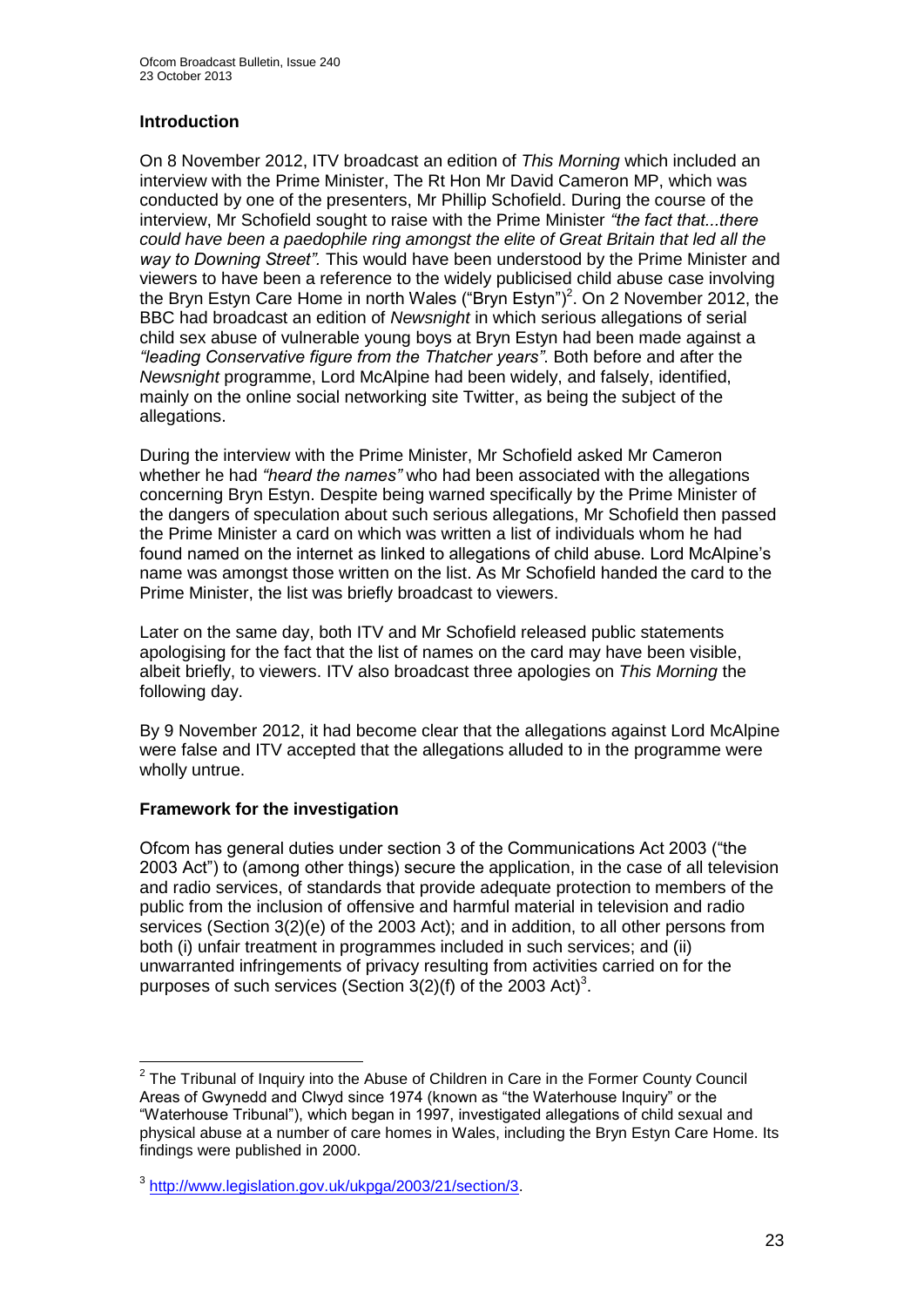## Introduction

On 8 November 2012, ITV broadcast an edition of *This Morning* which included an interview with the Prime Minister, The Rt Hon Mr David Cameron MP, which was conducted by one of the presenters, Mr Phillip Schofield. During the course of the interview, Mr Schofield sought to raise with the Prime Minister *"the fact that...there could have been a paedophile ring amongst the elite of Great Britain that led all the way to Downing Street".* This would have been understood by the Prime Minister and viewers to have been a reference to the widely publicised child abuse case involving the Bryn Estyn Care Home in north Wales ("Bryn Estyn")[2]. On 2 November 2012, the BBC had broadcast an edition of *Newsnight* in which serious allegations of serial child sex abuse of vulnerable young boys at Bryn Estyn had been made against a *"leading Conservative figure from the Thatcher years"*. Both before and after the *Newsnight* programme, Lord McAlpine had been widely, and falsely, identified, mainly on the online social networking site Twitter, as being the subject of the allegations.

During the interview with the Prime Minister, Mr Schofield asked Mr Cameron whether he had *"heard the names"* who had been associated with the allegations concerning Bryn Estyn. Despite being warned specifically by the Prime Minister of the dangers of speculation about such serious allegations, Mr Schofield then passed the Prime Minister a card on which was written a list of individuals whom he had found named on the internet as linked to allegations of child abuse. Lord McAlpine's name was amongst those written on the list. As Mr Schofield handed the card to the Prime Minister, the list was briefly broadcast to viewers.

Later on the same day, both ITV and Mr Schofield released public statements apologising for the fact that the list of names on the card may have been visible, albeit briefly, to viewers. ITV also broadcast three apologies on *This Morning* the following day.

By 9 November 2012, it had become clear that the allegations against Lord McAlpine were false and ITV accepted that the allegations alluded to in the programme were wholly untrue.

## Framework for the investigation

Ofcom has general duties under section 3 of the Communications Act 2003 ("the 2003 Act") to (among other things) secure the application, in the case of all television and radio services, of standards that provide adequate protection to members of the public from the inclusion of offensive and harmful material in television and radio services (Section 3(2)(e) of the 2003 Act); and in addition, to all other persons from both (i) unfair treatment in programmes included in such services; and (ii) unwarranted infringements of privacy resulting from activities carried on for the purposes of such services (Section 3(2)(f) of the 2003 Act)[3].

---

[2] The Tribunal of Inquiry into the Abuse of Children in Care in the Former County Council Areas of Gwynedd and Clwyd since 1974 (known as "the Waterhouse Inquiry" or the "Waterhouse Tribunal"), which began in 1997, investigated allegations of child sexual and physical abuse at a number of care homes in Wales, including the Bryn Estyn Care Home. Its findings were published in 2000.

[3] http://www.legislation.gov.uk/ukpga/2003/21/section/3.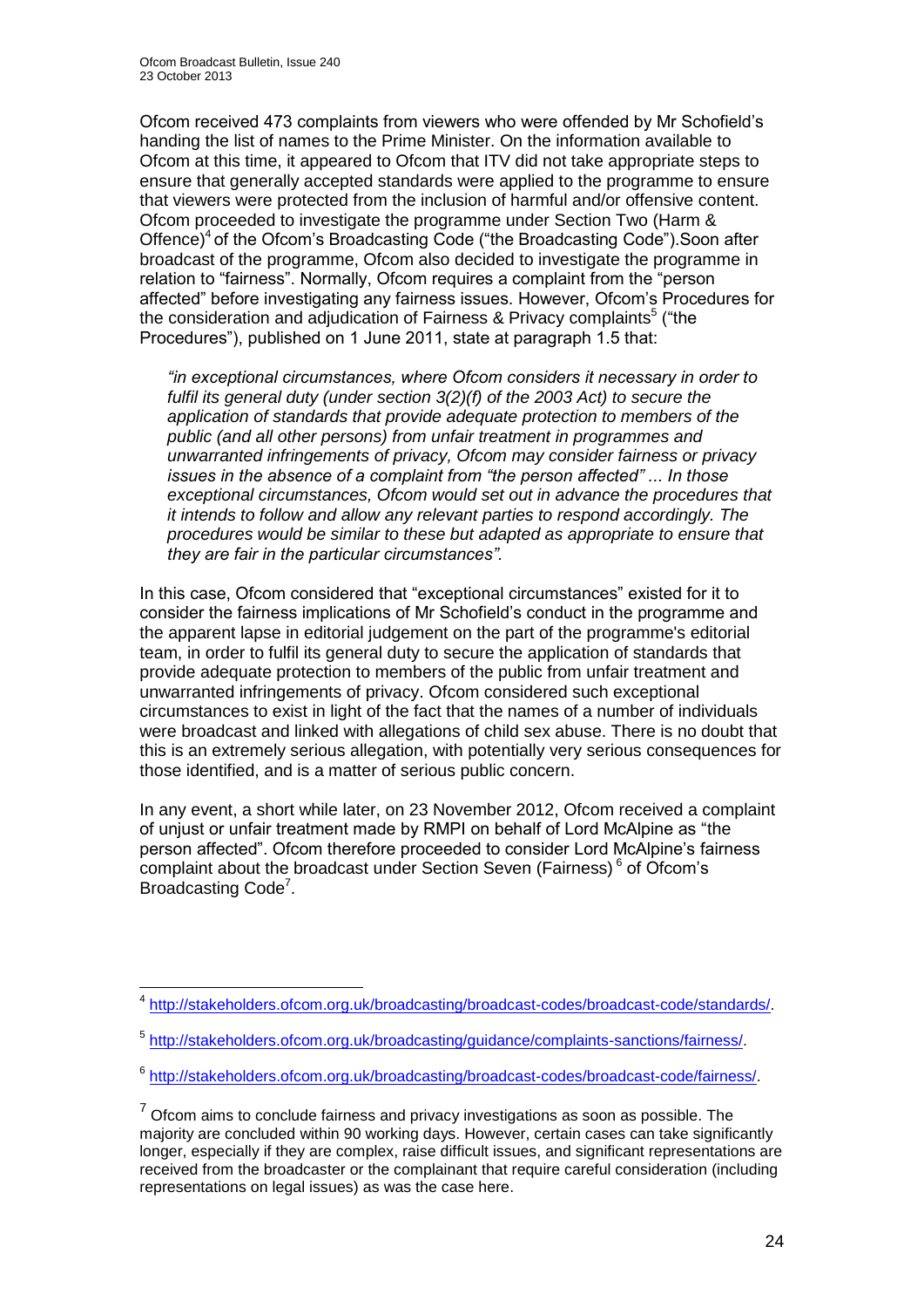Ofcom received 473 complaints from viewers who were offended by Mr Schofield's handing the list of names to the Prime Minister. On the information available to Ofcom at this time, it appeared to Ofcom that ITV did not take appropriate steps to ensure that generally accepted standards were applied to the programme to ensure that viewers were protected from the inclusion of harmful and/or offensive content. Ofcom proceeded to investigate the programme under Section Two (Harm & Offence)[4] of the Ofcom's Broadcasting Code ("the Broadcasting Code").Soon after broadcast of the programme, Ofcom also decided to investigate the programme in relation to "fairness". Normally, Ofcom requires a complaint from the "person affected" before investigating any fairness issues. However, Ofcom's Procedures for the consideration and adjudication of Fairness & Privacy complaints[5] ("the Procedures"), published on 1 June 2011, state at paragraph 1.5 that:

> *"in exceptional circumstances, where Ofcom considers it necessary in order to fulfil its general duty (under section 3(2)(f) of the 2003 Act) to secure the application of standards that provide adequate protection to members of the public (and all other persons) from unfair treatment in programmes and unwarranted infringements of privacy, Ofcom may consider fairness or privacy issues in the absence of a complaint from "the person affected" ... In those exceptional circumstances, Ofcom would set out in advance the procedures that it intends to follow and allow any relevant parties to respond accordingly. The procedures would be similar to these but adapted as appropriate to ensure that they are fair in the particular circumstances".*

In this case, Ofcom considered that "exceptional circumstances" existed for it to consider the fairness implications of Mr Schofield's conduct in the programme and the apparent lapse in editorial judgement on the part of the programme's editorial team, in order to fulfil its general duty to secure the application of standards that provide adequate protection to members of the public from unfair treatment and unwarranted infringements of privacy. Ofcom considered such exceptional circumstances to exist in light of the fact that the names of a number of individuals were broadcast and linked with allegations of child sex abuse. There is no doubt that this is an extremely serious allegation, with potentially very serious consequences for those identified, and is a matter of serious public concern.

In any event, a short while later, on 23 November 2012, Ofcom received a complaint of unjust or unfair treatment made by RMPI on behalf of Lord McAlpine as "the person affected". Ofcom therefore proceeded to consider Lord McAlpine's fairness complaint about the broadcast under Section Seven (Fairness) [6] of Ofcom's Broadcasting Code[7].

---

[4] http://stakeholders.ofcom.org.uk/broadcasting/broadcast-codes/broadcast-code/standards/.

[5] http://stakeholders.ofcom.org.uk/broadcasting/guidance/complaints-sanctions/fairness/.

[6] http://stakeholders.ofcom.org.uk/broadcasting/broadcast-codes/broadcast-code/fairness/.

[7] Ofcom aims to conclude fairness and privacy investigations as soon as possible. The majority are concluded within 90 working days. However, certain cases can take significantly longer, especially if they are complex, raise difficult issues, and significant representations are received from the broadcaster or the complainant that require careful consideration (including representations on legal issues) as was the case here.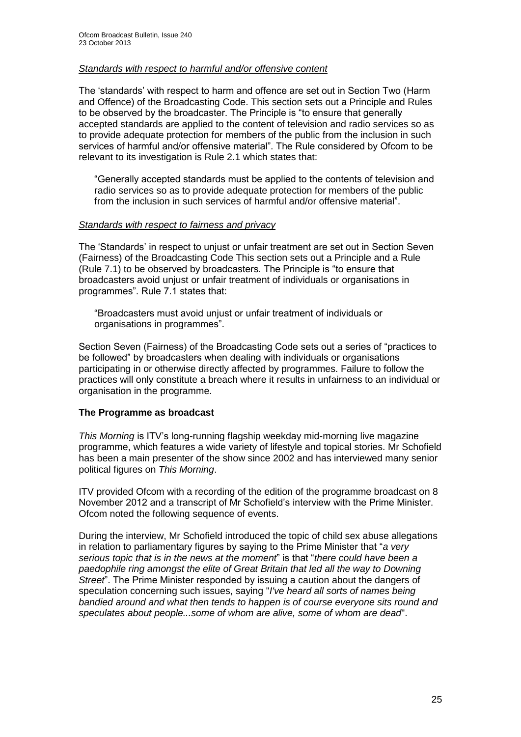*Standards with respect to harmful and/or offensive content*

The 'standards' with respect to harm and offence are set out in Section Two (Harm and Offence) of the Broadcasting Code. This section sets out a Principle and Rules to be observed by the broadcaster. The Principle is "to ensure that generally accepted standards are applied to the content of television and radio services so as to provide adequate protection for members of the public from the inclusion in such services of harmful and/or offensive material". The Rule considered by Ofcom to be relevant to its investigation is Rule 2.1 which states that:

> "Generally accepted standards must be applied to the contents of television and radio services so as to provide adequate protection for members of the public from the inclusion in such services of harmful and/or offensive material".

*Standards with respect to fairness and privacy*

The 'Standards' in respect to unjust or unfair treatment are set out in Section Seven (Fairness) of the Broadcasting Code This section sets out a Principle and a Rule (Rule 7.1) to be observed by broadcasters. The Principle is "to ensure that broadcasters avoid unjust or unfair treatment of individuals or organisations in programmes". Rule 7.1 states that:

> "Broadcasters must avoid unjust or unfair treatment of individuals or organisations in programmes".

Section Seven (Fairness) of the Broadcasting Code sets out a series of "practices to be followed" by broadcasters when dealing with individuals or organisations participating in or otherwise directly affected by programmes. Failure to follow the practices will only constitute a breach where it results in unfairness to an individual or organisation in the programme.

**The Programme as broadcast**

*This Morning* is ITV's long-running flagship weekday mid-morning live magazine programme, which features a wide variety of lifestyle and topical stories. Mr Schofield has been a main presenter of the show since 2002 and has interviewed many senior political figures on *This Morning*.

ITV provided Ofcom with a recording of the edition of the programme broadcast on 8 November 2012 and a transcript of Mr Schofield's interview with the Prime Minister. Ofcom noted the following sequence of events.

During the interview, Mr Schofield introduced the topic of child sex abuse allegations in relation to parliamentary figures by saying to the Prime Minister that "*a very serious topic that is in the news at the moment*" is that "*there could have been a paedophile ring amongst the elite of Great Britain that led all the way to Downing Street*". The Prime Minister responded by issuing a caution about the dangers of speculation concerning such issues, saying "*I've heard all sorts of names being bandied around and what then tends to happen is of course everyone sits round and speculates about people...some of whom are alive, some of whom are dead*".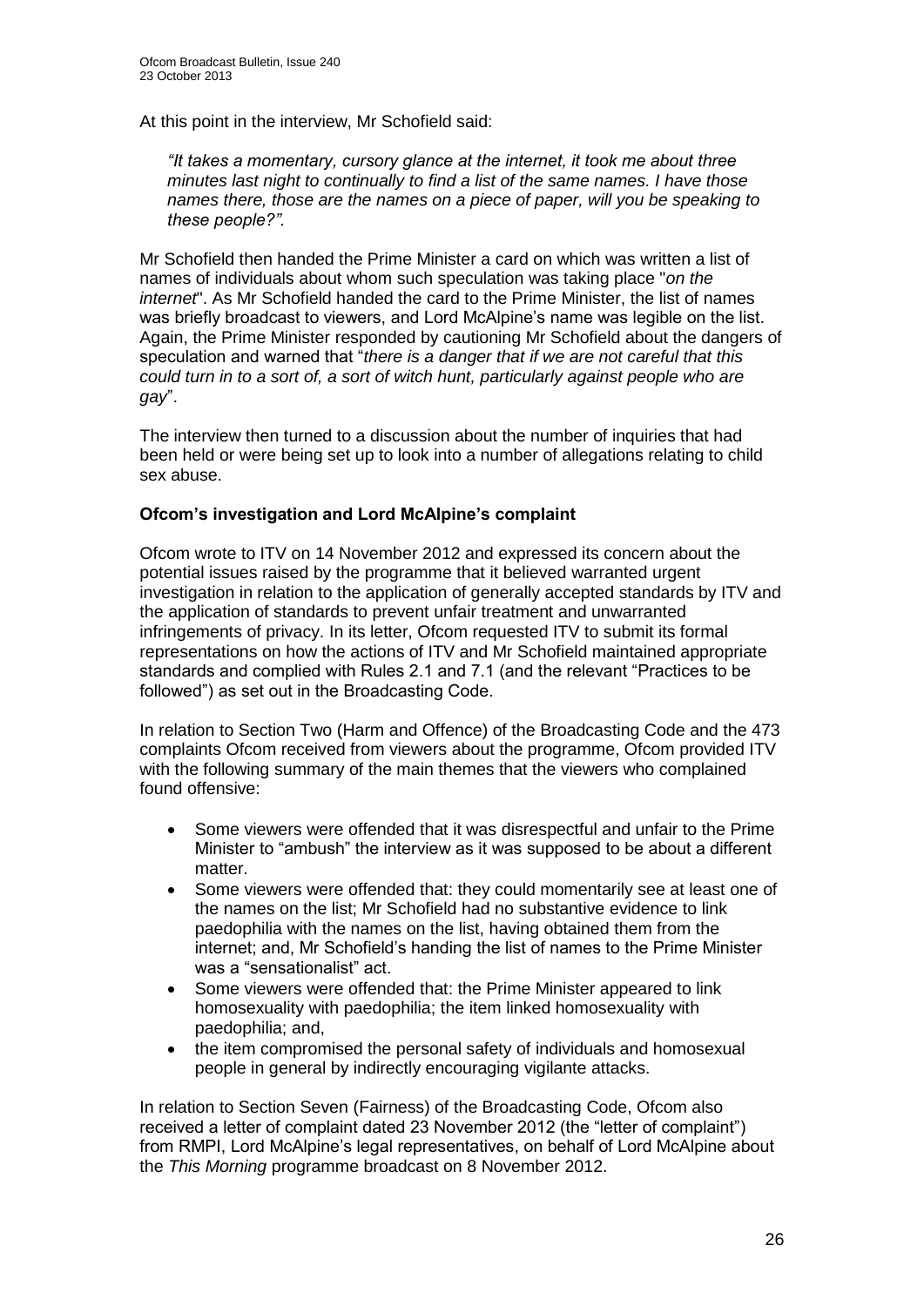At this point in the interview, Mr Schofield said:

> *"It takes a momentary, cursory glance at the internet, it took me about three minutes last night to continually to find a list of the same names. I have those names there, those are the names on a piece of paper, will you be speaking to these people?".*

Mr Schofield then handed the Prime Minister a card on which was written a list of names of individuals about whom such speculation was taking place "*on the internet*". As Mr Schofield handed the card to the Prime Minister, the list of names was briefly broadcast to viewers, and Lord McAlpine's name was legible on the list. Again, the Prime Minister responded by cautioning Mr Schofield about the dangers of speculation and warned that "*there is a danger that if we are not careful that this could turn in to a sort of, a sort of witch hunt, particularly against people who are gay*".

The interview then turned to a discussion about the number of inquiries that had been held or were being set up to look into a number of allegations relating to child sex abuse.

**Ofcom's investigation and Lord McAlpine's complaint**

Ofcom wrote to ITV on 14 November 2012 and expressed its concern about the potential issues raised by the programme that it believed warranted urgent investigation in relation to the application of generally accepted standards by ITV and the application of standards to prevent unfair treatment and unwarranted infringements of privacy. In its letter, Ofcom requested ITV to submit its formal representations on how the actions of ITV and Mr Schofield maintained appropriate standards and complied with Rules 2.1 and 7.1 (and the relevant "Practices to be followed") as set out in the Broadcasting Code.

In relation to Section Two (Harm and Offence) of the Broadcasting Code and the 473 complaints Ofcom received from viewers about the programme, Ofcom provided ITV with the following summary of the main themes that the viewers who complained found offensive:

- Some viewers were offended that it was disrespectful and unfair to the Prime Minister to "ambush" the interview as it was supposed to be about a different matter.
- Some viewers were offended that: they could momentarily see at least one of the names on the list; Mr Schofield had no substantive evidence to link paedophilia with the names on the list, having obtained them from the internet; and, Mr Schofield's handing the list of names to the Prime Minister was a "sensationalist" act.
- Some viewers were offended that: the Prime Minister appeared to link homosexuality with paedophilia; the item linked homosexuality with paedophilia; and,
- the item compromised the personal safety of individuals and homosexual people in general by indirectly encouraging vigilante attacks.

In relation to Section Seven (Fairness) of the Broadcasting Code, Ofcom also received a letter of complaint dated 23 November 2012 (the "letter of complaint") from RMPI, Lord McAlpine's legal representatives, on behalf of Lord McAlpine about the *This Morning* programme broadcast on 8 November 2012.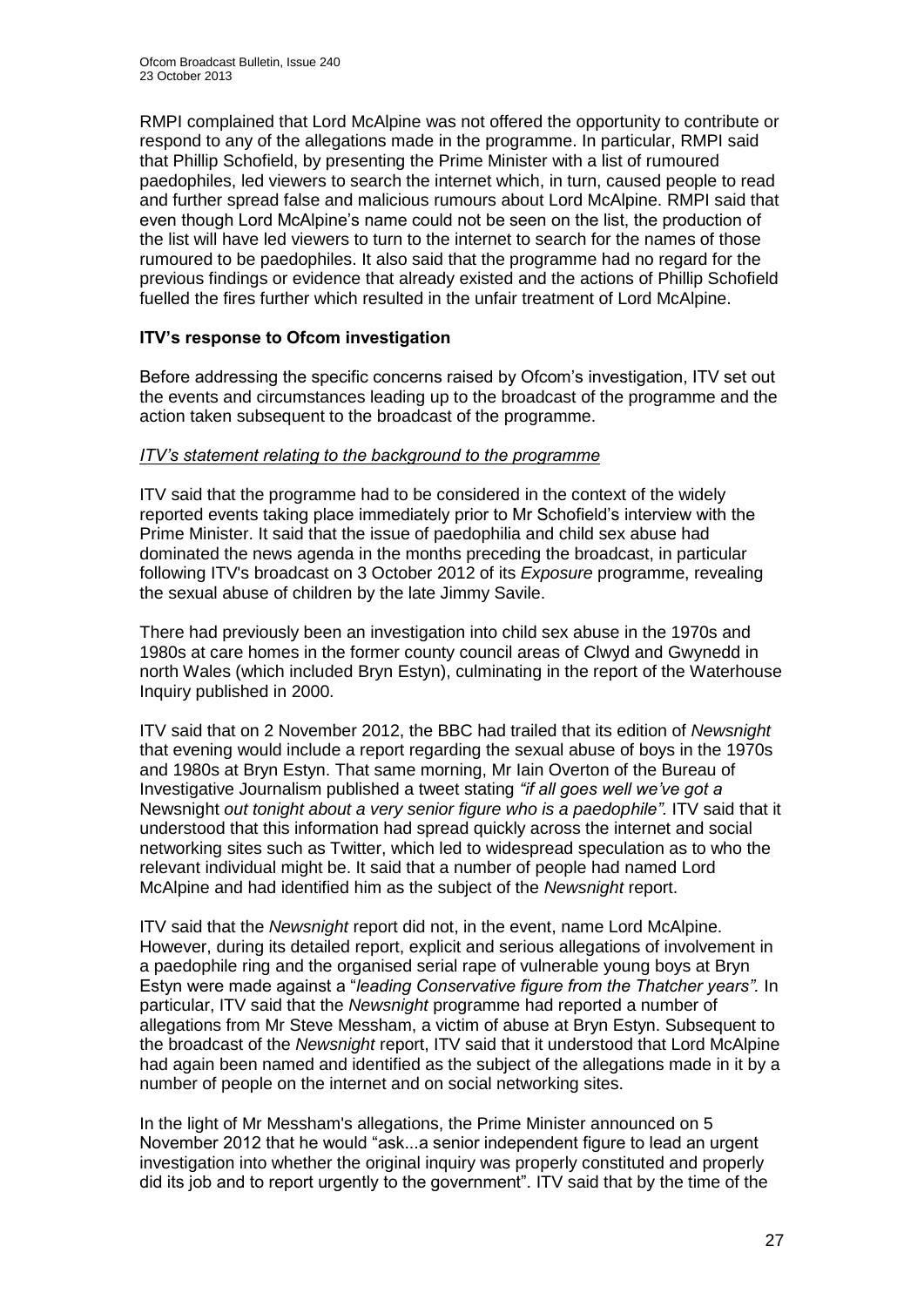RMPI complained that Lord McAlpine was not offered the opportunity to contribute or respond to any of the allegations made in the programme. In particular, RMPI said that Phillip Schofield, by presenting the Prime Minister with a list of rumoured paedophiles, led viewers to search the internet which, in turn, caused people to read and further spread false and malicious rumours about Lord McAlpine. RMPI said that even though Lord McAlpine's name could not be seen on the list, the production of the list will have led viewers to turn to the internet to search for the names of those rumoured to be paedophiles. It also said that the programme had no regard for the previous findings or evidence that already existed and the actions of Phillip Schofield fuelled the fires further which resulted in the unfair treatment of Lord McAlpine.

**ITV's response to Ofcom investigation**

Before addressing the specific concerns raised by Ofcom's investigation, ITV set out the events and circumstances leading up to the broadcast of the programme and the action taken subsequent to the broadcast of the programme.

*ITV's statement relating to the background to the programme*

ITV said that the programme had to be considered in the context of the widely reported events taking place immediately prior to Mr Schofield's interview with the Prime Minister. It said that the issue of paedophilia and child sex abuse had dominated the news agenda in the months preceding the broadcast, in particular following ITV's broadcast on 3 October 2012 of its *Exposure* programme, revealing the sexual abuse of children by the late Jimmy Savile.

There had previously been an investigation into child sex abuse in the 1970s and 1980s at care homes in the former county council areas of Clwyd and Gwynedd in north Wales (which included Bryn Estyn), culminating in the report of the Waterhouse Inquiry published in 2000.

ITV said that on 2 November 2012, the BBC had trailed that its edition of *Newsnight* that evening would include a report regarding the sexual abuse of boys in the 1970s and 1980s at Bryn Estyn. That same morning, Mr Iain Overton of the Bureau of Investigative Journalism published a tweet stating *"if all goes well we've got a* Newsnight *out tonight about a very senior figure who is a paedophile"*. ITV said that it understood that this information had spread quickly across the internet and social networking sites such as Twitter, which led to widespread speculation as to who the relevant individual might be. It said that a number of people had named Lord McAlpine and had identified him as the subject of the *Newsnight* report.

ITV said that the *Newsnight* report did not, in the event, name Lord McAlpine. However, during its detailed report, explicit and serious allegations of involvement in a paedophile ring and the organised serial rape of vulnerable young boys at Bryn Estyn were made against a "*leading Conservative figure from the Thatcher years".* In particular, ITV said that the *Newsnight* programme had reported a number of allegations from Mr Steve Messham, a victim of abuse at Bryn Estyn. Subsequent to the broadcast of the *Newsnight* report, ITV said that it understood that Lord McAlpine had again been named and identified as the subject of the allegations made in it by a number of people on the internet and on social networking sites.

In the light of Mr Messham's allegations, the Prime Minister announced on 5 November 2012 that he would "ask...a senior independent figure to lead an urgent investigation into whether the original inquiry was properly constituted and properly did its job and to report urgently to the government". ITV said that by the time of the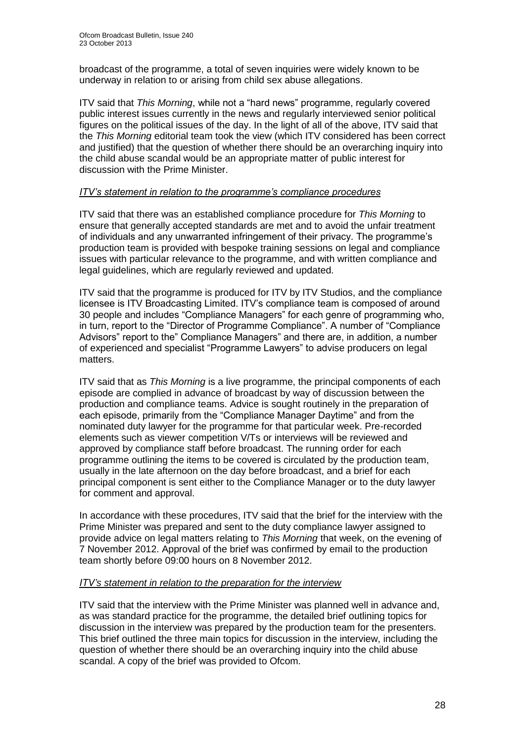broadcast of the programme, a total of seven inquiries were widely known to be underway in relation to or arising from child sex abuse allegations.

ITV said that *This Morning*, while not a "hard news" programme, regularly covered public interest issues currently in the news and regularly interviewed senior political figures on the political issues of the day. In the light of all of the above, ITV said that the *This Morning* editorial team took the view (which ITV considered has been correct and justified) that the question of whether there should be an overarching inquiry into the child abuse scandal would be an appropriate matter of public interest for discussion with the Prime Minister.

*ITV's statement in relation to the programme's compliance procedures*

ITV said that there was an established compliance procedure for *This Morning* to ensure that generally accepted standards are met and to avoid the unfair treatment of individuals and any unwarranted infringement of their privacy. The programme's production team is provided with bespoke training sessions on legal and compliance issues with particular relevance to the programme, and with written compliance and legal guidelines, which are regularly reviewed and updated.

ITV said that the programme is produced for ITV by ITV Studios, and the compliance licensee is ITV Broadcasting Limited. ITV's compliance team is composed of around 30 people and includes "Compliance Managers" for each genre of programming who, in turn, report to the "Director of Programme Compliance". A number of "Compliance Advisors" report to the" Compliance Managers" and there are, in addition, a number of experienced and specialist "Programme Lawyers" to advise producers on legal matters.

ITV said that as *This Morning* is a live programme, the principal components of each episode are complied in advance of broadcast by way of discussion between the production and compliance teams. Advice is sought routinely in the preparation of each episode, primarily from the "Compliance Manager Daytime" and from the nominated duty lawyer for the programme for that particular week. Pre-recorded elements such as viewer competition V/Ts or interviews will be reviewed and approved by compliance staff before broadcast. The running order for each programme outlining the items to be covered is circulated by the production team, usually in the late afternoon on the day before broadcast, and a brief for each principal component is sent either to the Compliance Manager or to the duty lawyer for comment and approval.

In accordance with these procedures, ITV said that the brief for the interview with the Prime Minister was prepared and sent to the duty compliance lawyer assigned to provide advice on legal matters relating to *This Morning* that week, on the evening of 7 November 2012. Approval of the brief was confirmed by email to the production team shortly before 09:00 hours on 8 November 2012.

*ITV's statement in relation to the preparation for the interview*

ITV said that the interview with the Prime Minister was planned well in advance and, as was standard practice for the programme, the detailed brief outlining topics for discussion in the interview was prepared by the production team for the presenters. This brief outlined the three main topics for discussion in the interview, including the question of whether there should be an overarching inquiry into the child abuse scandal. A copy of the brief was provided to Ofcom.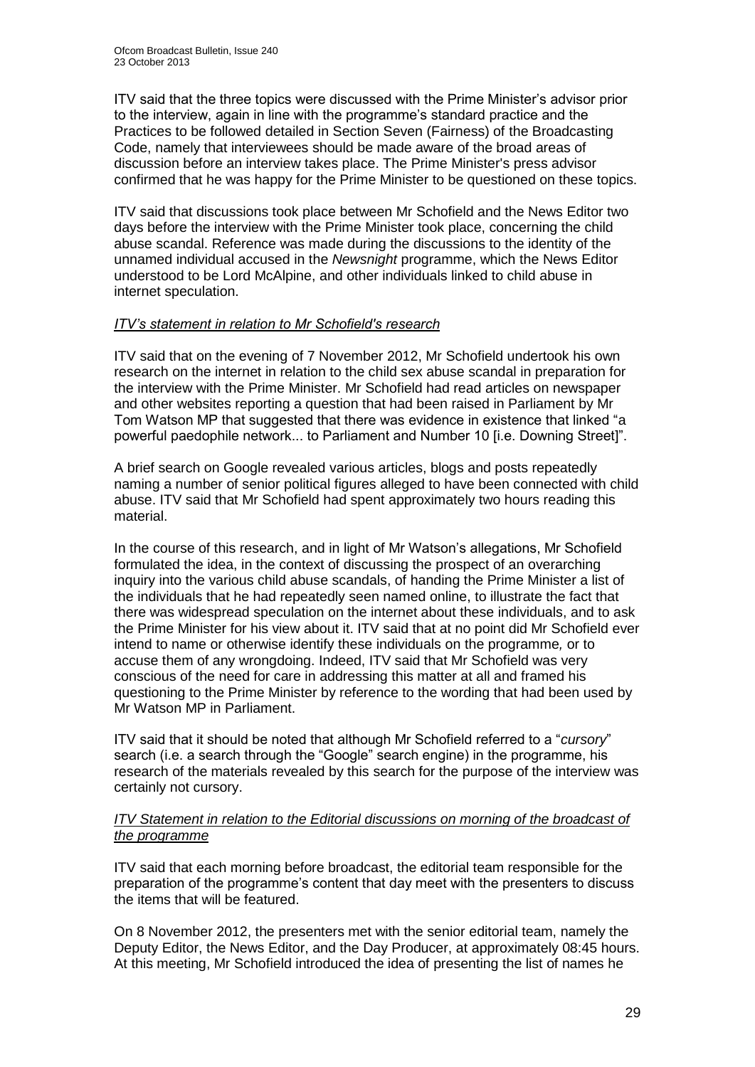ITV said that the three topics were discussed with the Prime Minister's advisor prior to the interview, again in line with the programme's standard practice and the Practices to be followed detailed in Section Seven (Fairness) of the Broadcasting Code, namely that interviewees should be made aware of the broad areas of discussion before an interview takes place. The Prime Minister's press advisor confirmed that he was happy for the Prime Minister to be questioned on these topics.

ITV said that discussions took place between Mr Schofield and the News Editor two days before the interview with the Prime Minister took place, concerning the child abuse scandal. Reference was made during the discussions to the identity of the unnamed individual accused in the *Newsnight* programme, which the News Editor understood to be Lord McAlpine, and other individuals linked to child abuse in internet speculation.

*ITV's statement in relation to Mr Schofield's research*

ITV said that on the evening of 7 November 2012, Mr Schofield undertook his own research on the internet in relation to the child sex abuse scandal in preparation for the interview with the Prime Minister. Mr Schofield had read articles on newspaper and other websites reporting a question that had been raised in Parliament by Mr Tom Watson MP that suggested that there was evidence in existence that linked "a powerful paedophile network... to Parliament and Number 10 [i.e. Downing Street]".

A brief search on Google revealed various articles, blogs and posts repeatedly naming a number of senior political figures alleged to have been connected with child abuse. ITV said that Mr Schofield had spent approximately two hours reading this material.

In the course of this research, and in light of Mr Watson's allegations, Mr Schofield formulated the idea, in the context of discussing the prospect of an overarching inquiry into the various child abuse scandals, of handing the Prime Minister a list of the individuals that he had repeatedly seen named online, to illustrate the fact that there was widespread speculation on the internet about these individuals, and to ask the Prime Minister for his view about it. ITV said that at no point did Mr Schofield ever intend to name or otherwise identify these individuals on the programme, or to accuse them of any wrongdoing. Indeed, ITV said that Mr Schofield was very conscious of the need for care in addressing this matter at all and framed his questioning to the Prime Minister by reference to the wording that had been used by Mr Watson MP in Parliament.

ITV said that it should be noted that although Mr Schofield referred to a "*cursory*" search (i.e. a search through the "Google" search engine) in the programme, his research of the materials revealed by this search for the purpose of the interview was certainly not cursory.

*ITV Statement in relation to the Editorial discussions on morning of the broadcast of the programme*

ITV said that each morning before broadcast, the editorial team responsible for the preparation of the programme's content that day meet with the presenters to discuss the items that will be featured.

On 8 November 2012, the presenters met with the senior editorial team, namely the Deputy Editor, the News Editor, and the Day Producer, at approximately 08:45 hours. At this meeting, Mr Schofield introduced the idea of presenting the list of names he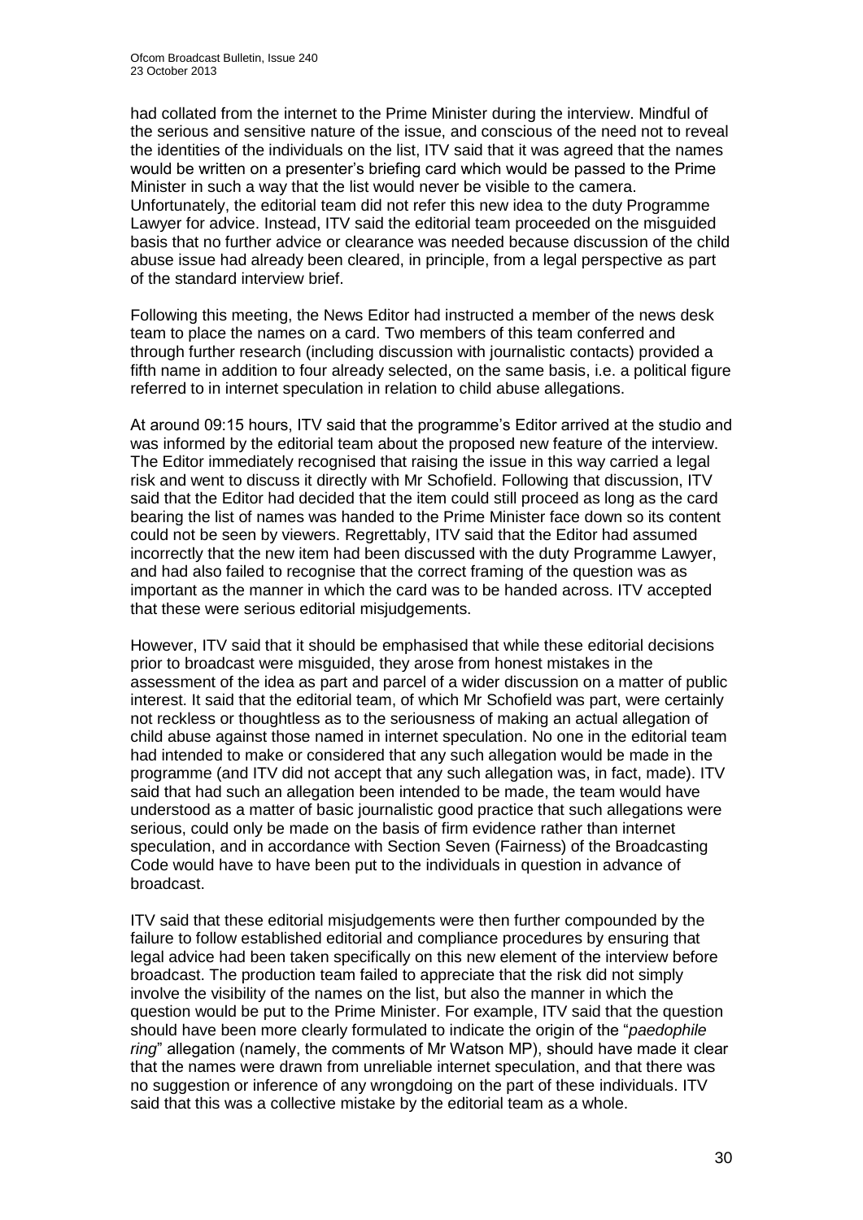had collated from the internet to the Prime Minister during the interview. Mindful of the serious and sensitive nature of the issue, and conscious of the need not to reveal the identities of the individuals on the list, ITV said that it was agreed that the names would be written on a presenter's briefing card which would be passed to the Prime Minister in such a way that the list would never be visible to the camera. Unfortunately, the editorial team did not refer this new idea to the duty Programme Lawyer for advice. Instead, ITV said the editorial team proceeded on the misguided basis that no further advice or clearance was needed because discussion of the child abuse issue had already been cleared, in principle, from a legal perspective as part of the standard interview brief.

Following this meeting, the News Editor had instructed a member of the news desk team to place the names on a card. Two members of this team conferred and through further research (including discussion with journalistic contacts) provided a fifth name in addition to four already selected, on the same basis, i.e. a political figure referred to in internet speculation in relation to child abuse allegations.

At around 09:15 hours, ITV said that the programme's Editor arrived at the studio and was informed by the editorial team about the proposed new feature of the interview. The Editor immediately recognised that raising the issue in this way carried a legal risk and went to discuss it directly with Mr Schofield. Following that discussion, ITV said that the Editor had decided that the item could still proceed as long as the card bearing the list of names was handed to the Prime Minister face down so its content could not be seen by viewers. Regrettably, ITV said that the Editor had assumed incorrectly that the new item had been discussed with the duty Programme Lawyer, and had also failed to recognise that the correct framing of the question was as important as the manner in which the card was to be handed across. ITV accepted that these were serious editorial misjudgements.

However, ITV said that it should be emphasised that while these editorial decisions prior to broadcast were misguided, they arose from honest mistakes in the assessment of the idea as part and parcel of a wider discussion on a matter of public interest. It said that the editorial team, of which Mr Schofield was part, were certainly not reckless or thoughtless as to the seriousness of making an actual allegation of child abuse against those named in internet speculation. No one in the editorial team had intended to make or considered that any such allegation would be made in the programme (and ITV did not accept that any such allegation was, in fact, made). ITV said that had such an allegation been intended to be made, the team would have understood as a matter of basic journalistic good practice that such allegations were serious, could only be made on the basis of firm evidence rather than internet speculation, and in accordance with Section Seven (Fairness) of the Broadcasting Code would have to have been put to the individuals in question in advance of broadcast.

ITV said that these editorial misjudgements were then further compounded by the failure to follow established editorial and compliance procedures by ensuring that legal advice had been taken specifically on this new element of the interview before broadcast. The production team failed to appreciate that the risk did not simply involve the visibility of the names on the list, but also the manner in which the question would be put to the Prime Minister. For example, ITV said that the question should have been more clearly formulated to indicate the origin of the "*paedophile ring*" allegation (namely, the comments of Mr Watson MP), should have made it clear that the names were drawn from unreliable internet speculation, and that there was no suggestion or inference of any wrongdoing on the part of these individuals. ITV said that this was a collective mistake by the editorial team as a whole.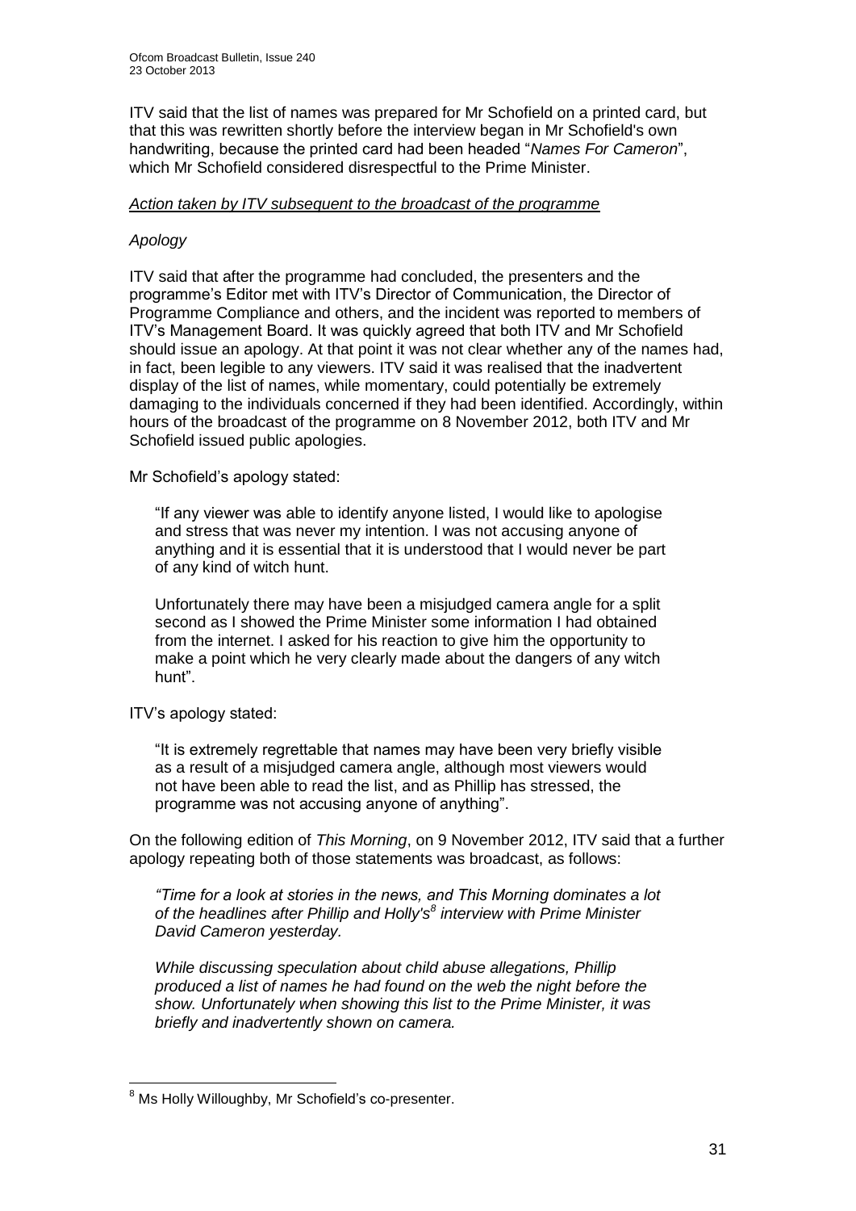ITV said that the list of names was prepared for Mr Schofield on a printed card, but that this was rewritten shortly before the interview began in Mr Schofield's own handwriting, because the printed card had been headed "*Names For Cameron*", which Mr Schofield considered disrespectful to the Prime Minister.

*Action taken by ITV subsequent to the broadcast of the programme*

*Apology*

ITV said that after the programme had concluded, the presenters and the programme's Editor met with ITV's Director of Communication, the Director of Programme Compliance and others, and the incident was reported to members of ITV's Management Board. It was quickly agreed that both ITV and Mr Schofield should issue an apology. At that point it was not clear whether any of the names had, in fact, been legible to any viewers. ITV said it was realised that the inadvertent display of the list of names, while momentary, could potentially be extremely damaging to the individuals concerned if they had been identified. Accordingly, within hours of the broadcast of the programme on 8 November 2012, both ITV and Mr Schofield issued public apologies.

Mr Schofield's apology stated:

> "If any viewer was able to identify anyone listed, I would like to apologise and stress that was never my intention. I was not accusing anyone of anything and it is essential that it is understood that I would never be part of any kind of witch hunt.
>
> Unfortunately there may have been a misjudged camera angle for a split second as I showed the Prime Minister some information I had obtained from the internet. I asked for his reaction to give him the opportunity to make a point which he very clearly made about the dangers of any witch hunt".

ITV's apology stated:

> "It is extremely regrettable that names may have been very briefly visible as a result of a misjudged camera angle, although most viewers would not have been able to read the list, and as Phillip has stressed, the programme was not accusing anyone of anything".

On the following edition of *This Morning*, on 9 November 2012, ITV said that a further apology repeating both of those statements was broadcast, as follows:

> *"Time for a look at stories in the news, and This Morning dominates a lot of the headlines after Phillip and Holly's[8] interview with Prime Minister David Cameron yesterday.*
>
> *While discussing speculation about child abuse allegations, Phillip produced a list of names he had found on the web the night before the show. Unfortunately when showing this list to the Prime Minister, it was briefly and inadvertently shown on camera.*

[8] Ms Holly Willoughby, Mr Schofield's co-presenter.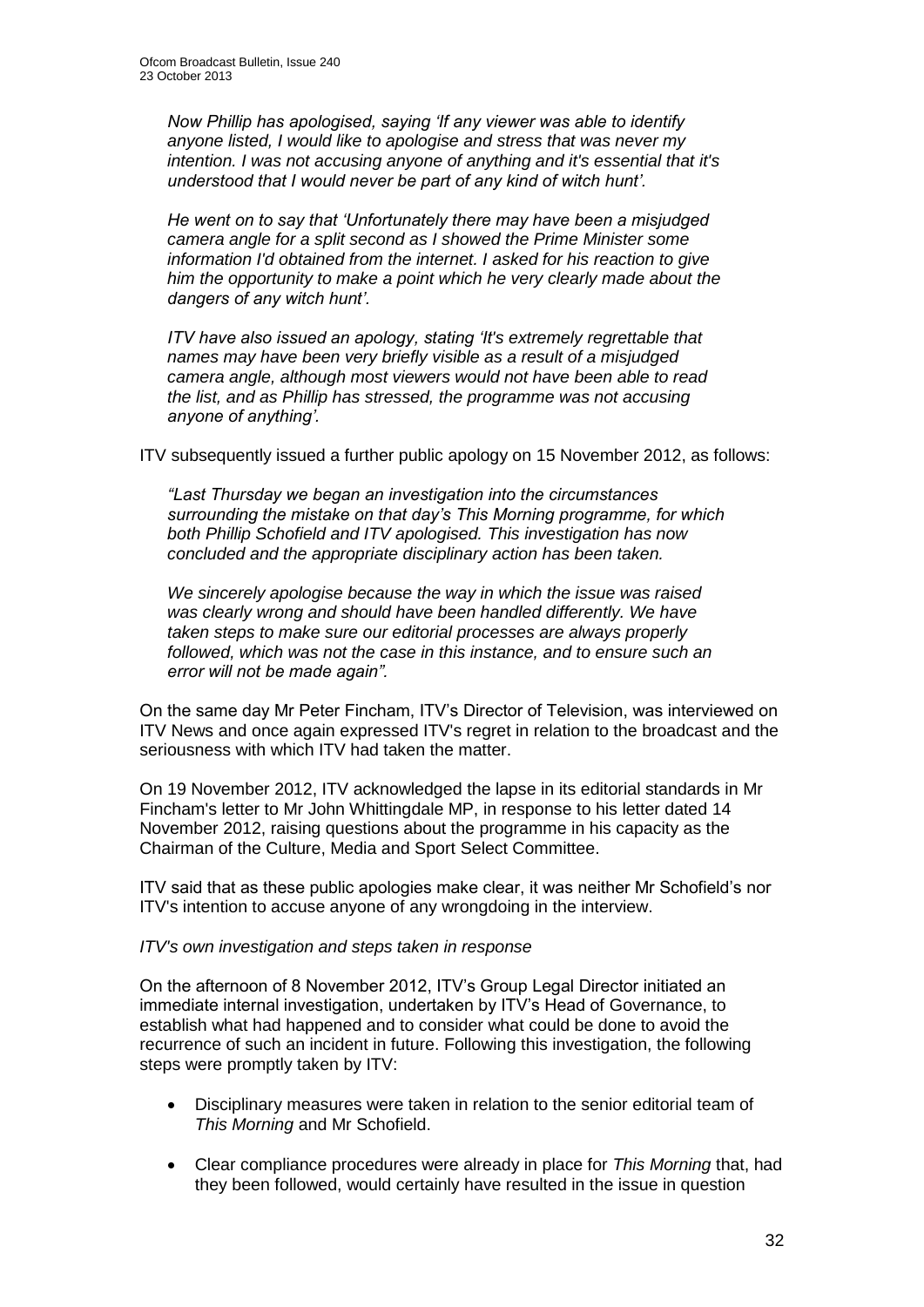> *Now Phillip has apologised, saying 'If any viewer was able to identify anyone listed, I would like to apologise and stress that was never my intention. I was not accusing anyone of anything and it's essential that it's understood that I would never be part of any kind of witch hunt'.*
>
> *He went on to say that 'Unfortunately there may have been a misjudged camera angle for a split second as I showed the Prime Minister some information I'd obtained from the internet. I asked for his reaction to give him the opportunity to make a point which he very clearly made about the dangers of any witch hunt'.*
>
> *ITV have also issued an apology, stating 'It's extremely regrettable that names may have been very briefly visible as a result of a misjudged camera angle, although most viewers would not have been able to read the list, and as Phillip has stressed, the programme was not accusing anyone of anything'.*

ITV subsequently issued a further public apology on 15 November 2012, as follows:

> *"Last Thursday we began an investigation into the circumstances surrounding the mistake on that day's This Morning programme, for which both Phillip Schofield and ITV apologised. This investigation has now concluded and the appropriate disciplinary action has been taken.*
>
> *We sincerely apologise because the way in which the issue was raised was clearly wrong and should have been handled differently. We have taken steps to make sure our editorial processes are always properly followed, which was not the case in this instance, and to ensure such an error will not be made again".*

On the same day Mr Peter Fincham, ITV's Director of Television, was interviewed on ITV News and once again expressed ITV's regret in relation to the broadcast and the seriousness with which ITV had taken the matter.

On 19 November 2012, ITV acknowledged the lapse in its editorial standards in Mr Fincham's letter to Mr John Whittingdale MP, in response to his letter dated 14 November 2012, raising questions about the programme in his capacity as the Chairman of the Culture, Media and Sport Select Committee.

ITV said that as these public apologies make clear, it was neither Mr Schofield's nor ITV's intention to accuse anyone of any wrongdoing in the interview.

*ITV's own investigation and steps taken in response*

On the afternoon of 8 November 2012, ITV's Group Legal Director initiated an immediate internal investigation, undertaken by ITV's Head of Governance, to establish what had happened and to consider what could be done to avoid the recurrence of such an incident in future. Following this investigation, the following steps were promptly taken by ITV:

- Disciplinary measures were taken in relation to the senior editorial team of *This Morning* and Mr Schofield.
- Clear compliance procedures were already in place for *This Morning* that, had they been followed, would certainly have resulted in the issue in question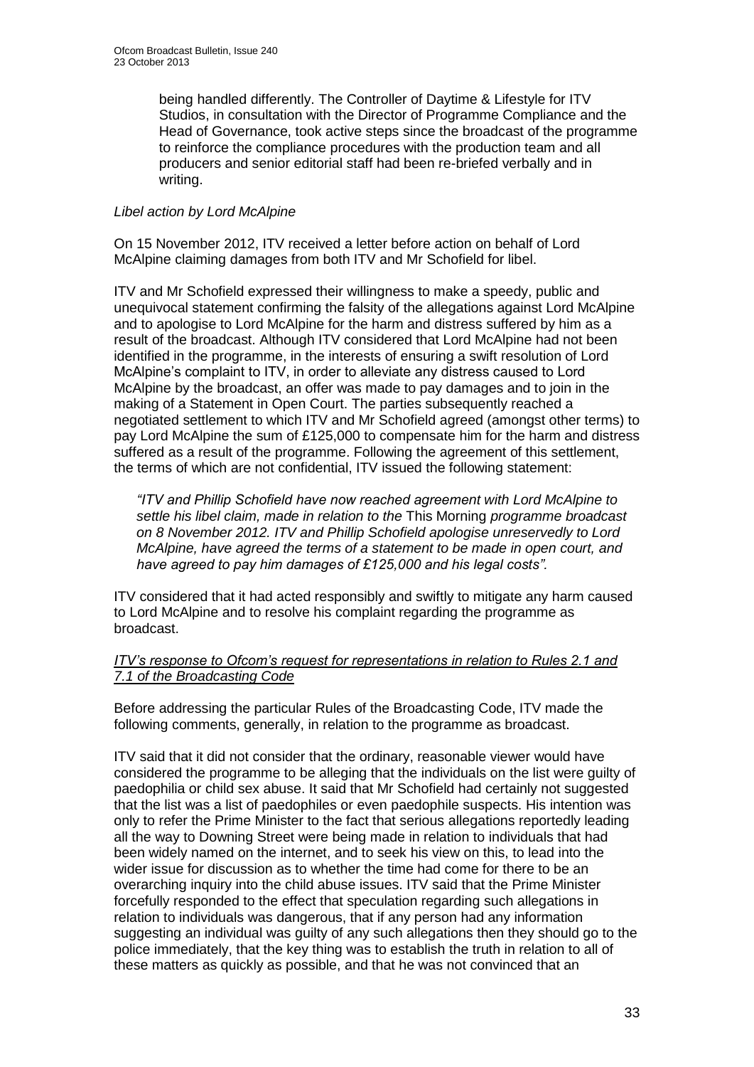being handled differently. The Controller of Daytime & Lifestyle for ITV Studios, in consultation with the Director of Programme Compliance and the Head of Governance, took active steps since the broadcast of the programme to reinforce the compliance procedures with the production team and all producers and senior editorial staff had been re-briefed verbally and in writing.

*Libel action by Lord McAlpine*

On 15 November 2012, ITV received a letter before action on behalf of Lord McAlpine claiming damages from both ITV and Mr Schofield for libel.

ITV and Mr Schofield expressed their willingness to make a speedy, public and unequivocal statement confirming the falsity of the allegations against Lord McAlpine and to apologise to Lord McAlpine for the harm and distress suffered by him as a result of the broadcast. Although ITV considered that Lord McAlpine had not been identified in the programme, in the interests of ensuring a swift resolution of Lord McAlpine's complaint to ITV, in order to alleviate any distress caused to Lord McAlpine by the broadcast, an offer was made to pay damages and to join in the making of a Statement in Open Court. The parties subsequently reached a negotiated settlement to which ITV and Mr Schofield agreed (amongst other terms) to pay Lord McAlpine the sum of £125,000 to compensate him for the harm and distress suffered as a result of the programme. Following the agreement of this settlement, the terms of which are not confidential, ITV issued the following statement:

> *"ITV and Phillip Schofield have now reached agreement with Lord McAlpine to settle his libel claim, made in relation to the* This Morning *programme broadcast on 8 November 2012. ITV and Phillip Schofield apologise unreservedly to Lord McAlpine, have agreed the terms of a statement to be made in open court, and have agreed to pay him damages of £125,000 and his legal costs".*

ITV considered that it had acted responsibly and swiftly to mitigate any harm caused to Lord McAlpine and to resolve his complaint regarding the programme as broadcast.

*ITV's response to Ofcom's request for representations in relation to Rules 2.1 and 7.1 of the Broadcasting Code*

Before addressing the particular Rules of the Broadcasting Code, ITV made the following comments, generally, in relation to the programme as broadcast.

ITV said that it did not consider that the ordinary, reasonable viewer would have considered the programme to be alleging that the individuals on the list were guilty of paedophilia or child sex abuse. It said that Mr Schofield had certainly not suggested that the list was a list of paedophiles or even paedophile suspects. His intention was only to refer the Prime Minister to the fact that serious allegations reportedly leading all the way to Downing Street were being made in relation to individuals that had been widely named on the internet, and to seek his view on this, to lead into the wider issue for discussion as to whether the time had come for there to be an overarching inquiry into the child abuse issues. ITV said that the Prime Minister forcefully responded to the effect that speculation regarding such allegations in relation to individuals was dangerous, that if any person had any information suggesting an individual was guilty of any such allegations then they should go to the police immediately, that the key thing was to establish the truth in relation to all of these matters as quickly as possible, and that he was not convinced that an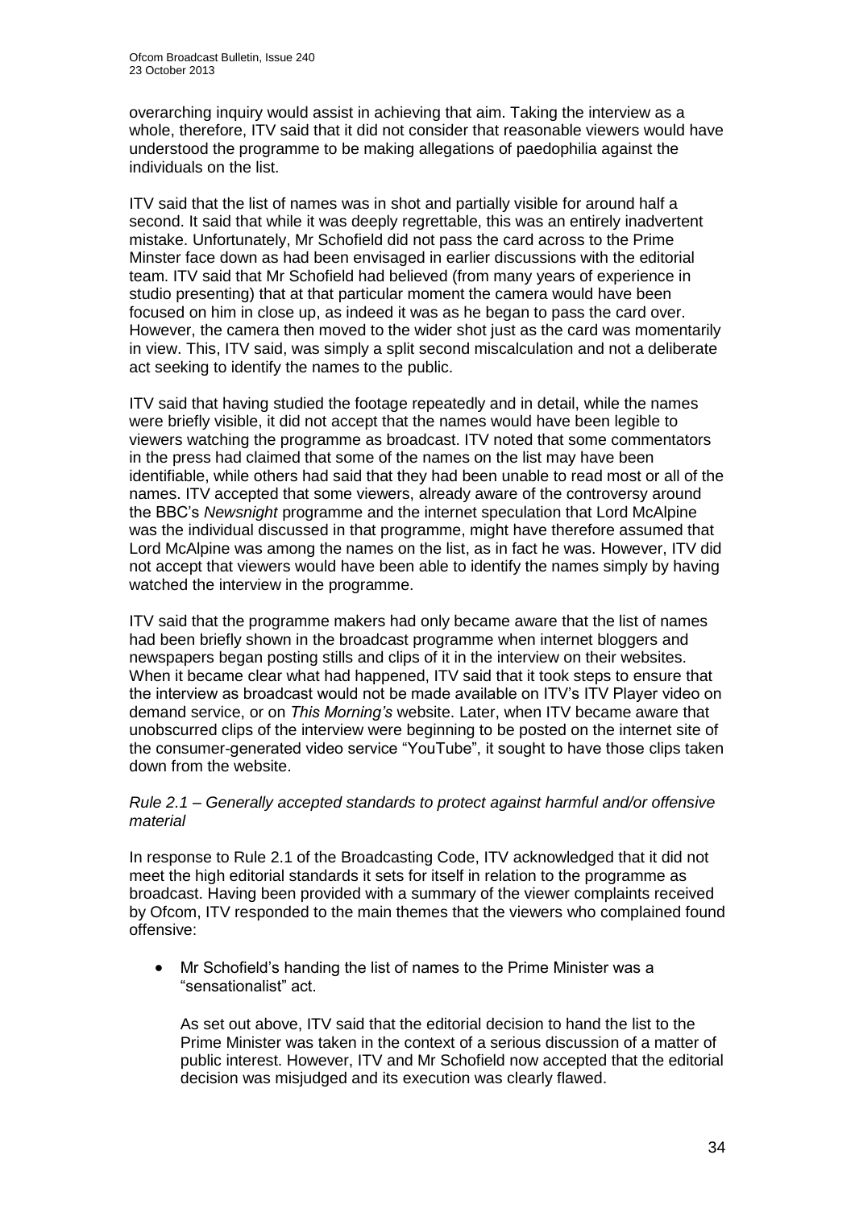overarching inquiry would assist in achieving that aim. Taking the interview as a whole, therefore, ITV said that it did not consider that reasonable viewers would have understood the programme to be making allegations of paedophilia against the individuals on the list.

ITV said that the list of names was in shot and partially visible for around half a second. It said that while it was deeply regrettable, this was an entirely inadvertent mistake. Unfortunately, Mr Schofield did not pass the card across to the Prime Minster face down as had been envisaged in earlier discussions with the editorial team. ITV said that Mr Schofield had believed (from many years of experience in studio presenting) that at that particular moment the camera would have been focused on him in close up, as indeed it was as he began to pass the card over. However, the camera then moved to the wider shot just as the card was momentarily in view. This, ITV said, was simply a split second miscalculation and not a deliberate act seeking to identify the names to the public.

ITV said that having studied the footage repeatedly and in detail, while the names were briefly visible, it did not accept that the names would have been legible to viewers watching the programme as broadcast. ITV noted that some commentators in the press had claimed that some of the names on the list may have been identifiable, while others had said that they had been unable to read most or all of the names. ITV accepted that some viewers, already aware of the controversy around the BBC's *Newsnight* programme and the internet speculation that Lord McAlpine was the individual discussed in that programme, might have therefore assumed that Lord McAlpine was among the names on the list, as in fact he was. However, ITV did not accept that viewers would have been able to identify the names simply by having watched the interview in the programme.

ITV said that the programme makers had only became aware that the list of names had been briefly shown in the broadcast programme when internet bloggers and newspapers began posting stills and clips of it in the interview on their websites. When it became clear what had happened, ITV said that it took steps to ensure that the interview as broadcast would not be made available on ITV's ITV Player video on demand service, or on *This Morning's* website. Later, when ITV became aware that unobscurred clips of the interview were beginning to be posted on the internet site of the consumer-generated video service "YouTube", it sought to have those clips taken down from the website.

*Rule 2.1 – Generally accepted standards to protect against harmful and/or offensive material*

In response to Rule 2.1 of the Broadcasting Code, ITV acknowledged that it did not meet the high editorial standards it sets for itself in relation to the programme as broadcast. Having been provided with a summary of the viewer complaints received by Ofcom, ITV responded to the main themes that the viewers who complained found offensive:

- Mr Schofield's handing the list of names to the Prime Minister was a "sensationalist" act.

  As set out above, ITV said that the editorial decision to hand the list to the Prime Minister was taken in the context of a serious discussion of a matter of public interest. However, ITV and Mr Schofield now accepted that the editorial decision was misjudged and its execution was clearly flawed.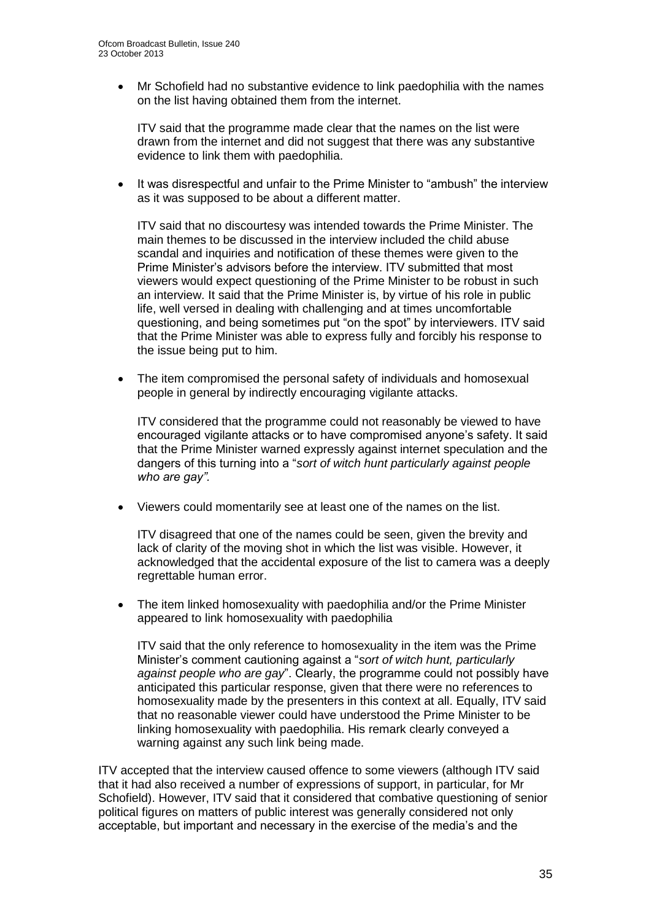- Mr Schofield had no substantive evidence to link paedophilia with the names on the list having obtained them from the internet.

  ITV said that the programme made clear that the names on the list were drawn from the internet and did not suggest that there was any substantive evidence to link them with paedophilia.

- It was disrespectful and unfair to the Prime Minister to "ambush" the interview as it was supposed to be about a different matter.

  ITV said that no discourtesy was intended towards the Prime Minister. The main themes to be discussed in the interview included the child abuse scandal and inquiries and notification of these themes were given to the Prime Minister's advisors before the interview. ITV submitted that most viewers would expect questioning of the Prime Minister to be robust in such an interview. It said that the Prime Minister is, by virtue of his role in public life, well versed in dealing with challenging and at times uncomfortable questioning, and being sometimes put "on the spot" by interviewers. ITV said that the Prime Minister was able to express fully and forcibly his response to the issue being put to him.

- The item compromised the personal safety of individuals and homosexual people in general by indirectly encouraging vigilante attacks.

  ITV considered that the programme could not reasonably be viewed to have encouraged vigilante attacks or to have compromised anyone's safety. It said that the Prime Minister warned expressly against internet speculation and the dangers of this turning into a "*sort of witch hunt particularly against people who are gay"*.

- Viewers could momentarily see at least one of the names on the list.

  ITV disagreed that one of the names could be seen, given the brevity and lack of clarity of the moving shot in which the list was visible. However, it acknowledged that the accidental exposure of the list to camera was a deeply regrettable human error.

- The item linked homosexuality with paedophilia and/or the Prime Minister appeared to link homosexuality with paedophilia

  ITV said that the only reference to homosexuality in the item was the Prime Minister's comment cautioning against a "*sort of witch hunt, particularly against people who are gay*". Clearly, the programme could not possibly have anticipated this particular response, given that there were no references to homosexuality made by the presenters in this context at all. Equally, ITV said that no reasonable viewer could have understood the Prime Minister to be linking homosexuality with paedophilia. His remark clearly conveyed a warning against any such link being made.

ITV accepted that the interview caused offence to some viewers (although ITV said that it had also received a number of expressions of support, in particular, for Mr Schofield). However, ITV said that it considered that combative questioning of senior political figures on matters of public interest was generally considered not only acceptable, but important and necessary in the exercise of the media's and the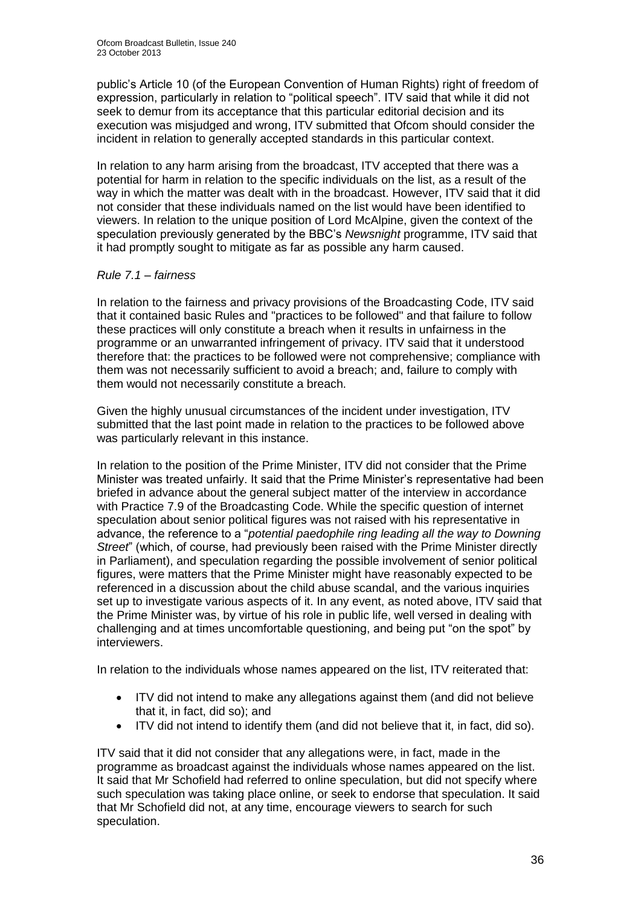public's Article 10 (of the European Convention of Human Rights) right of freedom of expression, particularly in relation to "political speech". ITV said that while it did not seek to demur from its acceptance that this particular editorial decision and its execution was misjudged and wrong, ITV submitted that Ofcom should consider the incident in relation to generally accepted standards in this particular context.

In relation to any harm arising from the broadcast, ITV accepted that there was a potential for harm in relation to the specific individuals on the list, as a result of the way in which the matter was dealt with in the broadcast. However, ITV said that it did not consider that these individuals named on the list would have been identified to viewers. In relation to the unique position of Lord McAlpine, given the context of the speculation previously generated by the BBC's *Newsnight* programme, ITV said that it had promptly sought to mitigate as far as possible any harm caused.

*Rule 7.1 – fairness*

In relation to the fairness and privacy provisions of the Broadcasting Code, ITV said that it contained basic Rules and "practices to be followed" and that failure to follow these practices will only constitute a breach when it results in unfairness in the programme or an unwarranted infringement of privacy. ITV said that it understood therefore that: the practices to be followed were not comprehensive; compliance with them was not necessarily sufficient to avoid a breach; and, failure to comply with them would not necessarily constitute a breach.

Given the highly unusual circumstances of the incident under investigation, ITV submitted that the last point made in relation to the practices to be followed above was particularly relevant in this instance.

In relation to the position of the Prime Minister, ITV did not consider that the Prime Minister was treated unfairly. It said that the Prime Minister's representative had been briefed in advance about the general subject matter of the interview in accordance with Practice 7.9 of the Broadcasting Code. While the specific question of internet speculation about senior political figures was not raised with his representative in advance, the reference to a "*potential paedophile ring leading all the way to Downing Street*" (which, of course, had previously been raised with the Prime Minister directly in Parliament), and speculation regarding the possible involvement of senior political figures, were matters that the Prime Minister might have reasonably expected to be referenced in a discussion about the child abuse scandal, and the various inquiries set up to investigate various aspects of it. In any event, as noted above, ITV said that the Prime Minister was, by virtue of his role in public life, well versed in dealing with challenging and at times uncomfortable questioning, and being put "on the spot" by interviewers.

In relation to the individuals whose names appeared on the list, ITV reiterated that:

- ITV did not intend to make any allegations against them (and did not believe that it, in fact, did so); and
- ITV did not intend to identify them (and did not believe that it, in fact, did so).

ITV said that it did not consider that any allegations were, in fact, made in the programme as broadcast against the individuals whose names appeared on the list. It said that Mr Schofield had referred to online speculation, but did not specify where such speculation was taking place online, or seek to endorse that speculation. It said that Mr Schofield did not, at any time, encourage viewers to search for such speculation.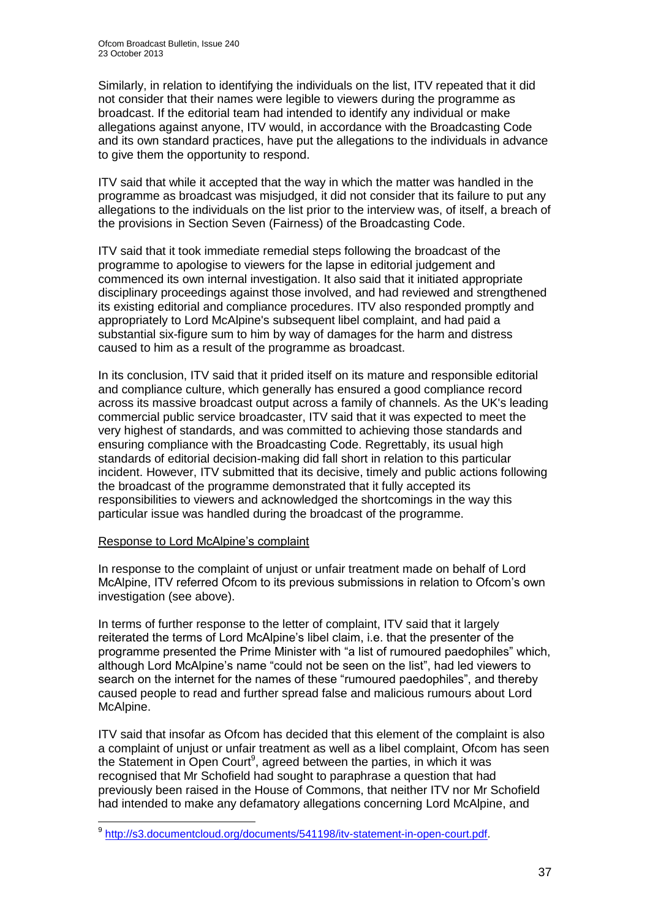Similarly, in relation to identifying the individuals on the list, ITV repeated that it did not consider that their names were legible to viewers during the programme as broadcast. If the editorial team had intended to identify any individual or make allegations against anyone, ITV would, in accordance with the Broadcasting Code and its own standard practices, have put the allegations to the individuals in advance to give them the opportunity to respond.

ITV said that while it accepted that the way in which the matter was handled in the programme as broadcast was misjudged, it did not consider that its failure to put any allegations to the individuals on the list prior to the interview was, of itself, a breach of the provisions in Section Seven (Fairness) of the Broadcasting Code.

ITV said that it took immediate remedial steps following the broadcast of the programme to apologise to viewers for the lapse in editorial judgement and commenced its own internal investigation. It also said that it initiated appropriate disciplinary proceedings against those involved, and had reviewed and strengthened its existing editorial and compliance procedures. ITV also responded promptly and appropriately to Lord McAlpine's subsequent libel complaint, and had paid a substantial six-figure sum to him by way of damages for the harm and distress caused to him as a result of the programme as broadcast.

In its conclusion, ITV said that it prided itself on its mature and responsible editorial and compliance culture, which generally has ensured a good compliance record across its massive broadcast output across a family of channels. As the UK's leading commercial public service broadcaster, ITV said that it was expected to meet the very highest of standards, and was committed to achieving those standards and ensuring compliance with the Broadcasting Code. Regrettably, its usual high standards of editorial decision-making did fall short in relation to this particular incident. However, ITV submitted that its decisive, timely and public actions following the broadcast of the programme demonstrated that it fully accepted its responsibilities to viewers and acknowledged the shortcomings in the way this particular issue was handled during the broadcast of the programme.

Response to Lord McAlpine's complaint

In response to the complaint of unjust or unfair treatment made on behalf of Lord McAlpine, ITV referred Ofcom to its previous submissions in relation to Ofcom's own investigation (see above).

In terms of further response to the letter of complaint, ITV said that it largely reiterated the terms of Lord McAlpine's libel claim, i.e. that the presenter of the programme presented the Prime Minister with "a list of rumoured paedophiles" which, although Lord McAlpine's name "could not be seen on the list", had led viewers to search on the internet for the names of these "rumoured paedophiles", and thereby caused people to read and further spread false and malicious rumours about Lord McAlpine.

ITV said that insofar as Ofcom has decided that this element of the complaint is also a complaint of unjust or unfair treatment as well as a libel complaint, Ofcom has seen the Statement in Open Court[9], agreed between the parties, in which it was recognised that Mr Schofield had sought to paraphrase a question that had previously been raised in the House of Commons, that neither ITV nor Mr Schofield had intended to make any defamatory allegations concerning Lord McAlpine, and

[9] http://s3.documentcloud.org/documents/541198/itv-statement-in-open-court.pdf.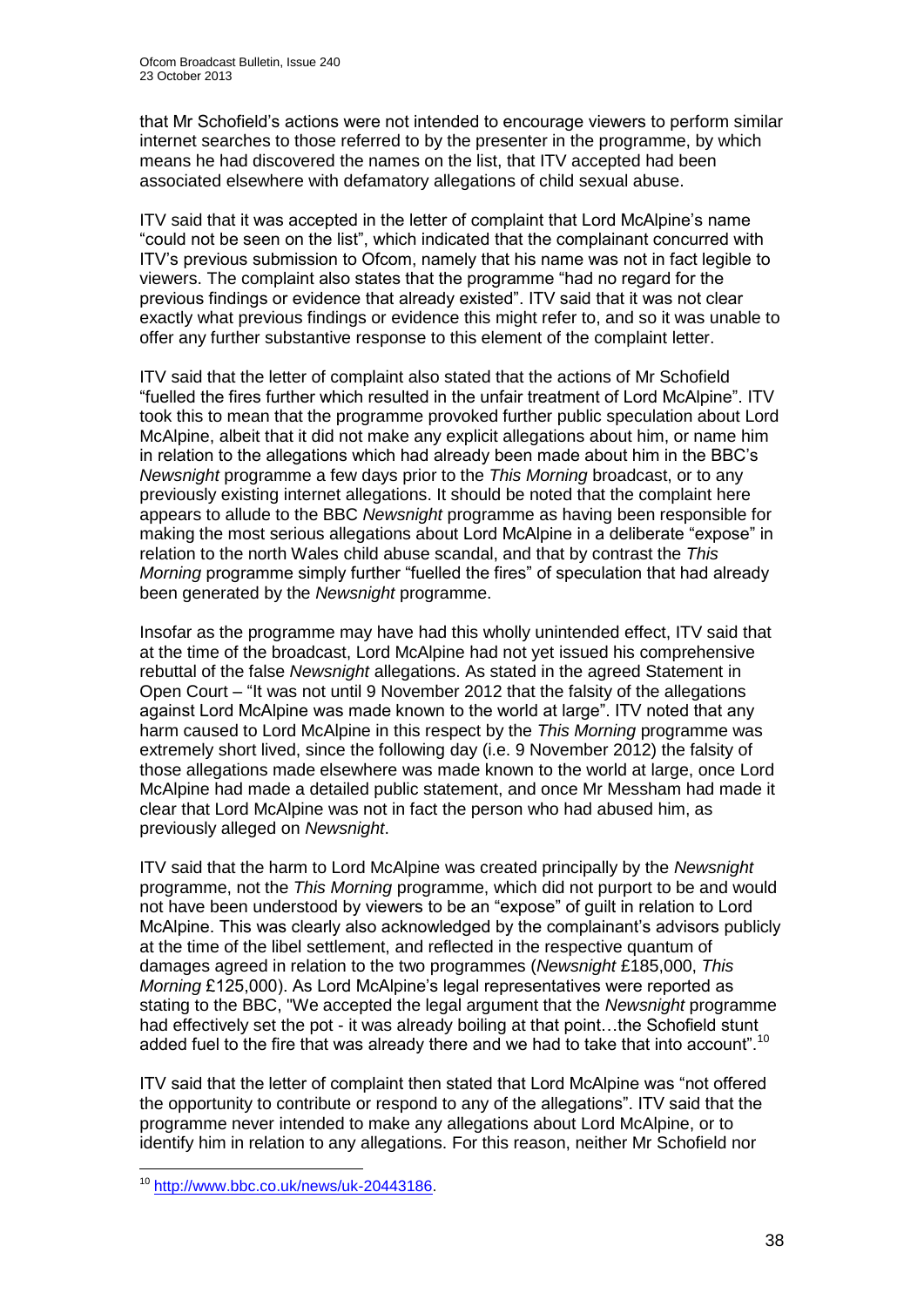that Mr Schofield's actions were not intended to encourage viewers to perform similar internet searches to those referred to by the presenter in the programme, by which means he had discovered the names on the list, that ITV accepted had been associated elsewhere with defamatory allegations of child sexual abuse.

ITV said that it was accepted in the letter of complaint that Lord McAlpine's name "could not be seen on the list", which indicated that the complainant concurred with ITV's previous submission to Ofcom, namely that his name was not in fact legible to viewers. The complaint also states that the programme "had no regard for the previous findings or evidence that already existed". ITV said that it was not clear exactly what previous findings or evidence this might refer to, and so it was unable to offer any further substantive response to this element of the complaint letter.

ITV said that the letter of complaint also stated that the actions of Mr Schofield "fuelled the fires further which resulted in the unfair treatment of Lord McAlpine". ITV took this to mean that the programme provoked further public speculation about Lord McAlpine, albeit that it did not make any explicit allegations about him, or name him in relation to the allegations which had already been made about him in the BBC's *Newsnight* programme a few days prior to the *This Morning* broadcast, or to any previously existing internet allegations. It should be noted that the complaint here appears to allude to the BBC *Newsnight* programme as having been responsible for making the most serious allegations about Lord McAlpine in a deliberate "expose" in relation to the north Wales child abuse scandal, and that by contrast the *This Morning* programme simply further "fuelled the fires" of speculation that had already been generated by the *Newsnight* programme.

Insofar as the programme may have had this wholly unintended effect, ITV said that at the time of the broadcast, Lord McAlpine had not yet issued his comprehensive rebuttal of the false *Newsnight* allegations. As stated in the agreed Statement in Open Court – "It was not until 9 November 2012 that the falsity of the allegations against Lord McAlpine was made known to the world at large". ITV noted that any harm caused to Lord McAlpine in this respect by the *This Morning* programme was extremely short lived, since the following day (i.e. 9 November 2012) the falsity of those allegations made elsewhere was made known to the world at large, once Lord McAlpine had made a detailed public statement, and once Mr Messham had made it clear that Lord McAlpine was not in fact the person who had abused him, as previously alleged on *Newsnight*.

ITV said that the harm to Lord McAlpine was created principally by the *Newsnight* programme, not the *This Morning* programme, which did not purport to be and would not have been understood by viewers to be an "expose" of guilt in relation to Lord McAlpine. This was clearly also acknowledged by the complainant's advisors publicly at the time of the libel settlement, and reflected in the respective quantum of damages agreed in relation to the two programmes (*Newsnight* £185,000, *This Morning* £125,000). As Lord McAlpine's legal representatives were reported as stating to the BBC, "We accepted the legal argument that the *Newsnight* programme had effectively set the pot - it was already boiling at that point…the Schofield stunt added fuel to the fire that was already there and we had to take that into account".[10]

ITV said that the letter of complaint then stated that Lord McAlpine was "not offered the opportunity to contribute or respond to any of the allegations". ITV said that the programme never intended to make any allegations about Lord McAlpine, or to identify him in relation to any allegations. For this reason, neither Mr Schofield nor

---

[10] http://www.bbc.co.uk/news/uk-20443186.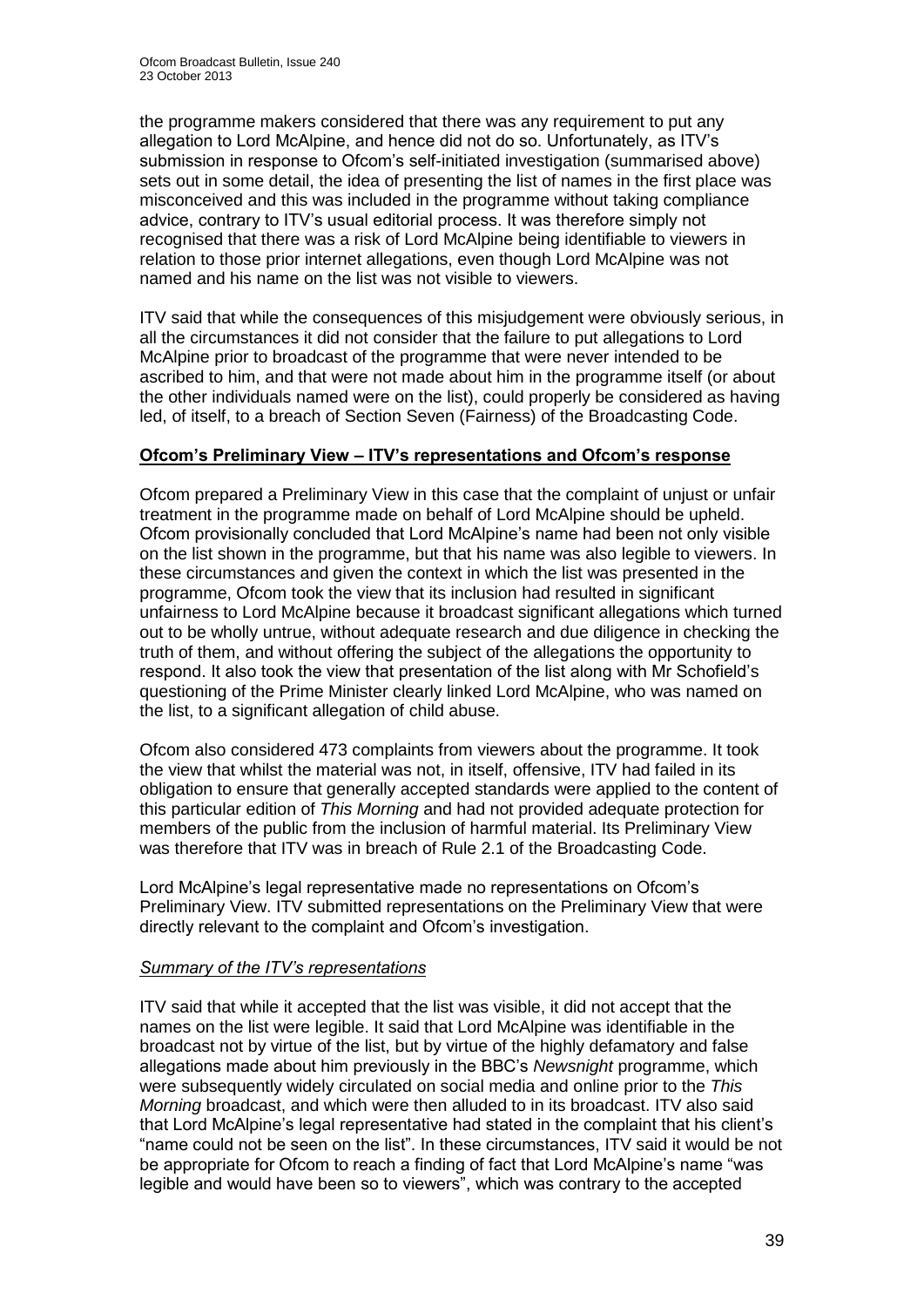the programme makers considered that there was any requirement to put any allegation to Lord McAlpine, and hence did not do so. Unfortunately, as ITV's submission in response to Ofcom's self-initiated investigation (summarised above) sets out in some detail, the idea of presenting the list of names in the first place was misconceived and this was included in the programme without taking compliance advice, contrary to ITV's usual editorial process. It was therefore simply not recognised that there was a risk of Lord McAlpine being identifiable to viewers in relation to those prior internet allegations, even though Lord McAlpine was not named and his name on the list was not visible to viewers.

ITV said that while the consequences of this misjudgement were obviously serious, in all the circumstances it did not consider that the failure to put allegations to Lord McAlpine prior to broadcast of the programme that were never intended to be ascribed to him, and that were not made about him in the programme itself (or about the other individuals named were on the list), could properly be considered as having led, of itself, to a breach of Section Seven (Fairness) of the Broadcasting Code.

**Ofcom's Preliminary View – ITV's representations and Ofcom's response**

Ofcom prepared a Preliminary View in this case that the complaint of unjust or unfair treatment in the programme made on behalf of Lord McAlpine should be upheld. Ofcom provisionally concluded that Lord McAlpine's name had been not only visible on the list shown in the programme, but that his name was also legible to viewers. In these circumstances and given the context in which the list was presented in the programme, Ofcom took the view that its inclusion had resulted in significant unfairness to Lord McAlpine because it broadcast significant allegations which turned out to be wholly untrue, without adequate research and due diligence in checking the truth of them, and without offering the subject of the allegations the opportunity to respond. It also took the view that presentation of the list along with Mr Schofield's questioning of the Prime Minister clearly linked Lord McAlpine, who was named on the list, to a significant allegation of child abuse.

Ofcom also considered 473 complaints from viewers about the programme. It took the view that whilst the material was not, in itself, offensive, ITV had failed in its obligation to ensure that generally accepted standards were applied to the content of this particular edition of *This Morning* and had not provided adequate protection for members of the public from the inclusion of harmful material. Its Preliminary View was therefore that ITV was in breach of Rule 2.1 of the Broadcasting Code.

Lord McAlpine's legal representative made no representations on Ofcom's Preliminary View. ITV submitted representations on the Preliminary View that were directly relevant to the complaint and Ofcom's investigation.

*Summary of the ITV's representations*

ITV said that while it accepted that the list was visible, it did not accept that the names on the list were legible. It said that Lord McAlpine was identifiable in the broadcast not by virtue of the list, but by virtue of the highly defamatory and false allegations made about him previously in the BBC's *Newsnight* programme, which were subsequently widely circulated on social media and online prior to the *This Morning* broadcast, and which were then alluded to in its broadcast. ITV also said that Lord McAlpine's legal representative had stated in the complaint that his client's "name could not be seen on the list". In these circumstances, ITV said it would be not be appropriate for Ofcom to reach a finding of fact that Lord McAlpine's name "was legible and would have been so to viewers", which was contrary to the accepted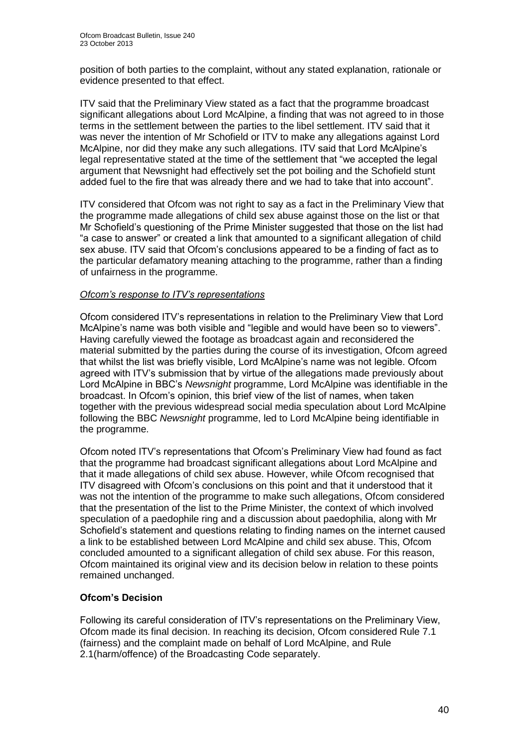position of both parties to the complaint, without any stated explanation, rationale or evidence presented to that effect.

ITV said that the Preliminary View stated as a fact that the programme broadcast significant allegations about Lord McAlpine, a finding that was not agreed to in those terms in the settlement between the parties to the libel settlement. ITV said that it was never the intention of Mr Schofield or ITV to make any allegations against Lord McAlpine, nor did they make any such allegations. ITV said that Lord McAlpine's legal representative stated at the time of the settlement that "we accepted the legal argument that Newsnight had effectively set the pot boiling and the Schofield stunt added fuel to the fire that was already there and we had to take that into account".

ITV considered that Ofcom was not right to say as a fact in the Preliminary View that the programme made allegations of child sex abuse against those on the list or that Mr Schofield's questioning of the Prime Minister suggested that those on the list had "a case to answer" or created a link that amounted to a significant allegation of child sex abuse. ITV said that Ofcom's conclusions appeared to be a finding of fact as to the particular defamatory meaning attaching to the programme, rather than a finding of unfairness in the programme.

*Ofcom's response to ITV's representations*

Ofcom considered ITV's representations in relation to the Preliminary View that Lord McAlpine's name was both visible and "legible and would have been so to viewers". Having carefully viewed the footage as broadcast again and reconsidered the material submitted by the parties during the course of its investigation, Ofcom agreed that whilst the list was briefly visible, Lord McAlpine's name was not legible. Ofcom agreed with ITV's submission that by virtue of the allegations made previously about Lord McAlpine in BBC's *Newsnight* programme, Lord McAlpine was identifiable in the broadcast. In Ofcom's opinion, this brief view of the list of names, when taken together with the previous widespread social media speculation about Lord McAlpine following the BBC *Newsnight* programme, led to Lord McAlpine being identifiable in the programme.

Ofcom noted ITV's representations that Ofcom's Preliminary View had found as fact that the programme had broadcast significant allegations about Lord McAlpine and that it made allegations of child sex abuse. However, while Ofcom recognised that ITV disagreed with Ofcom's conclusions on this point and that it understood that it was not the intention of the programme to make such allegations, Ofcom considered that the presentation of the list to the Prime Minister, the context of which involved speculation of a paedophile ring and a discussion about paedophilia, along with Mr Schofield's statement and questions relating to finding names on the internet caused a link to be established between Lord McAlpine and child sex abuse. This, Ofcom concluded amounted to a significant allegation of child sex abuse. For this reason, Ofcom maintained its original view and its decision below in relation to these points remained unchanged.

**Ofcom's Decision**

Following its careful consideration of ITV's representations on the Preliminary View, Ofcom made its final decision. In reaching its decision, Ofcom considered Rule 7.1 (fairness) and the complaint made on behalf of Lord McAlpine, and Rule 2.1(harm/offence) of the Broadcasting Code separately.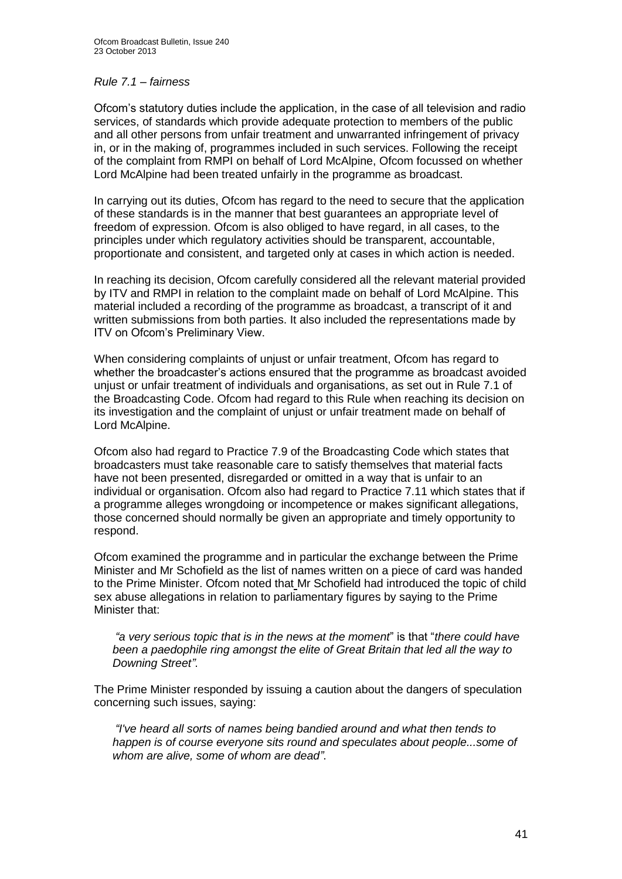*Rule 7.1 – fairness*

Ofcom's statutory duties include the application, in the case of all television and radio services, of standards which provide adequate protection to members of the public and all other persons from unfair treatment and unwarranted infringement of privacy in, or in the making of, programmes included in such services. Following the receipt of the complaint from RMPI on behalf of Lord McAlpine, Ofcom focussed on whether Lord McAlpine had been treated unfairly in the programme as broadcast.

In carrying out its duties, Ofcom has regard to the need to secure that the application of these standards is in the manner that best guarantees an appropriate level of freedom of expression. Ofcom is also obliged to have regard, in all cases, to the principles under which regulatory activities should be transparent, accountable, proportionate and consistent, and targeted only at cases in which action is needed.

In reaching its decision, Ofcom carefully considered all the relevant material provided by ITV and RMPI in relation to the complaint made on behalf of Lord McAlpine. This material included a recording of the programme as broadcast, a transcript of it and written submissions from both parties. It also included the representations made by ITV on Ofcom's Preliminary View.

When considering complaints of unjust or unfair treatment, Ofcom has regard to whether the broadcaster's actions ensured that the programme as broadcast avoided unjust or unfair treatment of individuals and organisations, as set out in Rule 7.1 of the Broadcasting Code. Ofcom had regard to this Rule when reaching its decision on its investigation and the complaint of unjust or unfair treatment made on behalf of Lord McAlpine.

Ofcom also had regard to Practice 7.9 of the Broadcasting Code which states that broadcasters must take reasonable care to satisfy themselves that material facts have not been presented, disregarded or omitted in a way that is unfair to an individual or organisation. Ofcom also had regard to Practice 7.11 which states that if a programme alleges wrongdoing or incompetence or makes significant allegations, those concerned should normally be given an appropriate and timely opportunity to respond.

Ofcom examined the programme and in particular the exchange between the Prime Minister and Mr Schofield as the list of names written on a piece of card was handed to the Prime Minister. Ofcom noted that Mr Schofield had introduced the topic of child sex abuse allegations in relation to parliamentary figures by saying to the Prime Minister that:

> *"a very serious topic that is in the news at the moment*" is that "*there could have been a paedophile ring amongst the elite of Great Britain that led all the way to Downing Street".*

The Prime Minister responded by issuing a caution about the dangers of speculation concerning such issues, saying:

> *"I've heard all sorts of names being bandied around and what then tends to happen is of course everyone sits round and speculates about people...some of whom are alive, some of whom are dead".*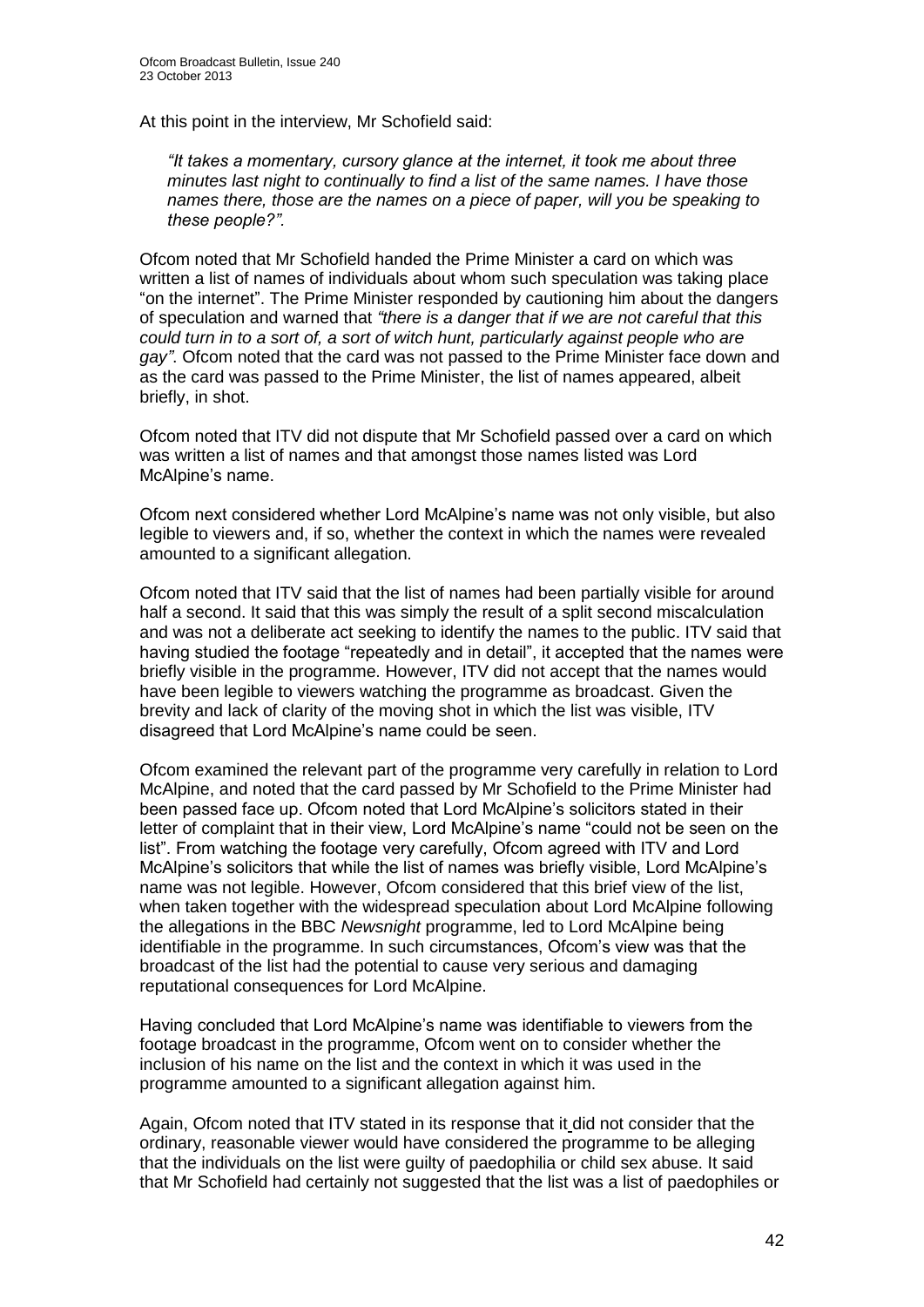At this point in the interview, Mr Schofield said:

> *"It takes a momentary, cursory glance at the internet, it took me about three minutes last night to continually to find a list of the same names. I have those names there, those are the names on a piece of paper, will you be speaking to these people?".*

Ofcom noted that Mr Schofield handed the Prime Minister a card on which was written a list of names of individuals about whom such speculation was taking place "on the internet". The Prime Minister responded by cautioning him about the dangers of speculation and warned that *"there is a danger that if we are not careful that this could turn in to a sort of, a sort of witch hunt, particularly against people who are gay".* Ofcom noted that the card was not passed to the Prime Minister face down and as the card was passed to the Prime Minister, the list of names appeared, albeit briefly, in shot.

Ofcom noted that ITV did not dispute that Mr Schofield passed over a card on which was written a list of names and that amongst those names listed was Lord McAlpine's name.

Ofcom next considered whether Lord McAlpine's name was not only visible, but also legible to viewers and, if so, whether the context in which the names were revealed amounted to a significant allegation.

Ofcom noted that ITV said that the list of names had been partially visible for around half a second. It said that this was simply the result of a split second miscalculation and was not a deliberate act seeking to identify the names to the public. ITV said that having studied the footage "repeatedly and in detail", it accepted that the names were briefly visible in the programme. However, ITV did not accept that the names would have been legible to viewers watching the programme as broadcast. Given the brevity and lack of clarity of the moving shot in which the list was visible, ITV disagreed that Lord McAlpine's name could be seen.

Ofcom examined the relevant part of the programme very carefully in relation to Lord McAlpine, and noted that the card passed by Mr Schofield to the Prime Minister had been passed face up. Ofcom noted that Lord McAlpine's solicitors stated in their letter of complaint that in their view, Lord McAlpine's name "could not be seen on the list". From watching the footage very carefully, Ofcom agreed with ITV and Lord McAlpine's solicitors that while the list of names was briefly visible, Lord McAlpine's name was not legible. However, Ofcom considered that this brief view of the list, when taken together with the widespread speculation about Lord McAlpine following the allegations in the BBC *Newsnight* programme, led to Lord McAlpine being identifiable in the programme. In such circumstances, Ofcom's view was that the broadcast of the list had the potential to cause very serious and damaging reputational consequences for Lord McAlpine.

Having concluded that Lord McAlpine's name was identifiable to viewers from the footage broadcast in the programme, Ofcom went on to consider whether the inclusion of his name on the list and the context in which it was used in the programme amounted to a significant allegation against him.

Again, Ofcom noted that ITV stated in its response that it did not consider that the ordinary, reasonable viewer would have considered the programme to be alleging that the individuals on the list were guilty of paedophilia or child sex abuse. It said that Mr Schofield had certainly not suggested that the list was a list of paedophiles or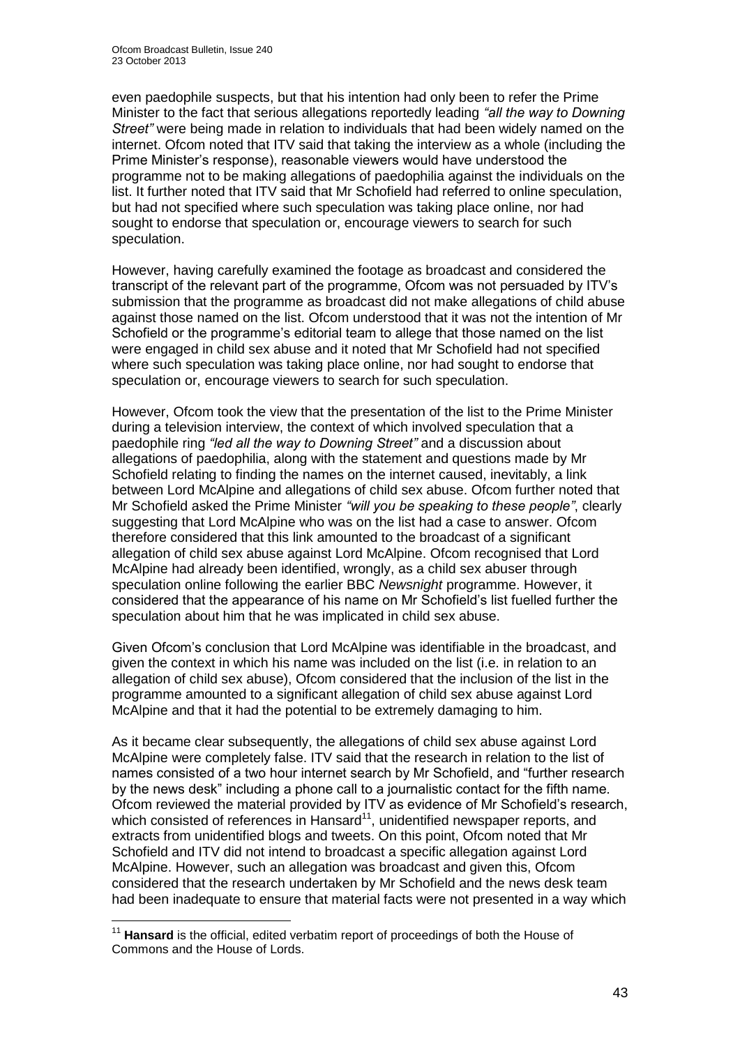even paedophile suspects, but that his intention had only been to refer the Prime Minister to the fact that serious allegations reportedly leading *"all the way to Downing Street"* were being made in relation to individuals that had been widely named on the internet. Ofcom noted that ITV said that taking the interview as a whole (including the Prime Minister's response), reasonable viewers would have understood the programme not to be making allegations of paedophilia against the individuals on the list. It further noted that ITV said that Mr Schofield had referred to online speculation, but had not specified where such speculation was taking place online, nor had sought to endorse that speculation or, encourage viewers to search for such speculation.

However, having carefully examined the footage as broadcast and considered the transcript of the relevant part of the programme, Ofcom was not persuaded by ITV's submission that the programme as broadcast did not make allegations of child abuse against those named on the list. Ofcom understood that it was not the intention of Mr Schofield or the programme's editorial team to allege that those named on the list were engaged in child sex abuse and it noted that Mr Schofield had not specified where such speculation was taking place online, nor had sought to endorse that speculation or, encourage viewers to search for such speculation.

However, Ofcom took the view that the presentation of the list to the Prime Minister during a television interview, the context of which involved speculation that a paedophile ring *"led all the way to Downing Street"* and a discussion about allegations of paedophilia, along with the statement and questions made by Mr Schofield relating to finding the names on the internet caused, inevitably, a link between Lord McAlpine and allegations of child sex abuse. Ofcom further noted that Mr Schofield asked the Prime Minister *"will you be speaking to these people"*, clearly suggesting that Lord McAlpine who was on the list had a case to answer. Ofcom therefore considered that this link amounted to the broadcast of a significant allegation of child sex abuse against Lord McAlpine. Ofcom recognised that Lord McAlpine had already been identified, wrongly, as a child sex abuser through speculation online following the earlier BBC *Newsnight* programme. However, it considered that the appearance of his name on Mr Schofield's list fuelled further the speculation about him that he was implicated in child sex abuse.

Given Ofcom's conclusion that Lord McAlpine was identifiable in the broadcast, and given the context in which his name was included on the list (i.e. in relation to an allegation of child sex abuse), Ofcom considered that the inclusion of the list in the programme amounted to a significant allegation of child sex abuse against Lord McAlpine and that it had the potential to be extremely damaging to him.

As it became clear subsequently, the allegations of child sex abuse against Lord McAlpine were completely false. ITV said that the research in relation to the list of names consisted of a two hour internet search by Mr Schofield, and "further research by the news desk" including a phone call to a journalistic contact for the fifth name. Ofcom reviewed the material provided by ITV as evidence of Mr Schofield's research, which consisted of references in Hansard[11], unidentified newspaper reports, and extracts from unidentified blogs and tweets. On this point, Ofcom noted that Mr Schofield and ITV did not intend to broadcast a specific allegation against Lord McAlpine. However, such an allegation was broadcast and given this, Ofcom considered that the research undertaken by Mr Schofield and the news desk team had been inadequate to ensure that material facts were not presented in a way which

[11] **Hansard** is the official, edited verbatim report of proceedings of both the House of Commons and the House of Lords.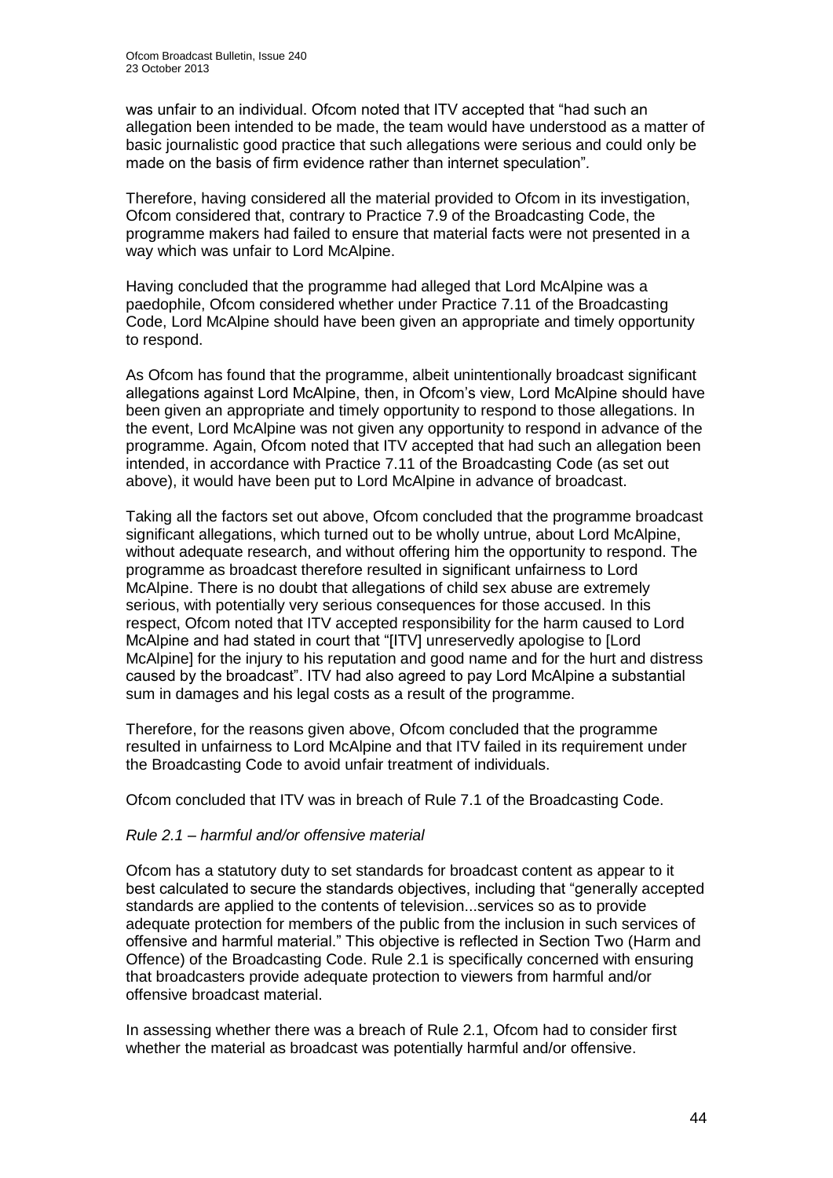was unfair to an individual. Ofcom noted that ITV accepted that "had such an allegation been intended to be made, the team would have understood as a matter of basic journalistic good practice that such allegations were serious and could only be made on the basis of firm evidence rather than internet speculation".

Therefore, having considered all the material provided to Ofcom in its investigation, Ofcom considered that, contrary to Practice 7.9 of the Broadcasting Code, the programme makers had failed to ensure that material facts were not presented in a way which was unfair to Lord McAlpine.

Having concluded that the programme had alleged that Lord McAlpine was a paedophile, Ofcom considered whether under Practice 7.11 of the Broadcasting Code, Lord McAlpine should have been given an appropriate and timely opportunity to respond.

As Ofcom has found that the programme, albeit unintentionally broadcast significant allegations against Lord McAlpine, then, in Ofcom's view, Lord McAlpine should have been given an appropriate and timely opportunity to respond to those allegations. In the event, Lord McAlpine was not given any opportunity to respond in advance of the programme. Again, Ofcom noted that ITV accepted that had such an allegation been intended, in accordance with Practice 7.11 of the Broadcasting Code (as set out above), it would have been put to Lord McAlpine in advance of broadcast.

Taking all the factors set out above, Ofcom concluded that the programme broadcast significant allegations, which turned out to be wholly untrue, about Lord McAlpine, without adequate research, and without offering him the opportunity to respond. The programme as broadcast therefore resulted in significant unfairness to Lord McAlpine. There is no doubt that allegations of child sex abuse are extremely serious, with potentially very serious consequences for those accused. In this respect, Ofcom noted that ITV accepted responsibility for the harm caused to Lord McAlpine and had stated in court that "[ITV] unreservedly apologise to [Lord McAlpine] for the injury to his reputation and good name and for the hurt and distress caused by the broadcast". ITV had also agreed to pay Lord McAlpine a substantial sum in damages and his legal costs as a result of the programme.

Therefore, for the reasons given above, Ofcom concluded that the programme resulted in unfairness to Lord McAlpine and that ITV failed in its requirement under the Broadcasting Code to avoid unfair treatment of individuals.

Ofcom concluded that ITV was in breach of Rule 7.1 of the Broadcasting Code.

*Rule 2.1 – harmful and/or offensive material*

Ofcom has a statutory duty to set standards for broadcast content as appear to it best calculated to secure the standards objectives, including that "generally accepted standards are applied to the contents of television...services so as to provide adequate protection for members of the public from the inclusion in such services of offensive and harmful material." This objective is reflected in Section Two (Harm and Offence) of the Broadcasting Code. Rule 2.1 is specifically concerned with ensuring that broadcasters provide adequate protection to viewers from harmful and/or offensive broadcast material.

In assessing whether there was a breach of Rule 2.1, Ofcom had to consider first whether the material as broadcast was potentially harmful and/or offensive.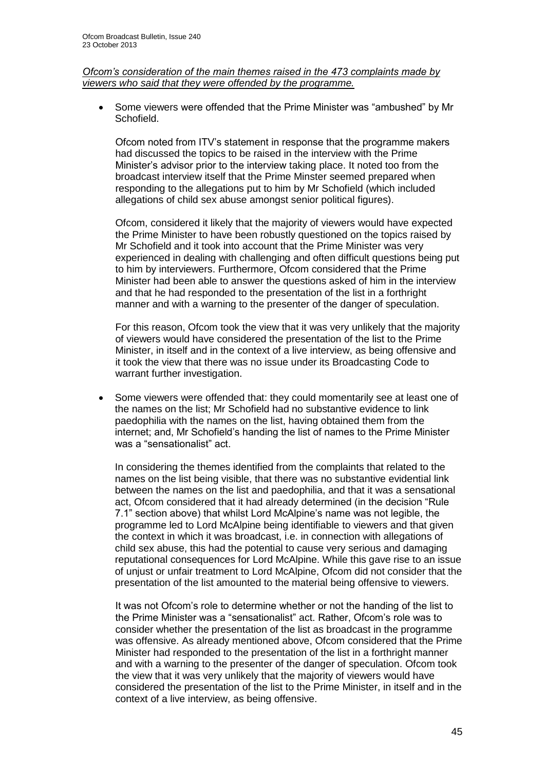*Ofcom's consideration of the main themes raised in the 473 complaints made by viewers who said that they were offended by the programme.*

- Some viewers were offended that the Prime Minister was "ambushed" by Mr Schofield.

  Ofcom noted from ITV's statement in response that the programme makers had discussed the topics to be raised in the interview with the Prime Minister's advisor prior to the interview taking place. It noted too from the broadcast interview itself that the Prime Minster seemed prepared when responding to the allegations put to him by Mr Schofield (which included allegations of child sex abuse amongst senior political figures).

  Ofcom, considered it likely that the majority of viewers would have expected the Prime Minister to have been robustly questioned on the topics raised by Mr Schofield and it took into account that the Prime Minister was very experienced in dealing with challenging and often difficult questions being put to him by interviewers. Furthermore, Ofcom considered that the Prime Minister had been able to answer the questions asked of him in the interview and that he had responded to the presentation of the list in a forthright manner and with a warning to the presenter of the danger of speculation.

  For this reason, Ofcom took the view that it was very unlikely that the majority of viewers would have considered the presentation of the list to the Prime Minister, in itself and in the context of a live interview, as being offensive and it took the view that there was no issue under its Broadcasting Code to warrant further investigation.

- Some viewers were offended that: they could momentarily see at least one of the names on the list; Mr Schofield had no substantive evidence to link paedophilia with the names on the list, having obtained them from the internet; and, Mr Schofield's handing the list of names to the Prime Minister was a "sensationalist" act.

  In considering the themes identified from the complaints that related to the names on the list being visible, that there was no substantive evidential link between the names on the list and paedophilia, and that it was a sensational act, Ofcom considered that it had already determined (in the decision "Rule 7.1" section above) that whilst Lord McAlpine's name was not legible, the programme led to Lord McAlpine being identifiable to viewers and that given the context in which it was broadcast, i.e. in connection with allegations of child sex abuse, this had the potential to cause very serious and damaging reputational consequences for Lord McAlpine. While this gave rise to an issue of unjust or unfair treatment to Lord McAlpine, Ofcom did not consider that the presentation of the list amounted to the material being offensive to viewers.

  It was not Ofcom's role to determine whether or not the handing of the list to the Prime Minister was a "sensationalist" act. Rather, Ofcom's role was to consider whether the presentation of the list as broadcast in the programme was offensive. As already mentioned above, Ofcom considered that the Prime Minister had responded to the presentation of the list in a forthright manner and with a warning to the presenter of the danger of speculation. Ofcom took the view that it was very unlikely that the majority of viewers would have considered the presentation of the list to the Prime Minister, in itself and in the context of a live interview, as being offensive.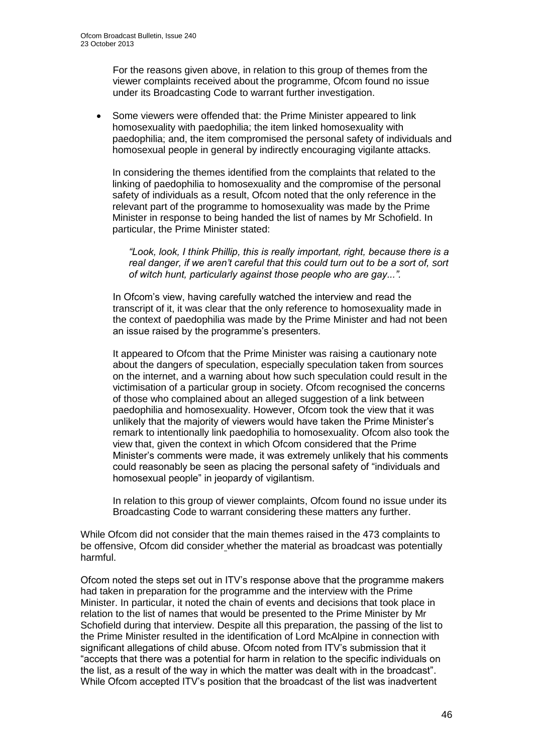For the reasons given above, in relation to this group of themes from the viewer complaints received about the programme, Ofcom found no issue under its Broadcasting Code to warrant further investigation.

- Some viewers were offended that: the Prime Minister appeared to link homosexuality with paedophilia; the item linked homosexuality with paedophilia; and, the item compromised the personal safety of individuals and homosexual people in general by indirectly encouraging vigilante attacks.

  In considering the themes identified from the complaints that related to the linking of paedophilia to homosexuality and the compromise of the personal safety of individuals as a result, Ofcom noted that the only reference in the relevant part of the programme to homosexuality was made by the Prime Minister in response to being handed the list of names by Mr Schofield. In particular, the Prime Minister stated:

  > *"Look, look, I think Phillip, this is really important, right, because there is a real danger, if we aren't careful that this could turn out to be a sort of, sort of witch hunt, particularly against those people who are gay...".*

  In Ofcom's view, having carefully watched the interview and read the transcript of it, it was clear that the only reference to homosexuality made in the context of paedophilia was made by the Prime Minister and had not been an issue raised by the programme's presenters.

  It appeared to Ofcom that the Prime Minister was raising a cautionary note about the dangers of speculation, especially speculation taken from sources on the internet, and a warning about how such speculation could result in the victimisation of a particular group in society. Ofcom recognised the concerns of those who complained about an alleged suggestion of a link between paedophilia and homosexuality. However, Ofcom took the view that it was unlikely that the majority of viewers would have taken the Prime Minister's remark to intentionally link paedophilia to homosexuality. Ofcom also took the view that, given the context in which Ofcom considered that the Prime Minister's comments were made, it was extremely unlikely that his comments could reasonably be seen as placing the personal safety of "individuals and homosexual people" in jeopardy of vigilantism.

  In relation to this group of viewer complaints, Ofcom found no issue under its Broadcasting Code to warrant considering these matters any further.

While Ofcom did not consider that the main themes raised in the 473 complaints to be offensive, Ofcom did consider whether the material as broadcast was potentially harmful.

Ofcom noted the steps set out in ITV's response above that the programme makers had taken in preparation for the programme and the interview with the Prime Minister. In particular, it noted the chain of events and decisions that took place in relation to the list of names that would be presented to the Prime Minister by Mr Schofield during that interview. Despite all this preparation, the passing of the list to the Prime Minister resulted in the identification of Lord McAlpine in connection with significant allegations of child abuse. Ofcom noted from ITV's submission that it "accepts that there was a potential for harm in relation to the specific individuals on the list, as a result of the way in which the matter was dealt with in the broadcast". While Ofcom accepted ITV's position that the broadcast of the list was inadvertent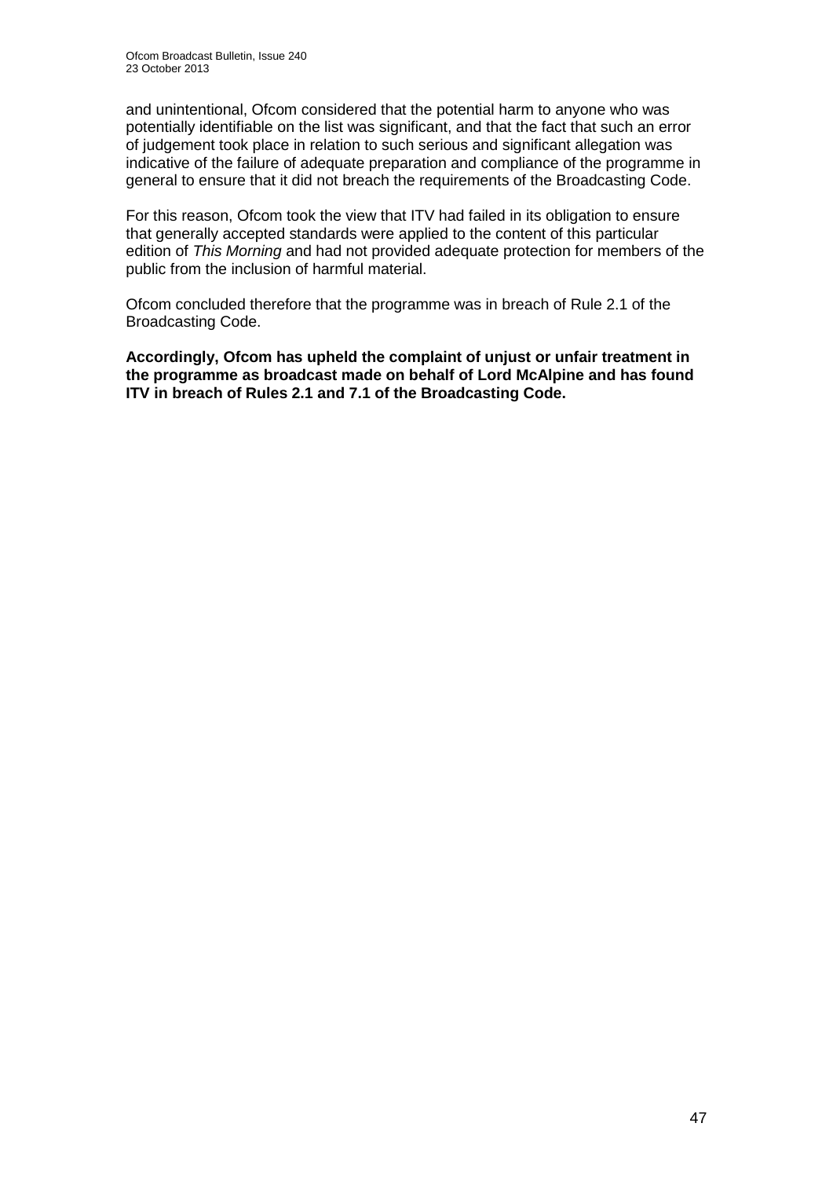and unintentional, Ofcom considered that the potential harm to anyone who was potentially identifiable on the list was significant, and that the fact that such an error of judgement took place in relation to such serious and significant allegation was indicative of the failure of adequate preparation and compliance of the programme in general to ensure that it did not breach the requirements of the Broadcasting Code.

For this reason, Ofcom took the view that ITV had failed in its obligation to ensure that generally accepted standards were applied to the content of this particular edition of *This Morning* and had not provided adequate protection for members of the public from the inclusion of harmful material.

Ofcom concluded therefore that the programme was in breach of Rule 2.1 of the Broadcasting Code.

**Accordingly, Ofcom has upheld the complaint of unjust or unfair treatment in the programme as broadcast made on behalf of Lord McAlpine and has found ITV in breach of Rules 2.1 and 7.1 of the Broadcasting Code.**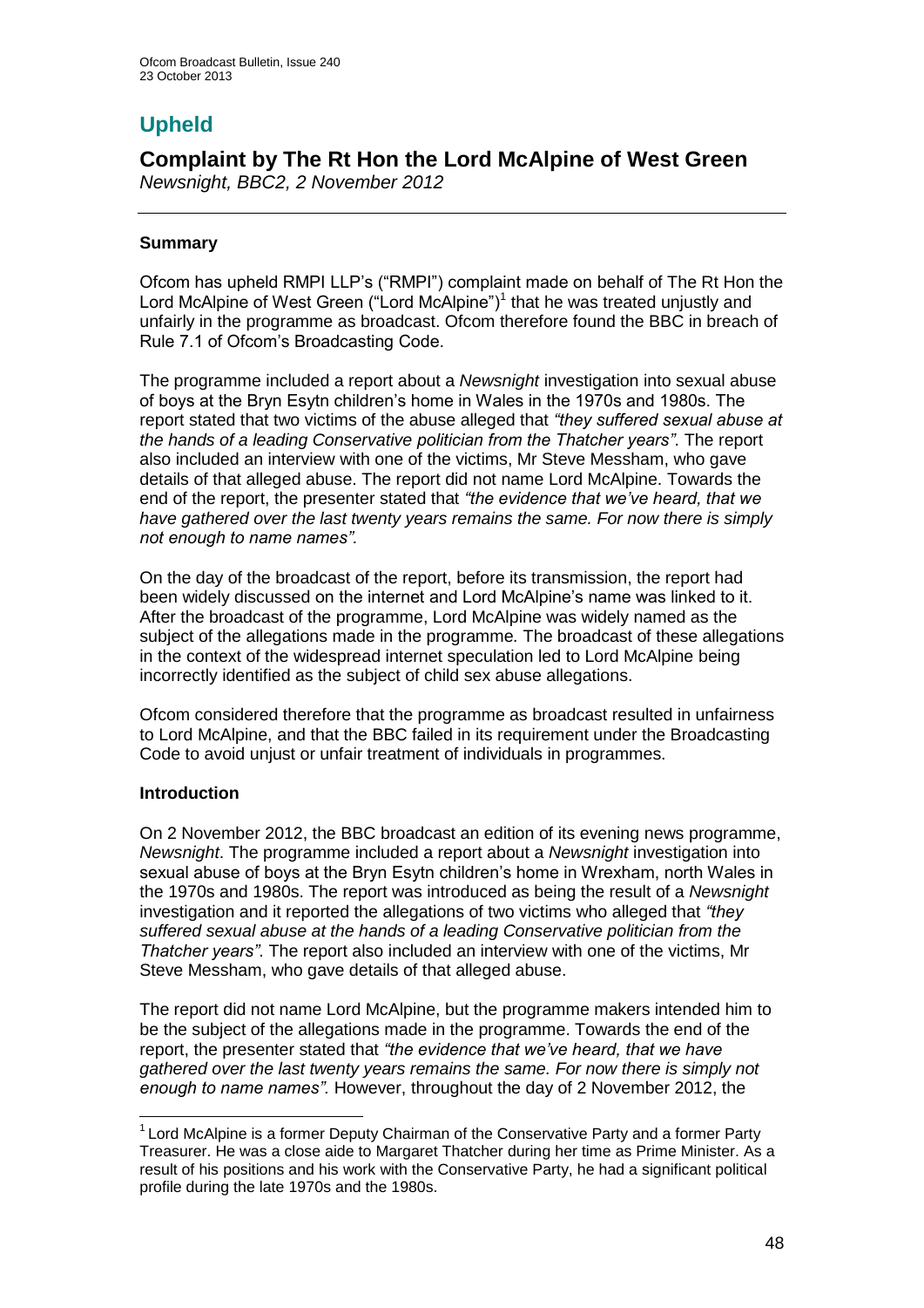# Upheld

## Complaint by The Rt Hon the Lord McAlpine of West Green

*Newsnight, BBC2, 2 November 2012*

---

### Summary

Ofcom has upheld RMPI LLP's ("RMPI") complaint made on behalf of The Rt Hon the Lord McAlpine of West Green ("Lord McAlpine")[1] that he was treated unjustly and unfairly in the programme as broadcast. Ofcom therefore found the BBC in breach of Rule 7.1 of Ofcom's Broadcasting Code.

The programme included a report about a *Newsnight* investigation into sexual abuse of boys at the Bryn Esytn children's home in Wales in the 1970s and 1980s. The report stated that two victims of the abuse alleged that *"they suffered sexual abuse at the hands of a leading Conservative politician from the Thatcher years"*. The report also included an interview with one of the victims, Mr Steve Messham, who gave details of that alleged abuse. The report did not name Lord McAlpine. Towards the end of the report, the presenter stated that *"the evidence that we've heard, that we have gathered over the last twenty years remains the same. For now there is simply not enough to name names".*

On the day of the broadcast of the report, before its transmission, the report had been widely discussed on the internet and Lord McAlpine's name was linked to it. After the broadcast of the programme, Lord McAlpine was widely named as the subject of the allegations made in the programme*.* The broadcast of these allegations in the context of the widespread internet speculation led to Lord McAlpine being incorrectly identified as the subject of child sex abuse allegations.

Ofcom considered therefore that the programme as broadcast resulted in unfairness to Lord McAlpine, and that the BBC failed in its requirement under the Broadcasting Code to avoid unjust or unfair treatment of individuals in programmes.

### Introduction

On 2 November 2012, the BBC broadcast an edition of its evening news programme, *Newsnight*. The programme included a report about a *Newsnight* investigation into sexual abuse of boys at the Bryn Esytn children's home in Wrexham, north Wales in the 1970s and 1980s. The report was introduced as being the result of a *Newsnight* investigation and it reported the allegations of two victims who alleged that *"they suffered sexual abuse at the hands of a leading Conservative politician from the Thatcher years"*. The report also included an interview with one of the victims, Mr Steve Messham, who gave details of that alleged abuse.

The report did not name Lord McAlpine, but the programme makers intended him to be the subject of the allegations made in the programme. Towards the end of the report, the presenter stated that *"the evidence that we've heard, that we have gathered over the last twenty years remains the same. For now there is simply not enough to name names".* However, throughout the day of 2 November 2012, the

---

[1] Lord McAlpine is a former Deputy Chairman of the Conservative Party and a former Party Treasurer. He was a close aide to Margaret Thatcher during her time as Prime Minister. As a result of his positions and his work with the Conservative Party, he had a significant political profile during the late 1970s and the 1980s.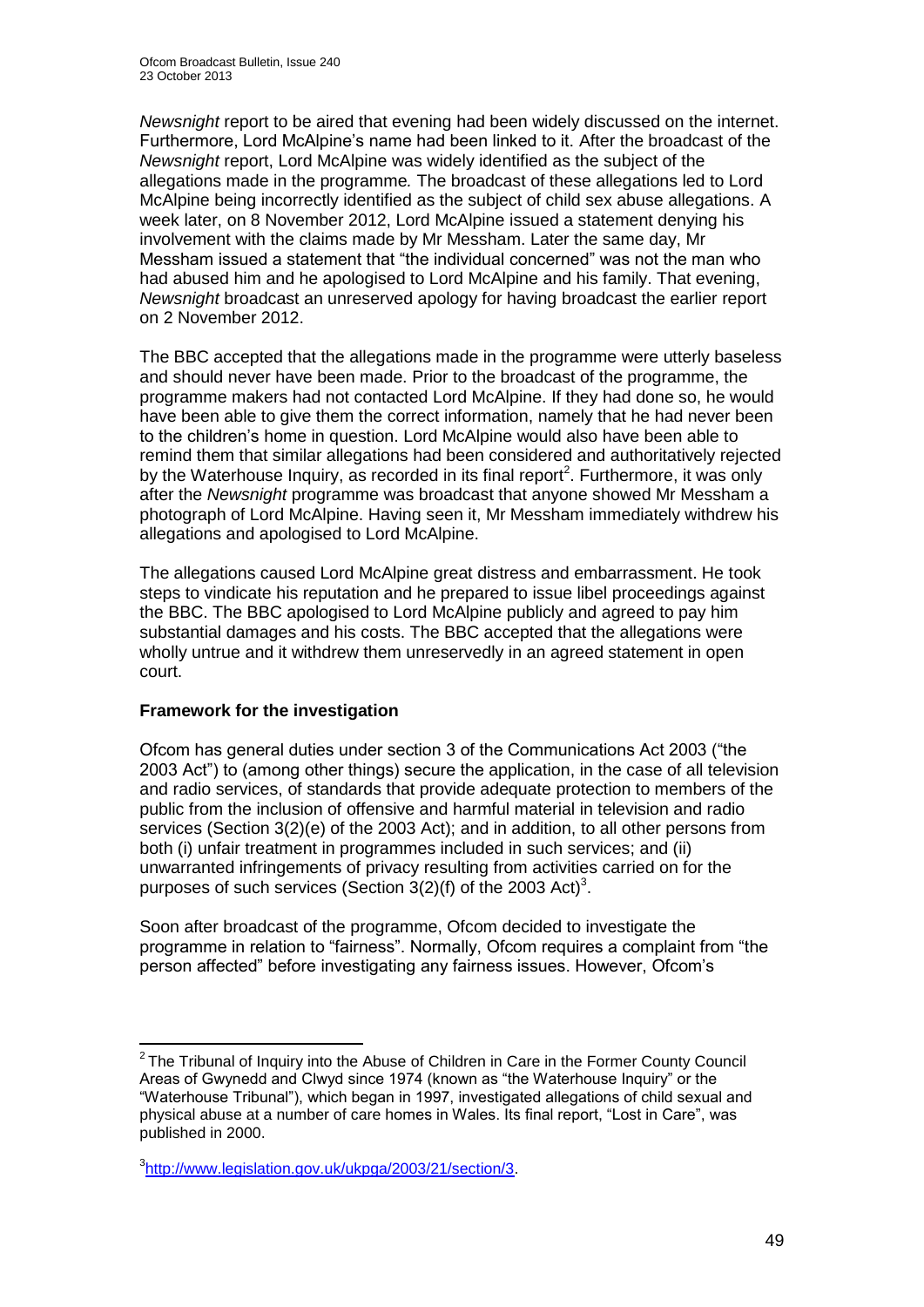*Newsnight* report to be aired that evening had been widely discussed on the internet. Furthermore, Lord McAlpine's name had been linked to it. After the broadcast of the *Newsnight* report, Lord McAlpine was widely identified as the subject of the allegations made in the programme*.* The broadcast of these allegations led to Lord McAlpine being incorrectly identified as the subject of child sex abuse allegations. A week later, on 8 November 2012, Lord McAlpine issued a statement denying his involvement with the claims made by Mr Messham. Later the same day, Mr Messham issued a statement that "the individual concerned" was not the man who had abused him and he apologised to Lord McAlpine and his family. That evening, *Newsnight* broadcast an unreserved apology for having broadcast the earlier report on 2 November 2012.

The BBC accepted that the allegations made in the programme were utterly baseless and should never have been made. Prior to the broadcast of the programme, the programme makers had not contacted Lord McAlpine. If they had done so, he would have been able to give them the correct information, namely that he had never been to the children's home in question. Lord McAlpine would also have been able to remind them that similar allegations had been considered and authoritatively rejected by the Waterhouse Inquiry, as recorded in its final report[2]. Furthermore, it was only after the *Newsnight* programme was broadcast that anyone showed Mr Messham a photograph of Lord McAlpine. Having seen it, Mr Messham immediately withdrew his allegations and apologised to Lord McAlpine.

The allegations caused Lord McAlpine great distress and embarrassment. He took steps to vindicate his reputation and he prepared to issue libel proceedings against the BBC. The BBC apologised to Lord McAlpine publicly and agreed to pay him substantial damages and his costs. The BBC accepted that the allegations were wholly untrue and it withdrew them unreservedly in an agreed statement in open court.

**Framework for the investigation**

Ofcom has general duties under section 3 of the Communications Act 2003 ("the 2003 Act") to (among other things) secure the application, in the case of all television and radio services, of standards that provide adequate protection to members of the public from the inclusion of offensive and harmful material in television and radio services (Section 3(2)(e) of the 2003 Act); and in addition, to all other persons from both (i) unfair treatment in programmes included in such services; and (ii) unwarranted infringements of privacy resulting from activities carried on for the purposes of such services (Section 3(2)(f) of the 2003 Act)[3].

Soon after broadcast of the programme, Ofcom decided to investigate the programme in relation to "fairness". Normally, Ofcom requires a complaint from "the person affected" before investigating any fairness issues. However, Ofcom's

---

[2] The Tribunal of Inquiry into the Abuse of Children in Care in the Former County Council Areas of Gwynedd and Clwyd since 1974 (known as "the Waterhouse Inquiry" or the "Waterhouse Tribunal"), which began in 1997, investigated allegations of child sexual and physical abuse at a number of care homes in Wales. Its final report, "Lost in Care", was published in 2000.

[3] http://www.legislation.gov.uk/ukpga/2003/21/section/3.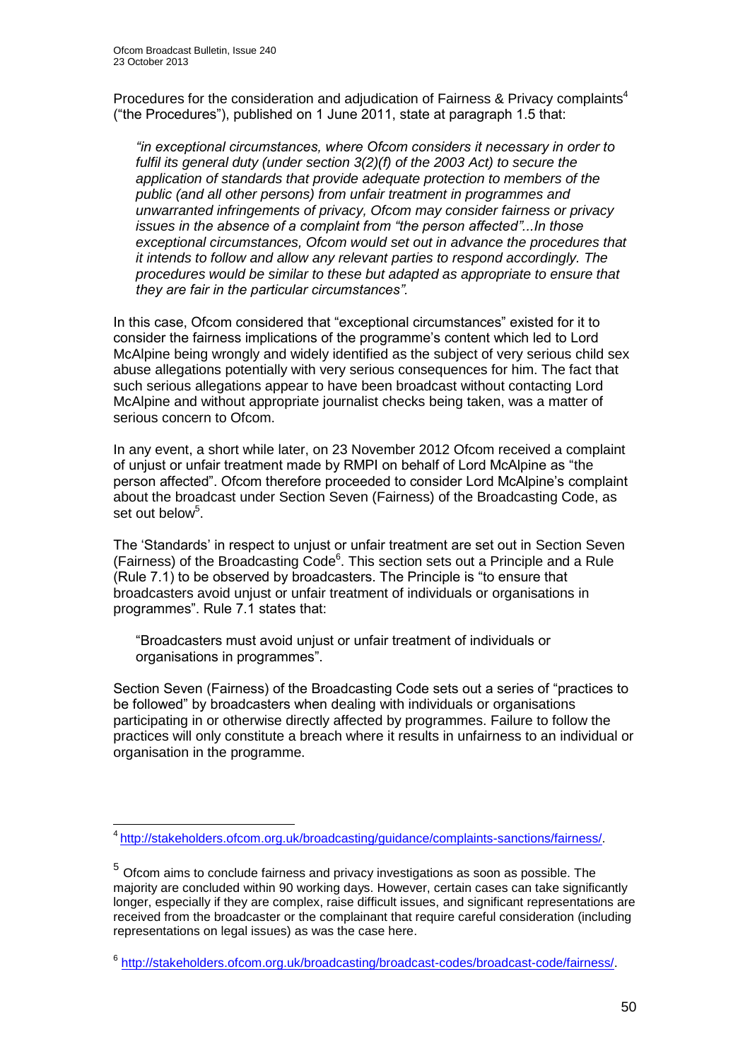Procedures for the consideration and adjudication of Fairness & Privacy complaints[4] ("the Procedures"), published on 1 June 2011, state at paragraph 1.5 that:

> *"in exceptional circumstances, where Ofcom considers it necessary in order to fulfil its general duty (under section 3(2)(f) of the 2003 Act) to secure the application of standards that provide adequate protection to members of the public (and all other persons) from unfair treatment in programmes and unwarranted infringements of privacy, Ofcom may consider fairness or privacy issues in the absence of a complaint from "the person affected"...In those exceptional circumstances, Ofcom would set out in advance the procedures that it intends to follow and allow any relevant parties to respond accordingly. The procedures would be similar to these but adapted as appropriate to ensure that they are fair in the particular circumstances".*

In this case, Ofcom considered that "exceptional circumstances" existed for it to consider the fairness implications of the programme's content which led to Lord McAlpine being wrongly and widely identified as the subject of very serious child sex abuse allegations potentially with very serious consequences for him. The fact that such serious allegations appear to have been broadcast without contacting Lord McAlpine and without appropriate journalist checks being taken, was a matter of serious concern to Ofcom.

In any event, a short while later, on 23 November 2012 Ofcom received a complaint of unjust or unfair treatment made by RMPI on behalf of Lord McAlpine as "the person affected". Ofcom therefore proceeded to consider Lord McAlpine's complaint about the broadcast under Section Seven (Fairness) of the Broadcasting Code, as set out below[5].

The 'Standards' in respect to unjust or unfair treatment are set out in Section Seven (Fairness) of the Broadcasting Code[6]. This section sets out a Principle and a Rule (Rule 7.1) to be observed by broadcasters. The Principle is "to ensure that broadcasters avoid unjust or unfair treatment of individuals or organisations in programmes". Rule 7.1 states that:

> "Broadcasters must avoid unjust or unfair treatment of individuals or organisations in programmes".

Section Seven (Fairness) of the Broadcasting Code sets out a series of "practices to be followed" by broadcasters when dealing with individuals or organisations participating in or otherwise directly affected by programmes. Failure to follow the practices will only constitute a breach where it results in unfairness to an individual or organisation in the programme.

---

[4] http://stakeholders.ofcom.org.uk/broadcasting/guidance/complaints-sanctions/fairness/.

[5] Ofcom aims to conclude fairness and privacy investigations as soon as possible. The majority are concluded within 90 working days. However, certain cases can take significantly longer, especially if they are complex, raise difficult issues, and significant representations are received from the broadcaster or the complainant that require careful consideration (including representations on legal issues) as was the case here.

[6] http://stakeholders.ofcom.org.uk/broadcasting/broadcast-codes/broadcast-code/fairness/.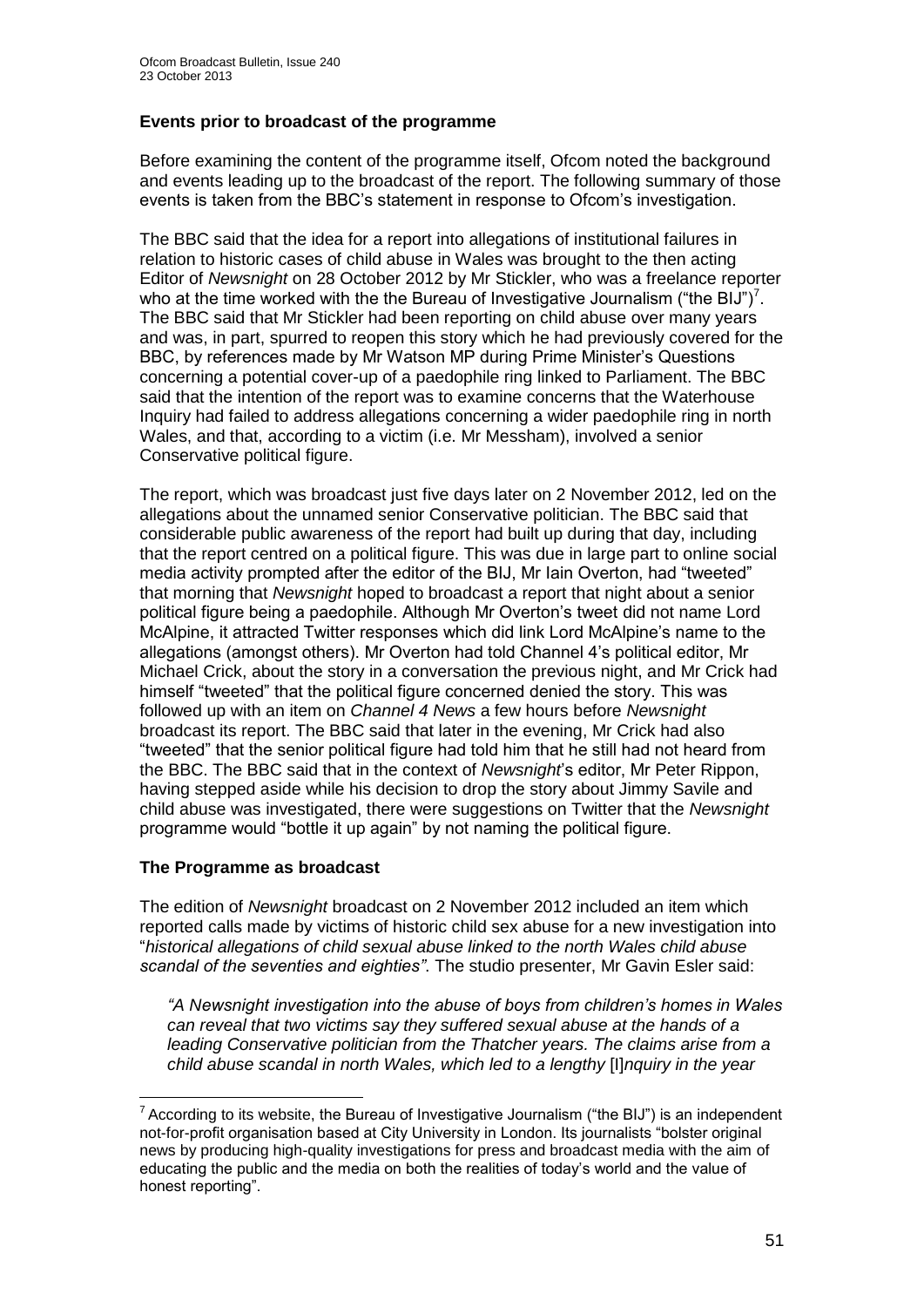### Events prior to broadcast of the programme

Before examining the content of the programme itself, Ofcom noted the background and events leading up to the broadcast of the report. The following summary of those events is taken from the BBC's statement in response to Ofcom's investigation.

The BBC said that the idea for a report into allegations of institutional failures in relation to historic cases of child abuse in Wales was brought to the then acting Editor of *Newsnight* on 28 October 2012 by Mr Stickler, who was a freelance reporter who at the time worked with the the Bureau of Investigative Journalism ("the BIJ")[7]. The BBC said that Mr Stickler had been reporting on child abuse over many years and was, in part, spurred to reopen this story which he had previously covered for the BBC, by references made by Mr Watson MP during Prime Minister's Questions concerning a potential cover-up of a paedophile ring linked to Parliament. The BBC said that the intention of the report was to examine concerns that the Waterhouse Inquiry had failed to address allegations concerning a wider paedophile ring in north Wales, and that, according to a victim (i.e. Mr Messham), involved a senior Conservative political figure.

The report, which was broadcast just five days later on 2 November 2012, led on the allegations about the unnamed senior Conservative politician. The BBC said that considerable public awareness of the report had built up during that day, including that the report centred on a political figure. This was due in large part to online social media activity prompted after the editor of the BIJ, Mr Iain Overton, had "tweeted" that morning that *Newsnight* hoped to broadcast a report that night about a senior political figure being a paedophile. Although Mr Overton's tweet did not name Lord McAlpine, it attracted Twitter responses which did link Lord McAlpine's name to the allegations (amongst others). Mr Overton had told Channel 4's political editor, Mr Michael Crick, about the story in a conversation the previous night, and Mr Crick had himself "tweeted" that the political figure concerned denied the story. This was followed up with an item on *Channel 4 News* a few hours before *Newsnight* broadcast its report. The BBC said that later in the evening, Mr Crick had also "tweeted" that the senior political figure had told him that he still had not heard from the BBC. The BBC said that in the context of *Newsnight*'s editor, Mr Peter Rippon, having stepped aside while his decision to drop the story about Jimmy Savile and child abuse was investigated, there were suggestions on Twitter that the *Newsnight* programme would "bottle it up again" by not naming the political figure.

### The Programme as broadcast

The edition of *Newsnight* broadcast on 2 November 2012 included an item which reported calls made by victims of historic child sex abuse for a new investigation into "*historical allegations of child sexual abuse linked to the north Wales child abuse scandal of the seventies and eighties"*. The studio presenter, Mr Gavin Esler said:

> *"A Newsnight investigation into the abuse of boys from children's homes in Wales can reveal that two victims say they suffered sexual abuse at the hands of a leading Conservative politician from the Thatcher years. The claims arise from a child abuse scandal in north Wales, which led to a lengthy* [I]*nquiry in the year*

---

[7] According to its website, the Bureau of Investigative Journalism ("the BIJ") is an independent not-for-profit organisation based at City University in London. Its journalists "bolster original news by producing high-quality investigations for press and broadcast media with the aim of educating the public and the media on both the realities of today's world and the value of honest reporting".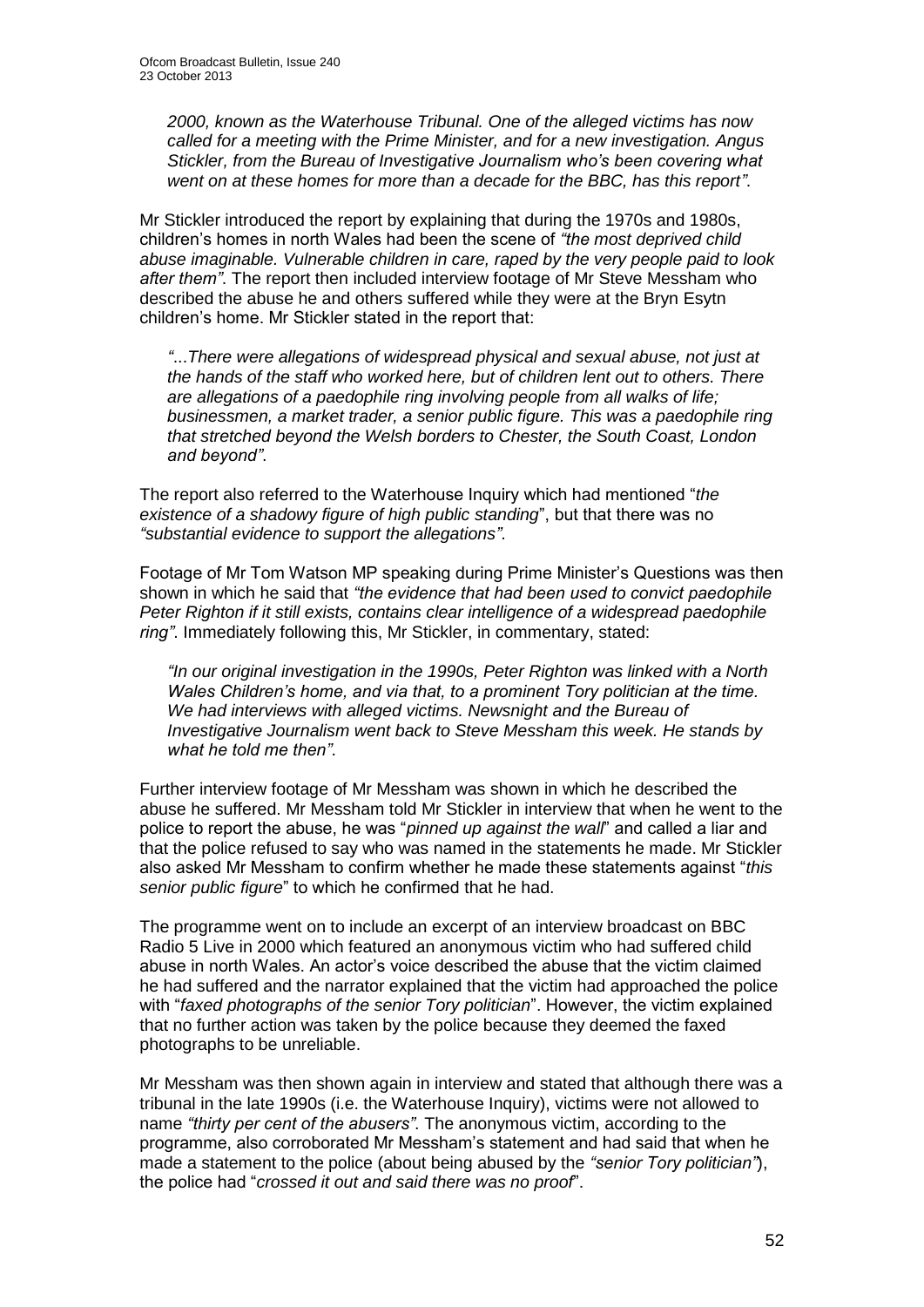*2000, known as the Waterhouse Tribunal. One of the alleged victims has now called for a meeting with the Prime Minister, and for a new investigation. Angus Stickler, from the Bureau of Investigative Journalism who's been covering what went on at these homes for more than a decade for the BBC, has this report"*.

Mr Stickler introduced the report by explaining that during the 1970s and 1980s, children's homes in north Wales had been the scene of *"the most deprived child abuse imaginable. Vulnerable children in care, raped by the very people paid to look after them"*. The report then included interview footage of Mr Steve Messham who described the abuse he and others suffered while they were at the Bryn Esytn children's home. Mr Stickler stated in the report that:

> *"...There were allegations of widespread physical and sexual abuse, not just at the hands of the staff who worked here, but of children lent out to others. There are allegations of a paedophile ring involving people from all walks of life; businessmen, a market trader, a senior public figure. This was a paedophile ring that stretched beyond the Welsh borders to Chester, the South Coast, London and beyond"*.

The report also referred to the Waterhouse Inquiry which had mentioned "*the existence of a shadowy figure of high public standing*", but that there was no *"substantial evidence to support the allegations"*.

Footage of Mr Tom Watson MP speaking during Prime Minister's Questions was then shown in which he said that *"the evidence that had been used to convict paedophile Peter Righton if it still exists, contains clear intelligence of a widespread paedophile ring"*. Immediately following this, Mr Stickler, in commentary, stated:

> *"In our original investigation in the 1990s, Peter Righton was linked with a North Wales Children's home, and via that, to a prominent Tory politician at the time. We had interviews with alleged victims. Newsnight and the Bureau of Investigative Journalism went back to Steve Messham this week. He stands by what he told me then"*.

Further interview footage of Mr Messham was shown in which he described the abuse he suffered. Mr Messham told Mr Stickler in interview that when he went to the police to report the abuse, he was "*pinned up against the wall*" and called a liar and that the police refused to say who was named in the statements he made. Mr Stickler also asked Mr Messham to confirm whether he made these statements against "*this senior public figure*" to which he confirmed that he had.

The programme went on to include an excerpt of an interview broadcast on BBC Radio 5 Live in 2000 which featured an anonymous victim who had suffered child abuse in north Wales. An actor's voice described the abuse that the victim claimed he had suffered and the narrator explained that the victim had approached the police with "*faxed photographs of the senior Tory politician*". However, the victim explained that no further action was taken by the police because they deemed the faxed photographs to be unreliable.

Mr Messham was then shown again in interview and stated that although there was a tribunal in the late 1990s (i.e. the Waterhouse Inquiry), victims were not allowed to name *"thirty per cent of the abusers"*. The anonymous victim, according to the programme, also corroborated Mr Messham's statement and had said that when he made a statement to the police (about being abused by the *"senior Tory politician"*), the police had "*crossed it out and said there was no proof*".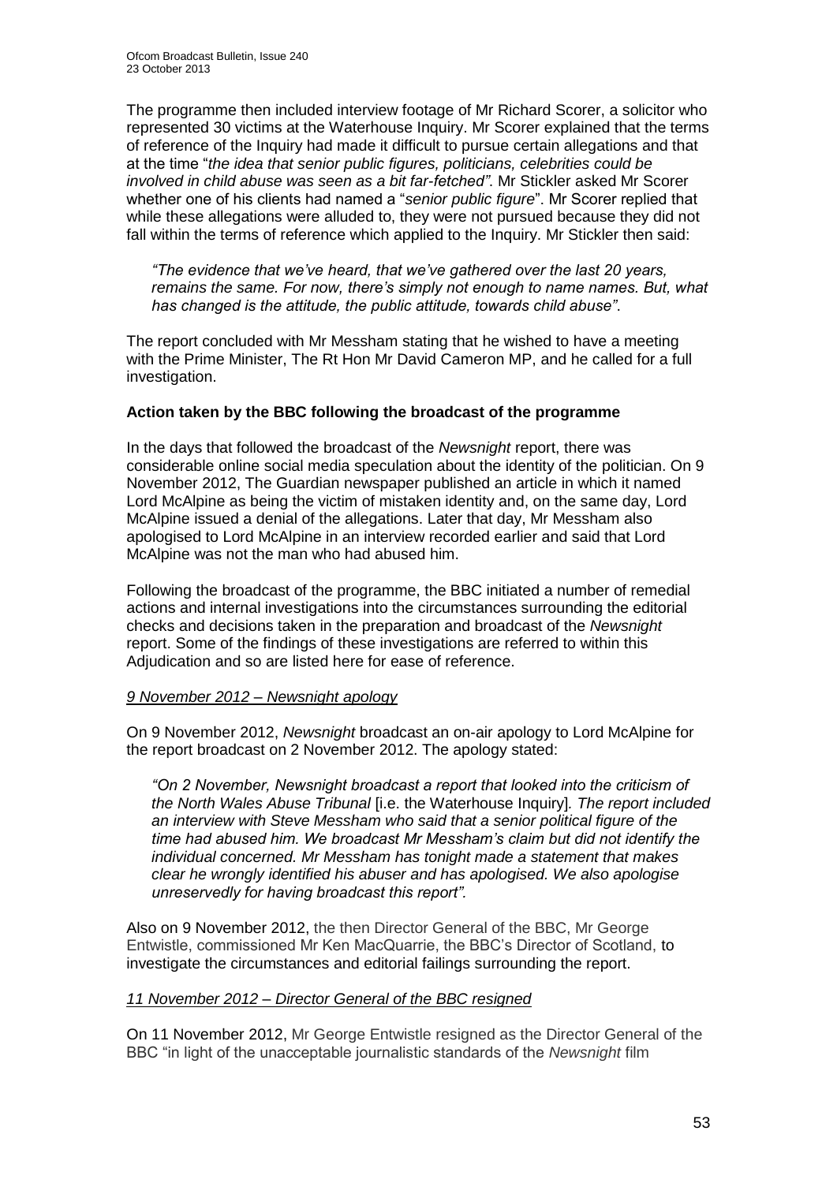The programme then included interview footage of Mr Richard Scorer, a solicitor who represented 30 victims at the Waterhouse Inquiry. Mr Scorer explained that the terms of reference of the Inquiry had made it difficult to pursue certain allegations and that at the time "*the idea that senior public figures, politicians, celebrities could be involved in child abuse was seen as a bit far-fetched"*. Mr Stickler asked Mr Scorer whether one of his clients had named a "*senior public figure*". Mr Scorer replied that while these allegations were alluded to, they were not pursued because they did not fall within the terms of reference which applied to the Inquiry. Mr Stickler then said:

> *"The evidence that we've heard, that we've gathered over the last 20 years, remains the same. For now, there's simply not enough to name names. But, what has changed is the attitude, the public attitude, towards child abuse"*.

The report concluded with Mr Messham stating that he wished to have a meeting with the Prime Minister, The Rt Hon Mr David Cameron MP, and he called for a full investigation.

**Action taken by the BBC following the broadcast of the programme**

In the days that followed the broadcast of the *Newsnight* report, there was considerable online social media speculation about the identity of the politician. On 9 November 2012, The Guardian newspaper published an article in which it named Lord McAlpine as being the victim of mistaken identity and, on the same day, Lord McAlpine issued a denial of the allegations. Later that day, Mr Messham also apologised to Lord McAlpine in an interview recorded earlier and said that Lord McAlpine was not the man who had abused him.

Following the broadcast of the programme, the BBC initiated a number of remedial actions and internal investigations into the circumstances surrounding the editorial checks and decisions taken in the preparation and broadcast of the *Newsnight* report. Some of the findings of these investigations are referred to within this Adjudication and so are listed here for ease of reference.

*9 November 2012 – Newsnight apology*

On 9 November 2012, *Newsnight* broadcast an on-air apology to Lord McAlpine for the report broadcast on 2 November 2012. The apology stated:

> *"On 2 November, Newsnight broadcast a report that looked into the criticism of the North Wales Abuse Tribunal* [i.e. the Waterhouse Inquiry]. *The report included an interview with Steve Messham who said that a senior political figure of the time had abused him. We broadcast Mr Messham's claim but did not identify the individual concerned. Mr Messham has tonight made a statement that makes clear he wrongly identified his abuser and has apologised. We also apologise unreservedly for having broadcast this report".*

Also on 9 November 2012, the then Director General of the BBC, Mr George Entwistle, commissioned Mr Ken MacQuarrie, the BBC's Director of Scotland, to investigate the circumstances and editorial failings surrounding the report.

*11 November 2012 – Director General of the BBC resigned*

On 11 November 2012, Mr George Entwistle resigned as the Director General of the BBC "in light of the unacceptable journalistic standards of the *Newsnight* film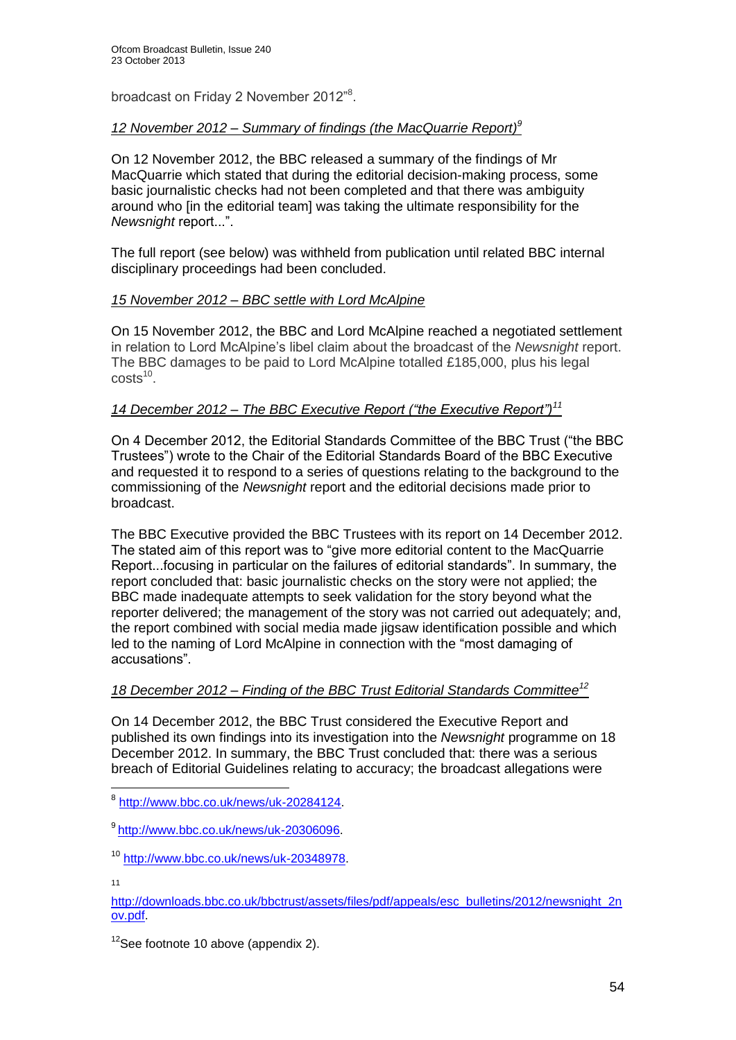broadcast on Friday 2 November 2012"[8].

*12 November 2012 – Summary of findings (the MacQuarrie Report)*[9]

On 12 November 2012, the BBC released a summary of the findings of Mr MacQuarrie which stated that during the editorial decision-making process, some basic journalistic checks had not been completed and that there was ambiguity around who [in the editorial team] was taking the ultimate responsibility for the *Newsnight* report...".

The full report (see below) was withheld from publication until related BBC internal disciplinary proceedings had been concluded.

*15 November 2012 – BBC settle with Lord McAlpine*

On 15 November 2012, the BBC and Lord McAlpine reached a negotiated settlement in relation to Lord McAlpine's libel claim about the broadcast of the *Newsnight* report. The BBC damages to be paid to Lord McAlpine totalled £185,000, plus his legal costs[10].

*14 December 2012 – The BBC Executive Report ("the Executive Report")*[11]

On 4 December 2012, the Editorial Standards Committee of the BBC Trust ("the BBC Trustees") wrote to the Chair of the Editorial Standards Board of the BBC Executive and requested it to respond to a series of questions relating to the background to the commissioning of the *Newsnight* report and the editorial decisions made prior to broadcast.

The BBC Executive provided the BBC Trustees with its report on 14 December 2012. The stated aim of this report was to "give more editorial content to the MacQuarrie Report...focusing in particular on the failures of editorial standards". In summary, the report concluded that: basic journalistic checks on the story were not applied; the BBC made inadequate attempts to seek validation for the story beyond what the reporter delivered; the management of the story was not carried out adequately; and, the report combined with social media made jigsaw identification possible and which led to the naming of Lord McAlpine in connection with the "most damaging of accusations".

*18 December 2012 – Finding of the BBC Trust Editorial Standards Committee*[12]

On 14 December 2012, the BBC Trust considered the Executive Report and published its own findings into its investigation into the *Newsnight* programme on 18 December 2012. In summary, the BBC Trust concluded that: there was a serious breach of Editorial Guidelines relating to accuracy; the broadcast allegations were

---

[8] http://www.bbc.co.uk/news/uk-20284124.

[9] http://www.bbc.co.uk/news/uk-20306096.

[10] http://www.bbc.co.uk/news/uk-20348978.

[11] http://downloads.bbc.co.uk/bbctrust/assets/files/pdf/appeals/esc_bulletins/2012/newsnight_2nov.pdf.

[12] See footnote 10 above (appendix 2).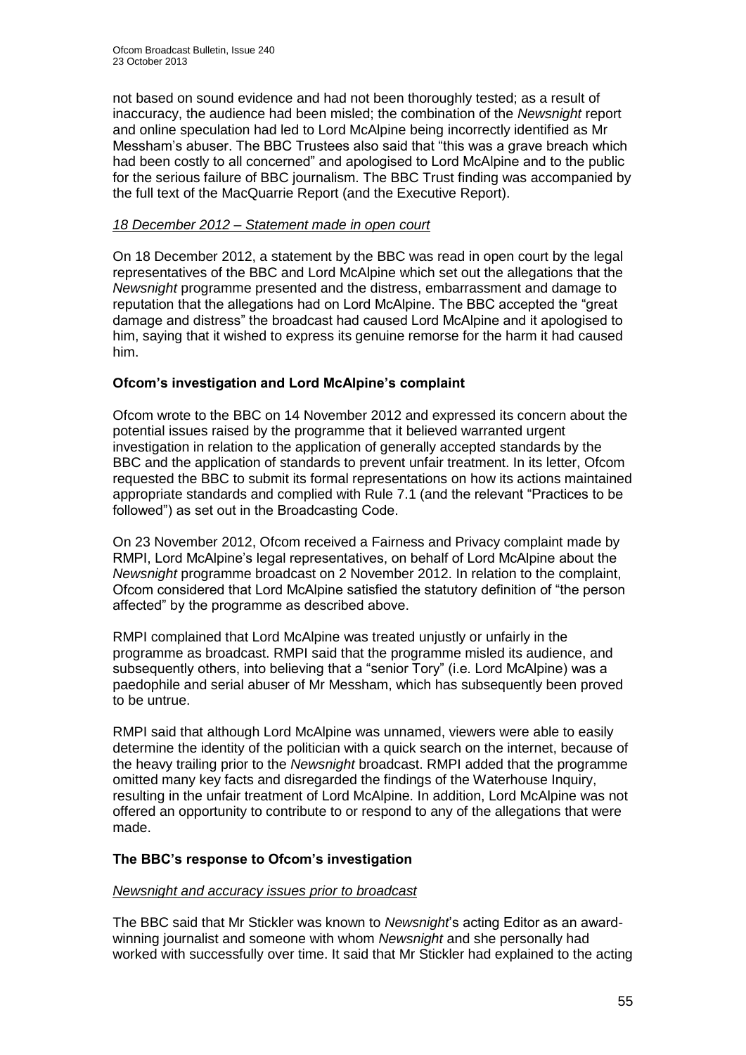not based on sound evidence and had not been thoroughly tested; as a result of inaccuracy, the audience had been misled; the combination of the *Newsnight* report and online speculation had led to Lord McAlpine being incorrectly identified as Mr Messham's abuser. The BBC Trustees also said that "this was a grave breach which had been costly to all concerned" and apologised to Lord McAlpine and to the public for the serious failure of BBC journalism. The BBC Trust finding was accompanied by the full text of the MacQuarrie Report (and the Executive Report).

*18 December 2012 – Statement made in open court*

On 18 December 2012, a statement by the BBC was read in open court by the legal representatives of the BBC and Lord McAlpine which set out the allegations that the *Newsnight* programme presented and the distress, embarrassment and damage to reputation that the allegations had on Lord McAlpine. The BBC accepted the "great damage and distress" the broadcast had caused Lord McAlpine and it apologised to him, saying that it wished to express its genuine remorse for the harm it had caused him.

**Ofcom's investigation and Lord McAlpine's complaint**

Ofcom wrote to the BBC on 14 November 2012 and expressed its concern about the potential issues raised by the programme that it believed warranted urgent investigation in relation to the application of generally accepted standards by the BBC and the application of standards to prevent unfair treatment. In its letter, Ofcom requested the BBC to submit its formal representations on how its actions maintained appropriate standards and complied with Rule 7.1 (and the relevant "Practices to be followed") as set out in the Broadcasting Code.

On 23 November 2012, Ofcom received a Fairness and Privacy complaint made by RMPI, Lord McAlpine's legal representatives, on behalf of Lord McAlpine about the *Newsnight* programme broadcast on 2 November 2012. In relation to the complaint, Ofcom considered that Lord McAlpine satisfied the statutory definition of "the person affected" by the programme as described above.

RMPI complained that Lord McAlpine was treated unjustly or unfairly in the programme as broadcast. RMPI said that the programme misled its audience, and subsequently others, into believing that a "senior Tory" (i.e. Lord McAlpine) was a paedophile and serial abuser of Mr Messham, which has subsequently been proved to be untrue.

RMPI said that although Lord McAlpine was unnamed, viewers were able to easily determine the identity of the politician with a quick search on the internet, because of the heavy trailing prior to the *Newsnight* broadcast. RMPI added that the programme omitted many key facts and disregarded the findings of the Waterhouse Inquiry, resulting in the unfair treatment of Lord McAlpine. In addition, Lord McAlpine was not offered an opportunity to contribute to or respond to any of the allegations that were made.

**The BBC's response to Ofcom's investigation**

*Newsnight and accuracy issues prior to broadcast*

The BBC said that Mr Stickler was known to *Newsnight*'s acting Editor as an award-winning journalist and someone with whom *Newsnight* and she personally had worked with successfully over time. It said that Mr Stickler had explained to the acting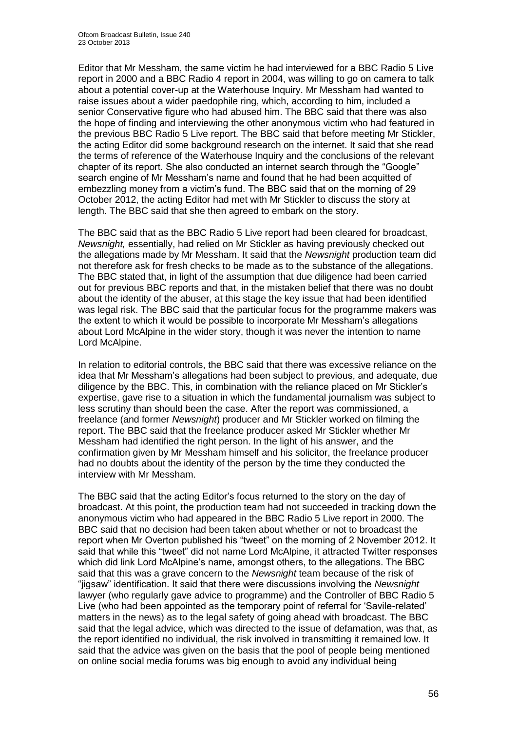Editor that Mr Messham, the same victim he had interviewed for a BBC Radio 5 Live report in 2000 and a BBC Radio 4 report in 2004, was willing to go on camera to talk about a potential cover-up at the Waterhouse Inquiry. Mr Messham had wanted to raise issues about a wider paedophile ring, which, according to him, included a senior Conservative figure who had abused him. The BBC said that there was also the hope of finding and interviewing the other anonymous victim who had featured in the previous BBC Radio 5 Live report. The BBC said that before meeting Mr Stickler, the acting Editor did some background research on the internet. It said that she read the terms of reference of the Waterhouse Inquiry and the conclusions of the relevant chapter of its report. She also conducted an internet search through the "Google" search engine of Mr Messham's name and found that he had been acquitted of embezzling money from a victim's fund. The BBC said that on the morning of 29 October 2012, the acting Editor had met with Mr Stickler to discuss the story at length. The BBC said that she then agreed to embark on the story.

The BBC said that as the BBC Radio 5 Live report had been cleared for broadcast, *Newsnight,* essentially, had relied on Mr Stickler as having previously checked out the allegations made by Mr Messham. It said that the *Newsnight* production team did not therefore ask for fresh checks to be made as to the substance of the allegations. The BBC stated that, in light of the assumption that due diligence had been carried out for previous BBC reports and that, in the mistaken belief that there was no doubt about the identity of the abuser, at this stage the key issue that had been identified was legal risk. The BBC said that the particular focus for the programme makers was the extent to which it would be possible to incorporate Mr Messham's allegations about Lord McAlpine in the wider story, though it was never the intention to name Lord McAlpine.

In relation to editorial controls, the BBC said that there was excessive reliance on the idea that Mr Messham's allegations had been subject to previous, and adequate, due diligence by the BBC. This, in combination with the reliance placed on Mr Stickler's expertise, gave rise to a situation in which the fundamental journalism was subject to less scrutiny than should been the case. After the report was commissioned, a freelance (and former *Newsnight*) producer and Mr Stickler worked on filming the report. The BBC said that the freelance producer asked Mr Stickler whether Mr Messham had identified the right person. In the light of his answer, and the confirmation given by Mr Messham himself and his solicitor, the freelance producer had no doubts about the identity of the person by the time they conducted the interview with Mr Messham.

The BBC said that the acting Editor's focus returned to the story on the day of broadcast. At this point, the production team had not succeeded in tracking down the anonymous victim who had appeared in the BBC Radio 5 Live report in 2000. The BBC said that no decision had been taken about whether or not to broadcast the report when Mr Overton published his "tweet" on the morning of 2 November 2012. It said that while this "tweet" did not name Lord McAlpine, it attracted Twitter responses which did link Lord McAlpine's name, amongst others, to the allegations. The BBC said that this was a grave concern to the *Newsnight* team because of the risk of "jigsaw" identification. It said that there were discussions involving the *Newsnight* lawyer (who regularly gave advice to programme) and the Controller of BBC Radio 5 Live (who had been appointed as the temporary point of referral for 'Savile-related' matters in the news) as to the legal safety of going ahead with broadcast. The BBC said that the legal advice, which was directed to the issue of defamation, was that, as the report identified no individual, the risk involved in transmitting it remained low. It said that the advice was given on the basis that the pool of people being mentioned on online social media forums was big enough to avoid any individual being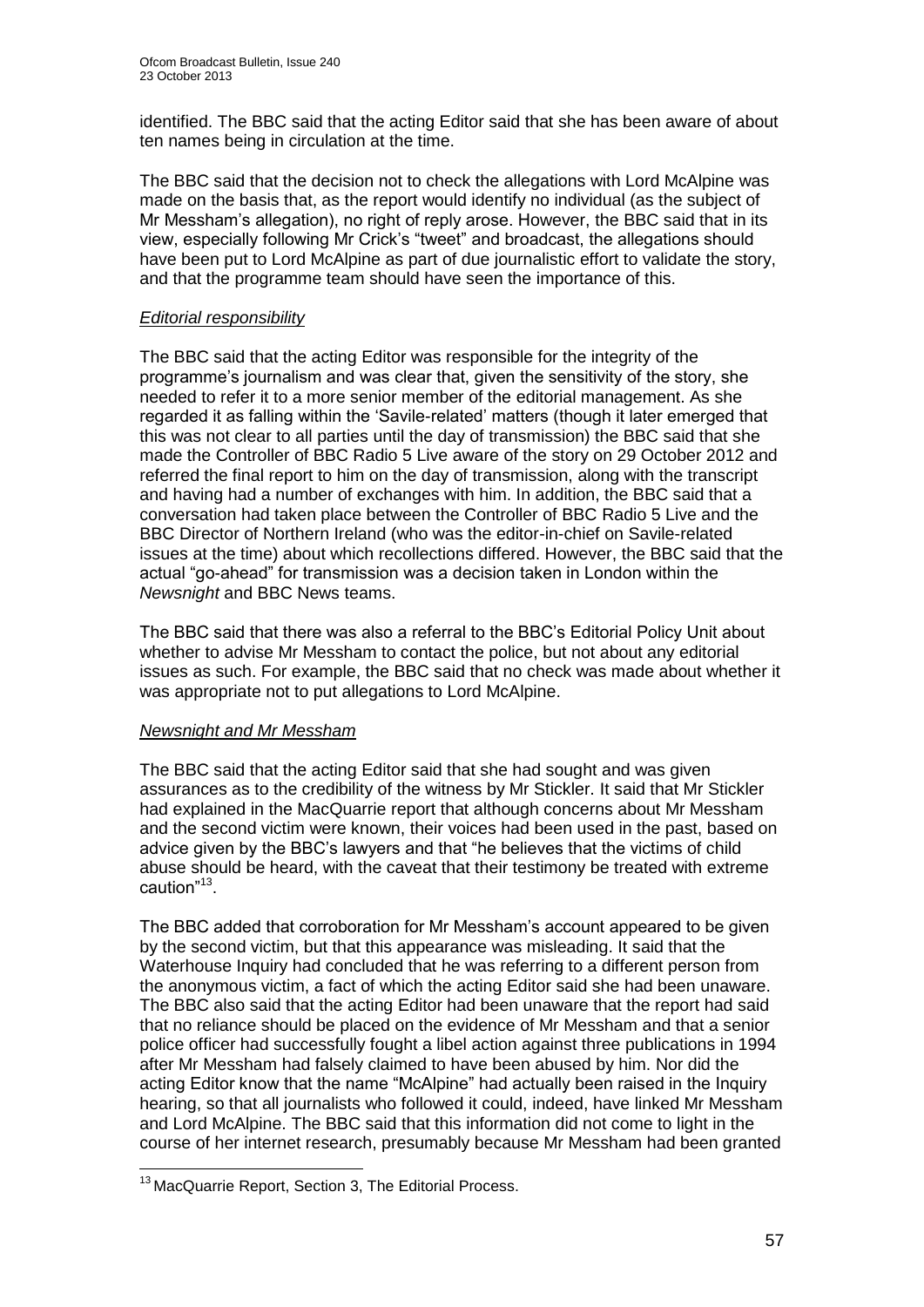identified. The BBC said that the acting Editor said that she has been aware of about ten names being in circulation at the time.

The BBC said that the decision not to check the allegations with Lord McAlpine was made on the basis that, as the report would identify no individual (as the subject of Mr Messham's allegation), no right of reply arose. However, the BBC said that in its view, especially following Mr Crick's "tweet" and broadcast, the allegations should have been put to Lord McAlpine as part of due journalistic effort to validate the story, and that the programme team should have seen the importance of this.

*Editorial responsibility*

The BBC said that the acting Editor was responsible for the integrity of the programme's journalism and was clear that, given the sensitivity of the story, she needed to refer it to a more senior member of the editorial management. As she regarded it as falling within the 'Savile-related' matters (though it later emerged that this was not clear to all parties until the day of transmission) the BBC said that she made the Controller of BBC Radio 5 Live aware of the story on 29 October 2012 and referred the final report to him on the day of transmission, along with the transcript and having had a number of exchanges with him. In addition, the BBC said that a conversation had taken place between the Controller of BBC Radio 5 Live and the BBC Director of Northern Ireland (who was the editor-in-chief on Savile-related issues at the time) about which recollections differed. However, the BBC said that the actual "go-ahead" for transmission was a decision taken in London within the *Newsnight* and BBC News teams.

The BBC said that there was also a referral to the BBC's Editorial Policy Unit about whether to advise Mr Messham to contact the police, but not about any editorial issues as such. For example, the BBC said that no check was made about whether it was appropriate not to put allegations to Lord McAlpine.

*Newsnight and Mr Messham*

The BBC said that the acting Editor said that she had sought and was given assurances as to the credibility of the witness by Mr Stickler. It said that Mr Stickler had explained in the MacQuarrie report that although concerns about Mr Messham and the second victim were known, their voices had been used in the past, based on advice given by the BBC's lawyers and that "he believes that the victims of child abuse should be heard, with the caveat that their testimony be treated with extreme caution"[13].

The BBC added that corroboration for Mr Messham's account appeared to be given by the second victim, but that this appearance was misleading. It said that the Waterhouse Inquiry had concluded that he was referring to a different person from the anonymous victim, a fact of which the acting Editor said she had been unaware. The BBC also said that the acting Editor had been unaware that the report had said that no reliance should be placed on the evidence of Mr Messham and that a senior police officer had successfully fought a libel action against three publications in 1994 after Mr Messham had falsely claimed to have been abused by him. Nor did the acting Editor know that the name "McAlpine" had actually been raised in the Inquiry hearing, so that all journalists who followed it could, indeed, have linked Mr Messham and Lord McAlpine. The BBC said that this information did not come to light in the course of her internet research, presumably because Mr Messham had been granted

[13] MacQuarrie Report, Section 3, The Editorial Process.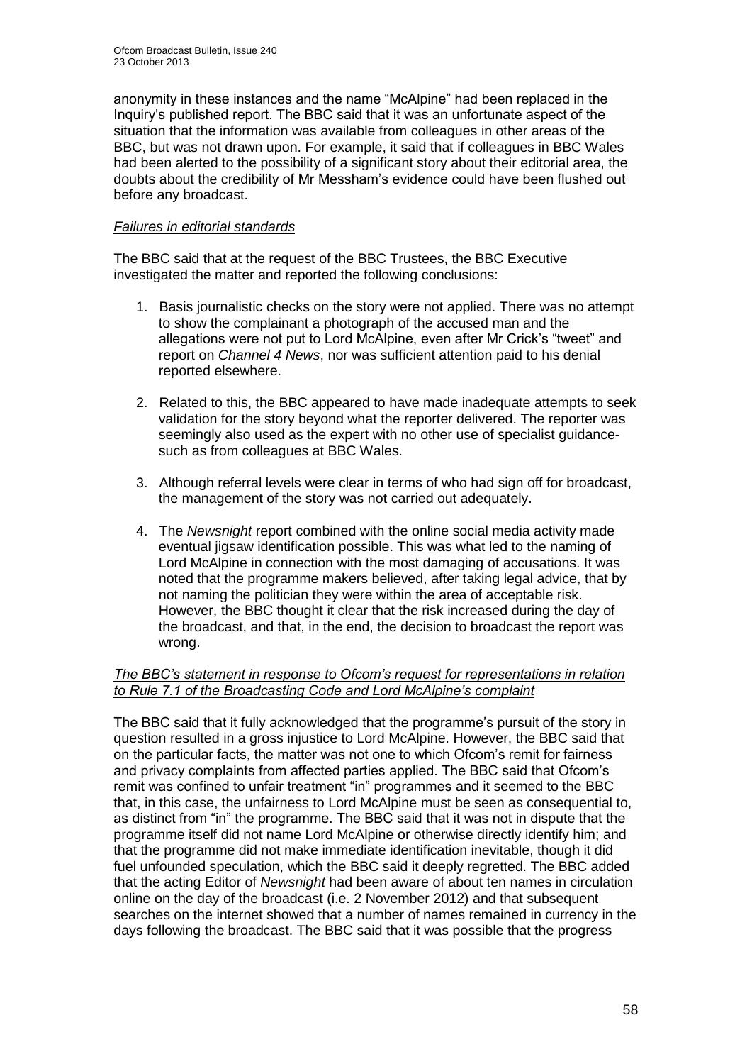anonymity in these instances and the name "McAlpine" had been replaced in the Inquiry's published report. The BBC said that it was an unfortunate aspect of the situation that the information was available from colleagues in other areas of the BBC, but was not drawn upon. For example, it said that if colleagues in BBC Wales had been alerted to the possibility of a significant story about their editorial area, the doubts about the credibility of Mr Messham's evidence could have been flushed out before any broadcast.

*Failures in editorial standards*

The BBC said that at the request of the BBC Trustees, the BBC Executive investigated the matter and reported the following conclusions:

1. Basis journalistic checks on the story were not applied. There was no attempt to show the complainant a photograph of the accused man and the allegations were not put to Lord McAlpine, even after Mr Crick's "tweet" and report on *Channel 4 News*, nor was sufficient attention paid to his denial reported elsewhere.

2. Related to this, the BBC appeared to have made inadequate attempts to seek validation for the story beyond what the reporter delivered. The reporter was seemingly also used as the expert with no other use of specialist guidance-such as from colleagues at BBC Wales.

3. Although referral levels were clear in terms of who had sign off for broadcast, the management of the story was not carried out adequately.

4. The *Newsnight* report combined with the online social media activity made eventual jigsaw identification possible. This was what led to the naming of Lord McAlpine in connection with the most damaging of accusations. It was noted that the programme makers believed, after taking legal advice, that by not naming the politician they were within the area of acceptable risk. However, the BBC thought it clear that the risk increased during the day of the broadcast, and that, in the end, the decision to broadcast the report was wrong.

*The BBC's statement in response to Ofcom's request for representations in relation to Rule 7.1 of the Broadcasting Code and Lord McAlpine's complaint*

The BBC said that it fully acknowledged that the programme's pursuit of the story in question resulted in a gross injustice to Lord McAlpine. However, the BBC said that on the particular facts, the matter was not one to which Ofcom's remit for fairness and privacy complaints from affected parties applied. The BBC said that Ofcom's remit was confined to unfair treatment "in" programmes and it seemed to the BBC that, in this case, the unfairness to Lord McAlpine must be seen as consequential to, as distinct from "in" the programme. The BBC said that it was not in dispute that the programme itself did not name Lord McAlpine or otherwise directly identify him; and that the programme did not make immediate identification inevitable, though it did fuel unfounded speculation, which the BBC said it deeply regretted. The BBC added that the acting Editor of *Newsnight* had been aware of about ten names in circulation online on the day of the broadcast (i.e. 2 November 2012) and that subsequent searches on the internet showed that a number of names remained in currency in the days following the broadcast. The BBC said that it was possible that the progress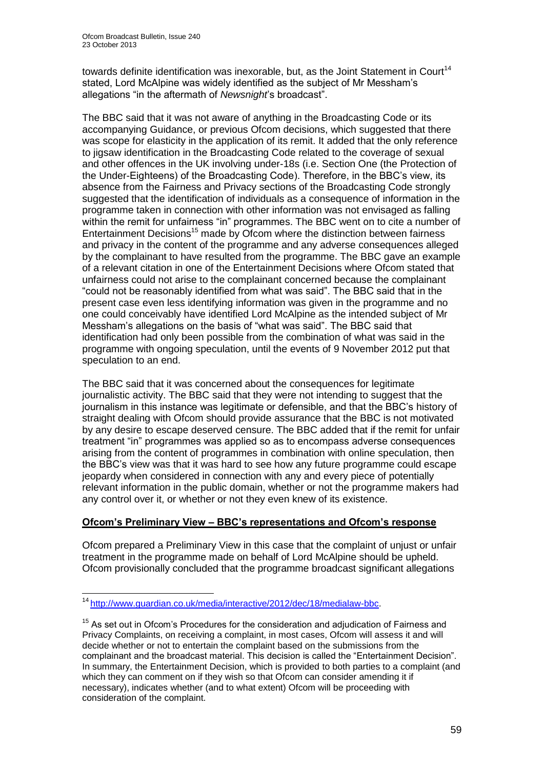towards definite identification was inexorable, but, as the Joint Statement in Court[14] stated, Lord McAlpine was widely identified as the subject of Mr Messham's allegations "in the aftermath of *Newsnight*'s broadcast".

The BBC said that it was not aware of anything in the Broadcasting Code or its accompanying Guidance, or previous Ofcom decisions, which suggested that there was scope for elasticity in the application of its remit. It added that the only reference to jigsaw identification in the Broadcasting Code related to the coverage of sexual and other offences in the UK involving under-18s (i.e. Section One (the Protection of the Under-Eighteens) of the Broadcasting Code). Therefore, in the BBC's view, its absence from the Fairness and Privacy sections of the Broadcasting Code strongly suggested that the identification of individuals as a consequence of information in the programme taken in connection with other information was not envisaged as falling within the remit for unfairness "in" programmes. The BBC went on to cite a number of Entertainment Decisions[15] made by Ofcom where the distinction between fairness and privacy in the content of the programme and any adverse consequences alleged by the complainant to have resulted from the programme. The BBC gave an example of a relevant citation in one of the Entertainment Decisions where Ofcom stated that unfairness could not arise to the complainant concerned because the complainant "could not be reasonably identified from what was said". The BBC said that in the present case even less identifying information was given in the programme and no one could conceivably have identified Lord McAlpine as the intended subject of Mr Messham's allegations on the basis of "what was said". The BBC said that identification had only been possible from the combination of what was said in the programme with ongoing speculation, until the events of 9 November 2012 put that speculation to an end.

The BBC said that it was concerned about the consequences for legitimate journalistic activity. The BBC said that they were not intending to suggest that the journalism in this instance was legitimate or defensible, and that the BBC's history of straight dealing with Ofcom should provide assurance that the BBC is not motivated by any desire to escape deserved censure. The BBC added that if the remit for unfair treatment "in" programmes was applied so as to encompass adverse consequences arising from the content of programmes in combination with online speculation, then the BBC's view was that it was hard to see how any future programme could escape jeopardy when considered in connection with any and every piece of potentially relevant information in the public domain, whether or not the programme makers had any control over it, or whether or not they even knew of its existence.

**Ofcom's Preliminary View – BBC's representations and Ofcom's response**

Ofcom prepared a Preliminary View in this case that the complaint of unjust or unfair treatment in the programme made on behalf of Lord McAlpine should be upheld. Ofcom provisionally concluded that the programme broadcast significant allegations

---

[14] http://www.guardian.co.uk/media/interactive/2012/dec/18/medialaw-bbc.

[15] As set out in Ofcom's Procedures for the consideration and adjudication of Fairness and Privacy Complaints, on receiving a complaint, in most cases, Ofcom will assess it and will decide whether or not to entertain the complaint based on the submissions from the complainant and the broadcast material. This decision is called the "Entertainment Decision". In summary, the Entertainment Decision, which is provided to both parties to a complaint (and which they can comment on if they wish so that Ofcom can consider amending it if necessary), indicates whether (and to what extent) Ofcom will be proceeding with consideration of the complaint.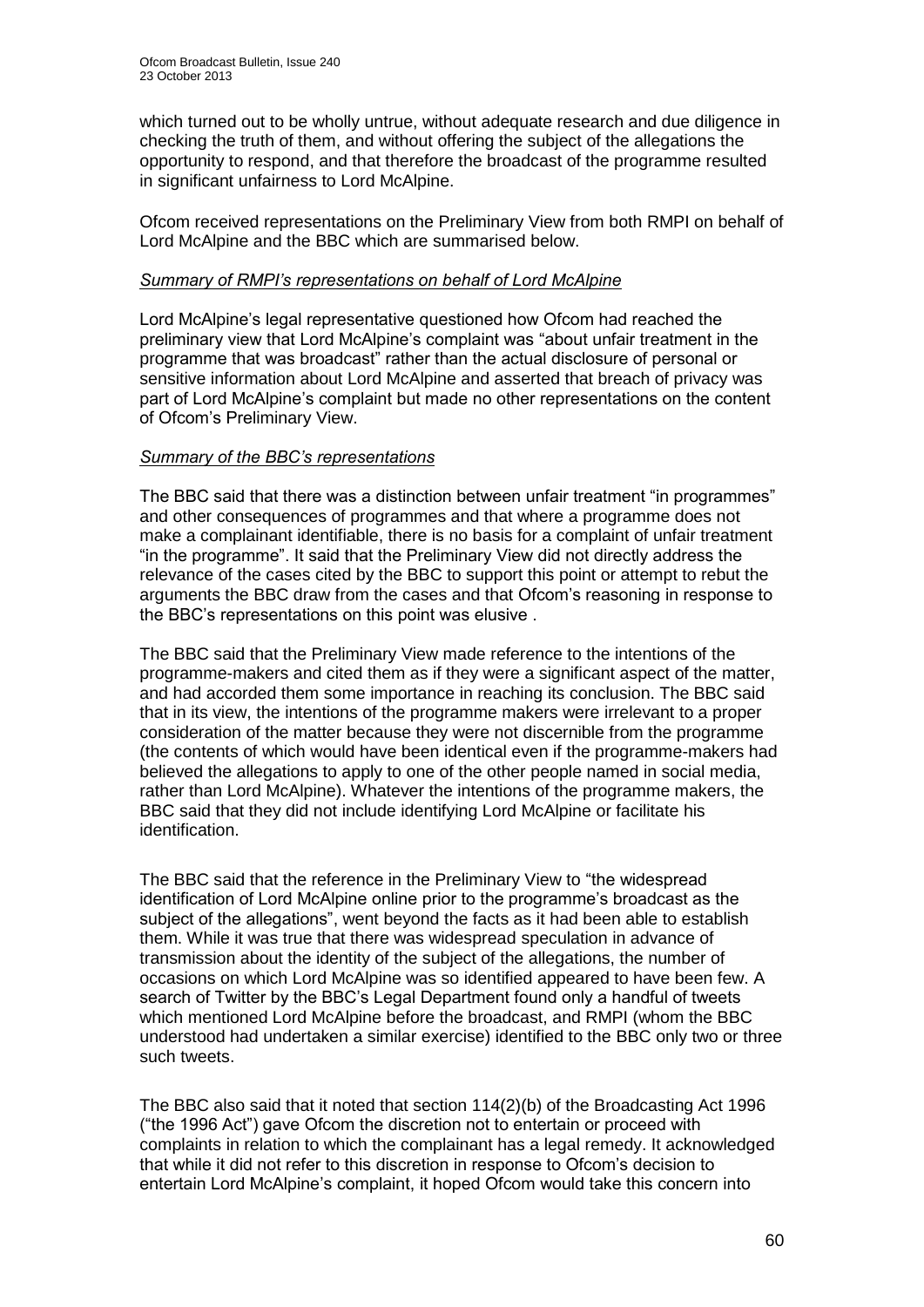which turned out to be wholly untrue, without adequate research and due diligence in checking the truth of them, and without offering the subject of the allegations the opportunity to respond, and that therefore the broadcast of the programme resulted in significant unfairness to Lord McAlpine.

Ofcom received representations on the Preliminary View from both RMPI on behalf of Lord McAlpine and the BBC which are summarised below.

*Summary of RMPI's representations on behalf of Lord McAlpine*

Lord McAlpine's legal representative questioned how Ofcom had reached the preliminary view that Lord McAlpine's complaint was "about unfair treatment in the programme that was broadcast" rather than the actual disclosure of personal or sensitive information about Lord McAlpine and asserted that breach of privacy was part of Lord McAlpine's complaint but made no other representations on the content of Ofcom's Preliminary View.

*Summary of the BBC's representations*

The BBC said that there was a distinction between unfair treatment "in programmes" and other consequences of programmes and that where a programme does not make a complainant identifiable, there is no basis for a complaint of unfair treatment "in the programme". It said that the Preliminary View did not directly address the relevance of the cases cited by the BBC to support this point or attempt to rebut the arguments the BBC draw from the cases and that Ofcom's reasoning in response to the BBC's representations on this point was elusive .

The BBC said that the Preliminary View made reference to the intentions of the programme-makers and cited them as if they were a significant aspect of the matter, and had accorded them some importance in reaching its conclusion. The BBC said that in its view, the intentions of the programme makers were irrelevant to a proper consideration of the matter because they were not discernible from the programme (the contents of which would have been identical even if the programme-makers had believed the allegations to apply to one of the other people named in social media, rather than Lord McAlpine). Whatever the intentions of the programme makers, the BBC said that they did not include identifying Lord McAlpine or facilitate his identification.

The BBC said that the reference in the Preliminary View to "the widespread identification of Lord McAlpine online prior to the programme's broadcast as the subject of the allegations", went beyond the facts as it had been able to establish them. While it was true that there was widespread speculation in advance of transmission about the identity of the subject of the allegations, the number of occasions on which Lord McAlpine was so identified appeared to have been few. A search of Twitter by the BBC's Legal Department found only a handful of tweets which mentioned Lord McAlpine before the broadcast, and RMPI (whom the BBC understood had undertaken a similar exercise) identified to the BBC only two or three such tweets.

The BBC also said that it noted that section 114(2)(b) of the Broadcasting Act 1996 ("the 1996 Act") gave Ofcom the discretion not to entertain or proceed with complaints in relation to which the complainant has a legal remedy. It acknowledged that while it did not refer to this discretion in response to Ofcom's decision to entertain Lord McAlpine's complaint, it hoped Ofcom would take this concern into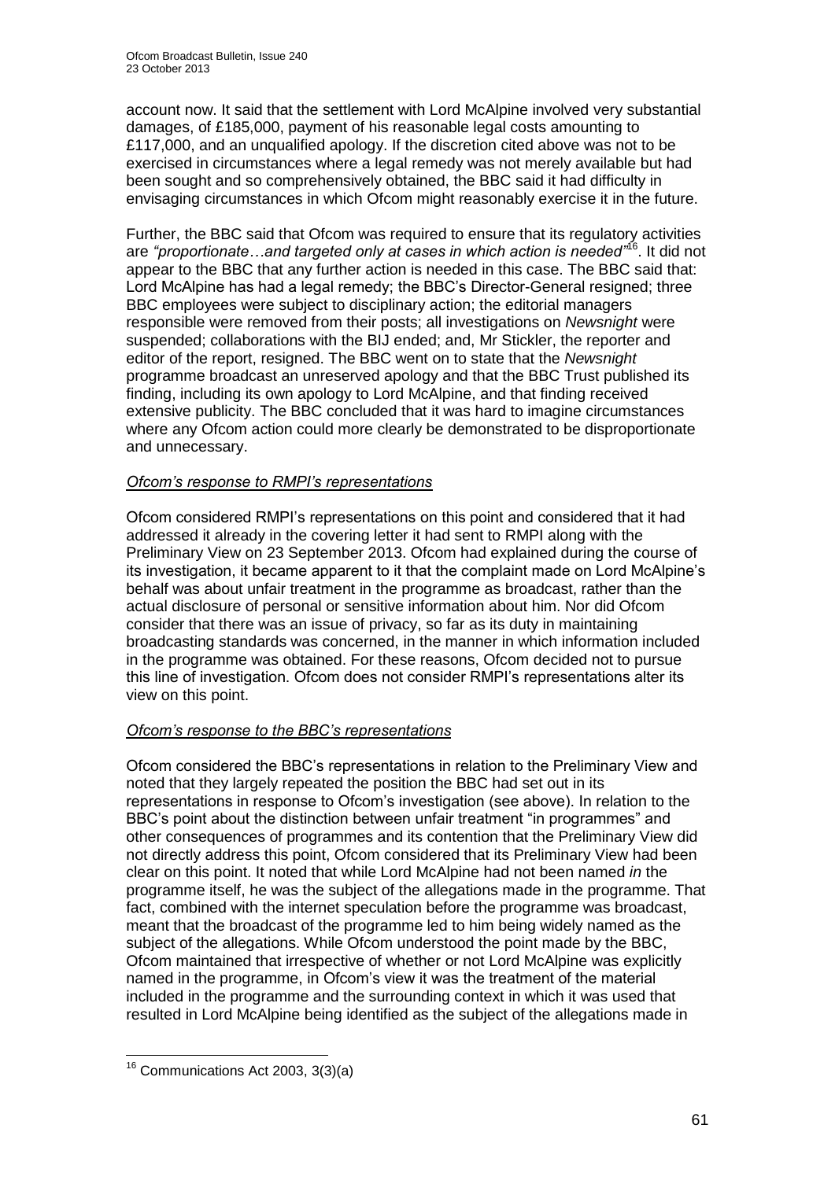account now. It said that the settlement with Lord McAlpine involved very substantial damages, of £185,000, payment of his reasonable legal costs amounting to £117,000, and an unqualified apology. If the discretion cited above was not to be exercised in circumstances where a legal remedy was not merely available but had been sought and so comprehensively obtained, the BBC said it had difficulty in envisaging circumstances in which Ofcom might reasonably exercise it in the future.

Further, the BBC said that Ofcom was required to ensure that its regulatory activities are *"proportionate…and targeted only at cases in which action is needed"*[16]. It did not appear to the BBC that any further action is needed in this case. The BBC said that: Lord McAlpine has had a legal remedy; the BBC's Director-General resigned; three BBC employees were subject to disciplinary action; the editorial managers responsible were removed from their posts; all investigations on *Newsnight* were suspended; collaborations with the BIJ ended; and, Mr Stickler, the reporter and editor of the report, resigned. The BBC went on to state that the *Newsnight* programme broadcast an unreserved apology and that the BBC Trust published its finding, including its own apology to Lord McAlpine, and that finding received extensive publicity. The BBC concluded that it was hard to imagine circumstances where any Ofcom action could more clearly be demonstrated to be disproportionate and unnecessary.

*Ofcom's response to RMPI's representations*

Ofcom considered RMPI's representations on this point and considered that it had addressed it already in the covering letter it had sent to RMPI along with the Preliminary View on 23 September 2013. Ofcom had explained during the course of its investigation, it became apparent to it that the complaint made on Lord McAlpine's behalf was about unfair treatment in the programme as broadcast, rather than the actual disclosure of personal or sensitive information about him. Nor did Ofcom consider that there was an issue of privacy, so far as its duty in maintaining broadcasting standards was concerned, in the manner in which information included in the programme was obtained. For these reasons, Ofcom decided not to pursue this line of investigation. Ofcom does not consider RMPI's representations alter its view on this point.

*Ofcom's response to the BBC's representations*

Ofcom considered the BBC's representations in relation to the Preliminary View and noted that they largely repeated the position the BBC had set out in its representations in response to Ofcom's investigation (see above). In relation to the BBC's point about the distinction between unfair treatment "in programmes" and other consequences of programmes and its contention that the Preliminary View did not directly address this point, Ofcom considered that its Preliminary View had been clear on this point. It noted that while Lord McAlpine had not been named *in* the programme itself, he was the subject of the allegations made in the programme. That fact, combined with the internet speculation before the programme was broadcast, meant that the broadcast of the programme led to him being widely named as the subject of the allegations. While Ofcom understood the point made by the BBC, Ofcom maintained that irrespective of whether or not Lord McAlpine was explicitly named in the programme, in Ofcom's view it was the treatment of the material included in the programme and the surrounding context in which it was used that resulted in Lord McAlpine being identified as the subject of the allegations made in

[16] Communications Act 2003, 3(3)(a)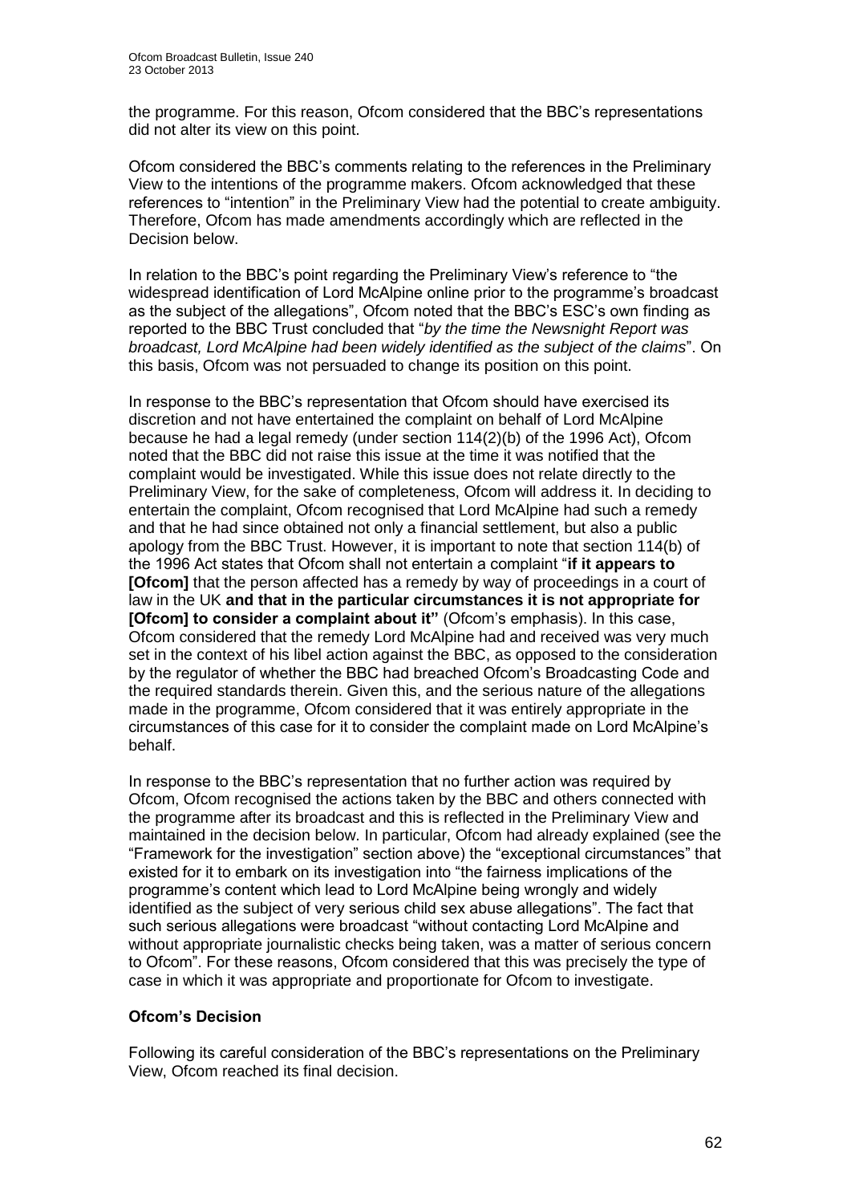the programme. For this reason, Ofcom considered that the BBC's representations did not alter its view on this point.

Ofcom considered the BBC's comments relating to the references in the Preliminary View to the intentions of the programme makers. Ofcom acknowledged that these references to "intention" in the Preliminary View had the potential to create ambiguity. Therefore, Ofcom has made amendments accordingly which are reflected in the Decision below.

In relation to the BBC's point regarding the Preliminary View's reference to "the widespread identification of Lord McAlpine online prior to the programme's broadcast as the subject of the allegations", Ofcom noted that the BBC's ESC's own finding as reported to the BBC Trust concluded that "*by the time the Newsnight Report was broadcast, Lord McAlpine had been widely identified as the subject of the claims*". On this basis, Ofcom was not persuaded to change its position on this point.

In response to the BBC's representation that Ofcom should have exercised its discretion and not have entertained the complaint on behalf of Lord McAlpine because he had a legal remedy (under section 114(2)(b) of the 1996 Act), Ofcom noted that the BBC did not raise this issue at the time it was notified that the complaint would be investigated. While this issue does not relate directly to the Preliminary View, for the sake of completeness, Ofcom will address it. In deciding to entertain the complaint, Ofcom recognised that Lord McAlpine had such a remedy and that he had since obtained not only a financial settlement, but also a public apology from the BBC Trust. However, it is important to note that section 114(b) of the 1996 Act states that Ofcom shall not entertain a complaint "**if it appears to [Ofcom]** that the person affected has a remedy by way of proceedings in a court of law in the UK **and that in the particular circumstances it is not appropriate for [Ofcom] to consider a complaint about it"** (Ofcom's emphasis). In this case, Ofcom considered that the remedy Lord McAlpine had and received was very much set in the context of his libel action against the BBC, as opposed to the consideration by the regulator of whether the BBC had breached Ofcom's Broadcasting Code and the required standards therein. Given this, and the serious nature of the allegations made in the programme, Ofcom considered that it was entirely appropriate in the circumstances of this case for it to consider the complaint made on Lord McAlpine's behalf.

In response to the BBC's representation that no further action was required by Ofcom, Ofcom recognised the actions taken by the BBC and others connected with the programme after its broadcast and this is reflected in the Preliminary View and maintained in the decision below. In particular, Ofcom had already explained (see the "Framework for the investigation" section above) the "exceptional circumstances" that existed for it to embark on its investigation into "the fairness implications of the programme's content which lead to Lord McAlpine being wrongly and widely identified as the subject of very serious child sex abuse allegations". The fact that such serious allegations were broadcast "without contacting Lord McAlpine and without appropriate journalistic checks being taken, was a matter of serious concern to Ofcom". For these reasons, Ofcom considered that this was precisely the type of case in which it was appropriate and proportionate for Ofcom to investigate.

**Ofcom's Decision**

Following its careful consideration of the BBC's representations on the Preliminary View, Ofcom reached its final decision.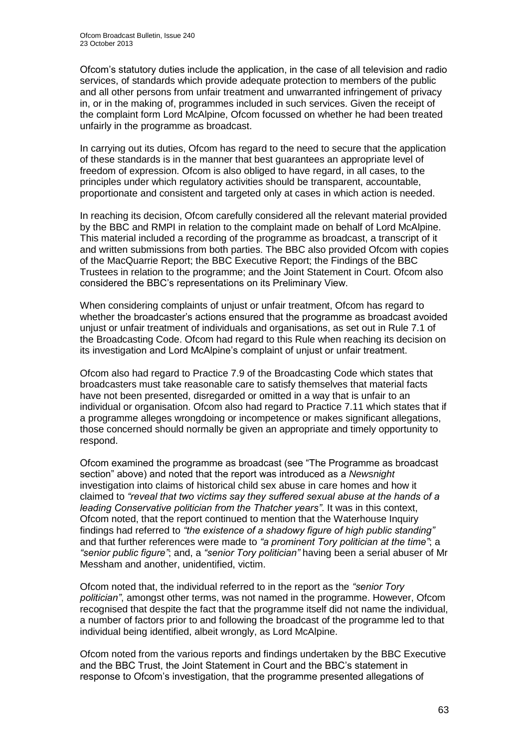Ofcom's statutory duties include the application, in the case of all television and radio services, of standards which provide adequate protection to members of the public and all other persons from unfair treatment and unwarranted infringement of privacy in, or in the making of, programmes included in such services. Given the receipt of the complaint form Lord McAlpine, Ofcom focussed on whether he had been treated unfairly in the programme as broadcast.

In carrying out its duties, Ofcom has regard to the need to secure that the application of these standards is in the manner that best guarantees an appropriate level of freedom of expression. Ofcom is also obliged to have regard, in all cases, to the principles under which regulatory activities should be transparent, accountable, proportionate and consistent and targeted only at cases in which action is needed.

In reaching its decision, Ofcom carefully considered all the relevant material provided by the BBC and RMPI in relation to the complaint made on behalf of Lord McAlpine. This material included a recording of the programme as broadcast, a transcript of it and written submissions from both parties. The BBC also provided Ofcom with copies of the MacQuarrie Report; the BBC Executive Report; the Findings of the BBC Trustees in relation to the programme; and the Joint Statement in Court. Ofcom also considered the BBC's representations on its Preliminary View.

When considering complaints of unjust or unfair treatment, Ofcom has regard to whether the broadcaster's actions ensured that the programme as broadcast avoided unjust or unfair treatment of individuals and organisations, as set out in Rule 7.1 of the Broadcasting Code. Ofcom had regard to this Rule when reaching its decision on its investigation and Lord McAlpine's complaint of unjust or unfair treatment.

Ofcom also had regard to Practice 7.9 of the Broadcasting Code which states that broadcasters must take reasonable care to satisfy themselves that material facts have not been presented, disregarded or omitted in a way that is unfair to an individual or organisation. Ofcom also had regard to Practice 7.11 which states that if a programme alleges wrongdoing or incompetence or makes significant allegations, those concerned should normally be given an appropriate and timely opportunity to respond.

Ofcom examined the programme as broadcast (see "The Programme as broadcast section" above) and noted that the report was introduced as a *Newsnight* investigation into claims of historical child sex abuse in care homes and how it claimed to *"reveal that two victims say they suffered sexual abuse at the hands of a leading Conservative politician from the Thatcher years"*. It was in this context, Ofcom noted, that the report continued to mention that the Waterhouse Inquiry findings had referred to *"the existence of a shadowy figure of high public standing"* and that further references were made to *"a prominent Tory politician at the time"*; a *"senior public figure"*; and, a *"senior Tory politician"* having been a serial abuser of Mr Messham and another, unidentified, victim.

Ofcom noted that, the individual referred to in the report as the *"senior Tory politician"*, amongst other terms, was not named in the programme. However, Ofcom recognised that despite the fact that the programme itself did not name the individual, a number of factors prior to and following the broadcast of the programme led to that individual being identified, albeit wrongly, as Lord McAlpine.

Ofcom noted from the various reports and findings undertaken by the BBC Executive and the BBC Trust, the Joint Statement in Court and the BBC's statement in response to Ofcom's investigation, that the programme presented allegations of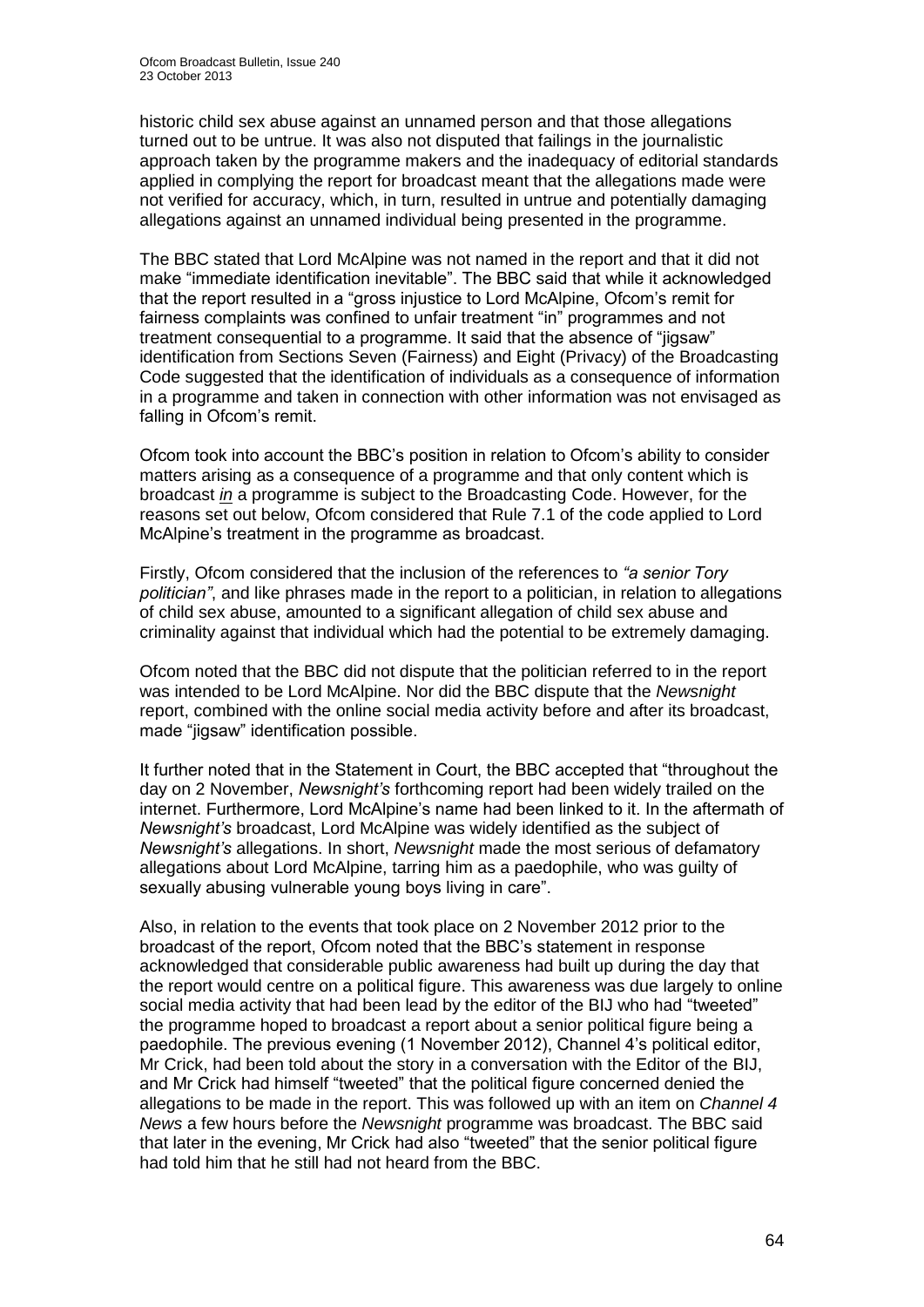historic child sex abuse against an unnamed person and that those allegations turned out to be untrue. It was also not disputed that failings in the journalistic approach taken by the programme makers and the inadequacy of editorial standards applied in complying the report for broadcast meant that the allegations made were not verified for accuracy, which, in turn, resulted in untrue and potentially damaging allegations against an unnamed individual being presented in the programme.

The BBC stated that Lord McAlpine was not named in the report and that it did not make "immediate identification inevitable". The BBC said that while it acknowledged that the report resulted in a "gross injustice to Lord McAlpine, Ofcom's remit for fairness complaints was confined to unfair treatment "in" programmes and not treatment consequential to a programme. It said that the absence of "jigsaw" identification from Sections Seven (Fairness) and Eight (Privacy) of the Broadcasting Code suggested that the identification of individuals as a consequence of information in a programme and taken in connection with other information was not envisaged as falling in Ofcom's remit.

Ofcom took into account the BBC's position in relation to Ofcom's ability to consider matters arising as a consequence of a programme and that only content which is broadcast ***in*** a programme is subject to the Broadcasting Code. However, for the reasons set out below, Ofcom considered that Rule 7.1 of the code applied to Lord McAlpine's treatment in the programme as broadcast.

Firstly, Ofcom considered that the inclusion of the references to *"a senior Tory politician"*, and like phrases made in the report to a politician, in relation to allegations of child sex abuse, amounted to a significant allegation of child sex abuse and criminality against that individual which had the potential to be extremely damaging.

Ofcom noted that the BBC did not dispute that the politician referred to in the report was intended to be Lord McAlpine. Nor did the BBC dispute that the *Newsnight* report, combined with the online social media activity before and after its broadcast, made "jigsaw" identification possible.

It further noted that in the Statement in Court, the BBC accepted that "throughout the day on 2 November, *Newsnight's* forthcoming report had been widely trailed on the internet. Furthermore, Lord McAlpine's name had been linked to it. In the aftermath of *Newsnight's* broadcast, Lord McAlpine was widely identified as the subject of *Newsnight's* allegations. In short, *Newsnight* made the most serious of defamatory allegations about Lord McAlpine, tarring him as a paedophile, who was guilty of sexually abusing vulnerable young boys living in care".

Also, in relation to the events that took place on 2 November 2012 prior to the broadcast of the report, Ofcom noted that the BBC's statement in response acknowledged that considerable public awareness had built up during the day that the report would centre on a political figure. This awareness was due largely to online social media activity that had been lead by the editor of the BIJ who had "tweeted" the programme hoped to broadcast a report about a senior political figure being a paedophile. The previous evening (1 November 2012), Channel 4's political editor, Mr Crick, had been told about the story in a conversation with the Editor of the BIJ, and Mr Crick had himself "tweeted" that the political figure concerned denied the allegations to be made in the report. This was followed up with an item on *Channel 4 News* a few hours before the *Newsnight* programme was broadcast. The BBC said that later in the evening, Mr Crick had also "tweeted" that the senior political figure had told him that he still had not heard from the BBC.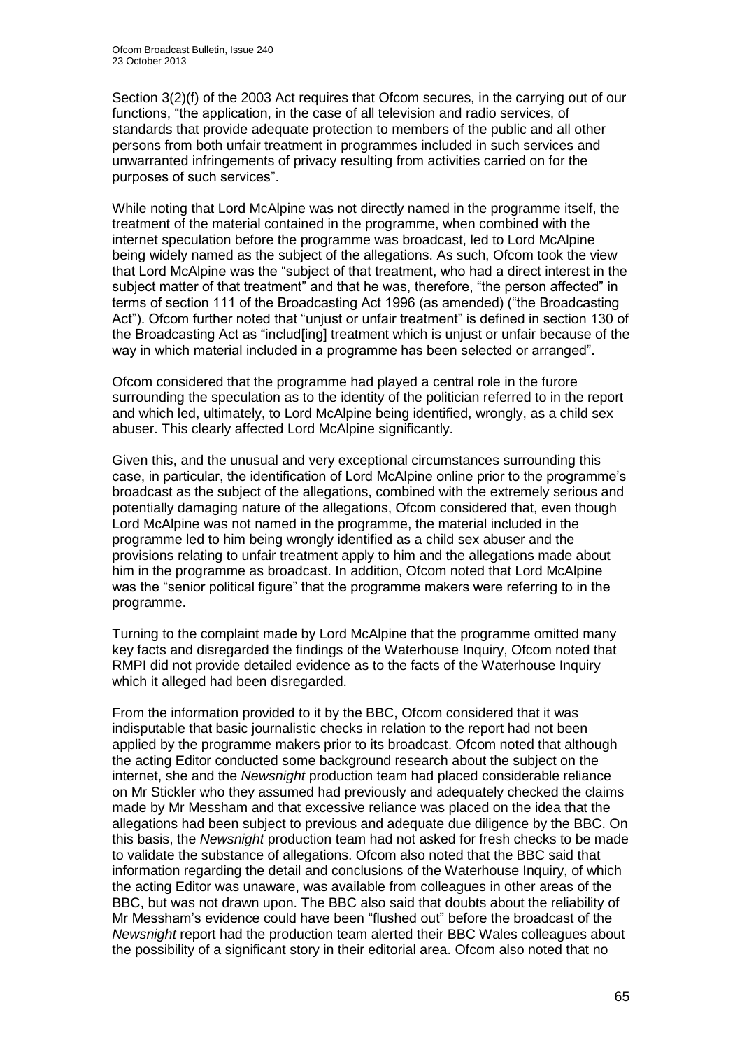Section 3(2)(f) of the 2003 Act requires that Ofcom secures, in the carrying out of our functions, "the application, in the case of all television and radio services, of standards that provide adequate protection to members of the public and all other persons from both unfair treatment in programmes included in such services and unwarranted infringements of privacy resulting from activities carried on for the purposes of such services".

While noting that Lord McAlpine was not directly named in the programme itself, the treatment of the material contained in the programme, when combined with the internet speculation before the programme was broadcast, led to Lord McAlpine being widely named as the subject of the allegations. As such, Ofcom took the view that Lord McAlpine was the "subject of that treatment, who had a direct interest in the subject matter of that treatment" and that he was, therefore, "the person affected" in terms of section 111 of the Broadcasting Act 1996 (as amended) ("the Broadcasting Act"). Ofcom further noted that "unjust or unfair treatment" is defined in section 130 of the Broadcasting Act as "includ[ing] treatment which is unjust or unfair because of the way in which material included in a programme has been selected or arranged".

Ofcom considered that the programme had played a central role in the furore surrounding the speculation as to the identity of the politician referred to in the report and which led, ultimately, to Lord McAlpine being identified, wrongly, as a child sex abuser. This clearly affected Lord McAlpine significantly.

Given this, and the unusual and very exceptional circumstances surrounding this case, in particular, the identification of Lord McAlpine online prior to the programme's broadcast as the subject of the allegations, combined with the extremely serious and potentially damaging nature of the allegations, Ofcom considered that, even though Lord McAlpine was not named in the programme, the material included in the programme led to him being wrongly identified as a child sex abuser and the provisions relating to unfair treatment apply to him and the allegations made about him in the programme as broadcast. In addition, Ofcom noted that Lord McAlpine was the "senior political figure" that the programme makers were referring to in the programme.

Turning to the complaint made by Lord McAlpine that the programme omitted many key facts and disregarded the findings of the Waterhouse Inquiry, Ofcom noted that RMPI did not provide detailed evidence as to the facts of the Waterhouse Inquiry which it alleged had been disregarded.

From the information provided to it by the BBC, Ofcom considered that it was indisputable that basic journalistic checks in relation to the report had not been applied by the programme makers prior to its broadcast. Ofcom noted that although the acting Editor conducted some background research about the subject on the internet, she and the *Newsnight* production team had placed considerable reliance on Mr Stickler who they assumed had previously and adequately checked the claims made by Mr Messham and that excessive reliance was placed on the idea that the allegations had been subject to previous and adequate due diligence by the BBC. On this basis, the *Newsnight* production team had not asked for fresh checks to be made to validate the substance of allegations. Ofcom also noted that the BBC said that information regarding the detail and conclusions of the Waterhouse Inquiry, of which the acting Editor was unaware, was available from colleagues in other areas of the BBC, but was not drawn upon. The BBC also said that doubts about the reliability of Mr Messham's evidence could have been "flushed out" before the broadcast of the *Newsnight* report had the production team alerted their BBC Wales colleagues about the possibility of a significant story in their editorial area. Ofcom also noted that no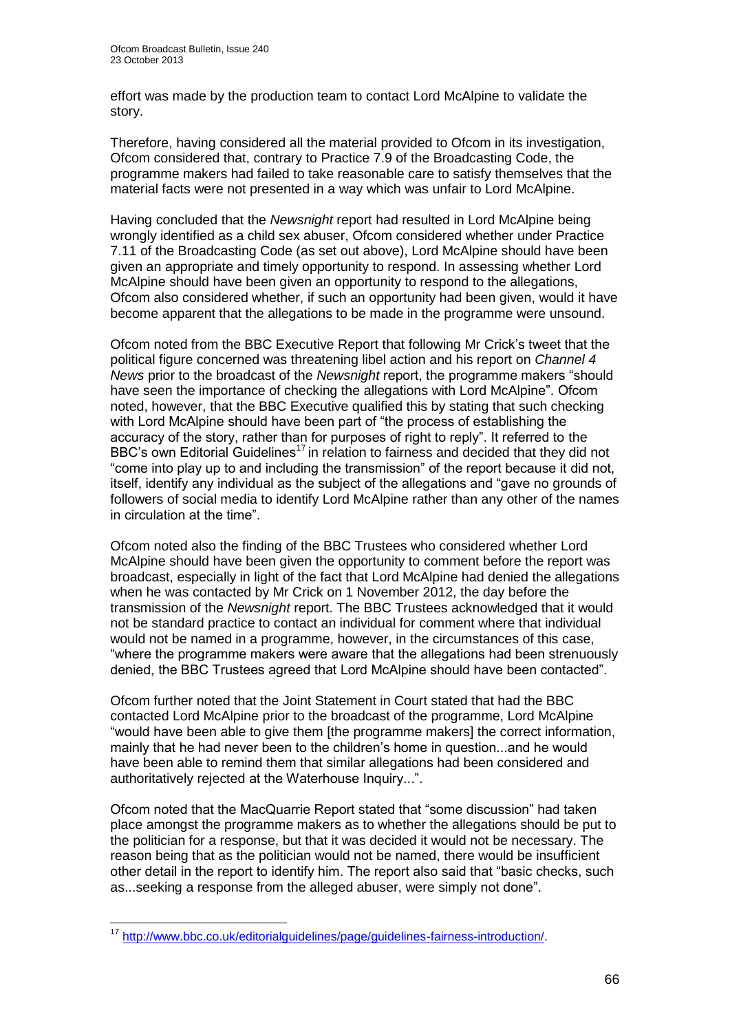effort was made by the production team to contact Lord McAlpine to validate the story.

Therefore, having considered all the material provided to Ofcom in its investigation, Ofcom considered that, contrary to Practice 7.9 of the Broadcasting Code, the programme makers had failed to take reasonable care to satisfy themselves that the material facts were not presented in a way which was unfair to Lord McAlpine.

Having concluded that the *Newsnight* report had resulted in Lord McAlpine being wrongly identified as a child sex abuser, Ofcom considered whether under Practice 7.11 of the Broadcasting Code (as set out above), Lord McAlpine should have been given an appropriate and timely opportunity to respond. In assessing whether Lord McAlpine should have been given an opportunity to respond to the allegations, Ofcom also considered whether, if such an opportunity had been given, would it have become apparent that the allegations to be made in the programme were unsound.

Ofcom noted from the BBC Executive Report that following Mr Crick's tweet that the political figure concerned was threatening libel action and his report on *Channel 4 News* prior to the broadcast of the *Newsnight* report, the programme makers "should have seen the importance of checking the allegations with Lord McAlpine". Ofcom noted, however, that the BBC Executive qualified this by stating that such checking with Lord McAlpine should have been part of "the process of establishing the accuracy of the story, rather than for purposes of right to reply". It referred to the BBC's own Editorial Guidelines[17] in relation to fairness and decided that they did not "come into play up to and including the transmission" of the report because it did not, itself, identify any individual as the subject of the allegations and "gave no grounds of followers of social media to identify Lord McAlpine rather than any other of the names in circulation at the time".

Ofcom noted also the finding of the BBC Trustees who considered whether Lord McAlpine should have been given the opportunity to comment before the report was broadcast, especially in light of the fact that Lord McAlpine had denied the allegations when he was contacted by Mr Crick on 1 November 2012, the day before the transmission of the *Newsnight* report. The BBC Trustees acknowledged that it would not be standard practice to contact an individual for comment where that individual would not be named in a programme, however, in the circumstances of this case, "where the programme makers were aware that the allegations had been strenuously denied, the BBC Trustees agreed that Lord McAlpine should have been contacted".

Ofcom further noted that the Joint Statement in Court stated that had the BBC contacted Lord McAlpine prior to the broadcast of the programme, Lord McAlpine "would have been able to give them [the programme makers] the correct information, mainly that he had never been to the children's home in question...and he would have been able to remind them that similar allegations had been considered and authoritatively rejected at the Waterhouse Inquiry...".

Ofcom noted that the MacQuarrie Report stated that "some discussion" had taken place amongst the programme makers as to whether the allegations should be put to the politician for a response, but that it was decided it would not be necessary. The reason being that as the politician would not be named, there would be insufficient other detail in the report to identify him. The report also said that "basic checks, such as...seeking a response from the alleged abuser, were simply not done".

---

[17] http://www.bbc.co.uk/editorialguidelines/page/guidelines-fairness-introduction/.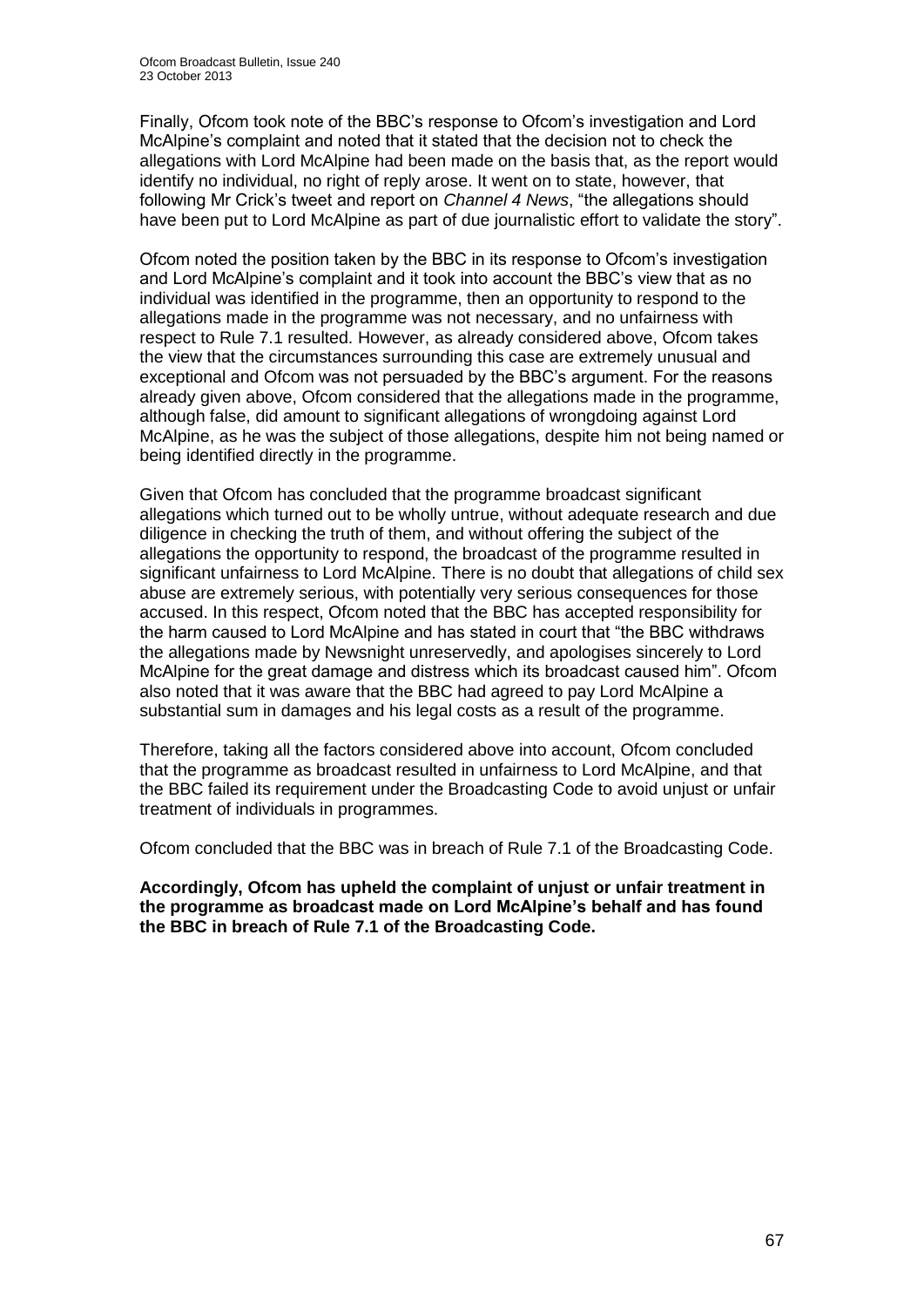Finally, Ofcom took note of the BBC's response to Ofcom's investigation and Lord McAlpine's complaint and noted that it stated that the decision not to check the allegations with Lord McAlpine had been made on the basis that, as the report would identify no individual, no right of reply arose. It went on to state, however, that following Mr Crick's tweet and report on *Channel 4 News*, "the allegations should have been put to Lord McAlpine as part of due journalistic effort to validate the story".

Ofcom noted the position taken by the BBC in its response to Ofcom's investigation and Lord McAlpine's complaint and it took into account the BBC's view that as no individual was identified in the programme, then an opportunity to respond to the allegations made in the programme was not necessary, and no unfairness with respect to Rule 7.1 resulted. However, as already considered above, Ofcom takes the view that the circumstances surrounding this case are extremely unusual and exceptional and Ofcom was not persuaded by the BBC's argument. For the reasons already given above, Ofcom considered that the allegations made in the programme, although false, did amount to significant allegations of wrongdoing against Lord McAlpine, as he was the subject of those allegations, despite him not being named or being identified directly in the programme.

Given that Ofcom has concluded that the programme broadcast significant allegations which turned out to be wholly untrue, without adequate research and due diligence in checking the truth of them, and without offering the subject of the allegations the opportunity to respond, the broadcast of the programme resulted in significant unfairness to Lord McAlpine. There is no doubt that allegations of child sex abuse are extremely serious, with potentially very serious consequences for those accused. In this respect, Ofcom noted that the BBC has accepted responsibility for the harm caused to Lord McAlpine and has stated in court that "the BBC withdraws the allegations made by Newsnight unreservedly, and apologises sincerely to Lord McAlpine for the great damage and distress which its broadcast caused him". Ofcom also noted that it was aware that the BBC had agreed to pay Lord McAlpine a substantial sum in damages and his legal costs as a result of the programme.

Therefore, taking all the factors considered above into account, Ofcom concluded that the programme as broadcast resulted in unfairness to Lord McAlpine, and that the BBC failed its requirement under the Broadcasting Code to avoid unjust or unfair treatment of individuals in programmes.

Ofcom concluded that the BBC was in breach of Rule 7.1 of the Broadcasting Code.

**Accordingly, Ofcom has upheld the complaint of unjust or unfair treatment in the programme as broadcast made on Lord McAlpine's behalf and has found the BBC in breach of Rule 7.1 of the Broadcasting Code.**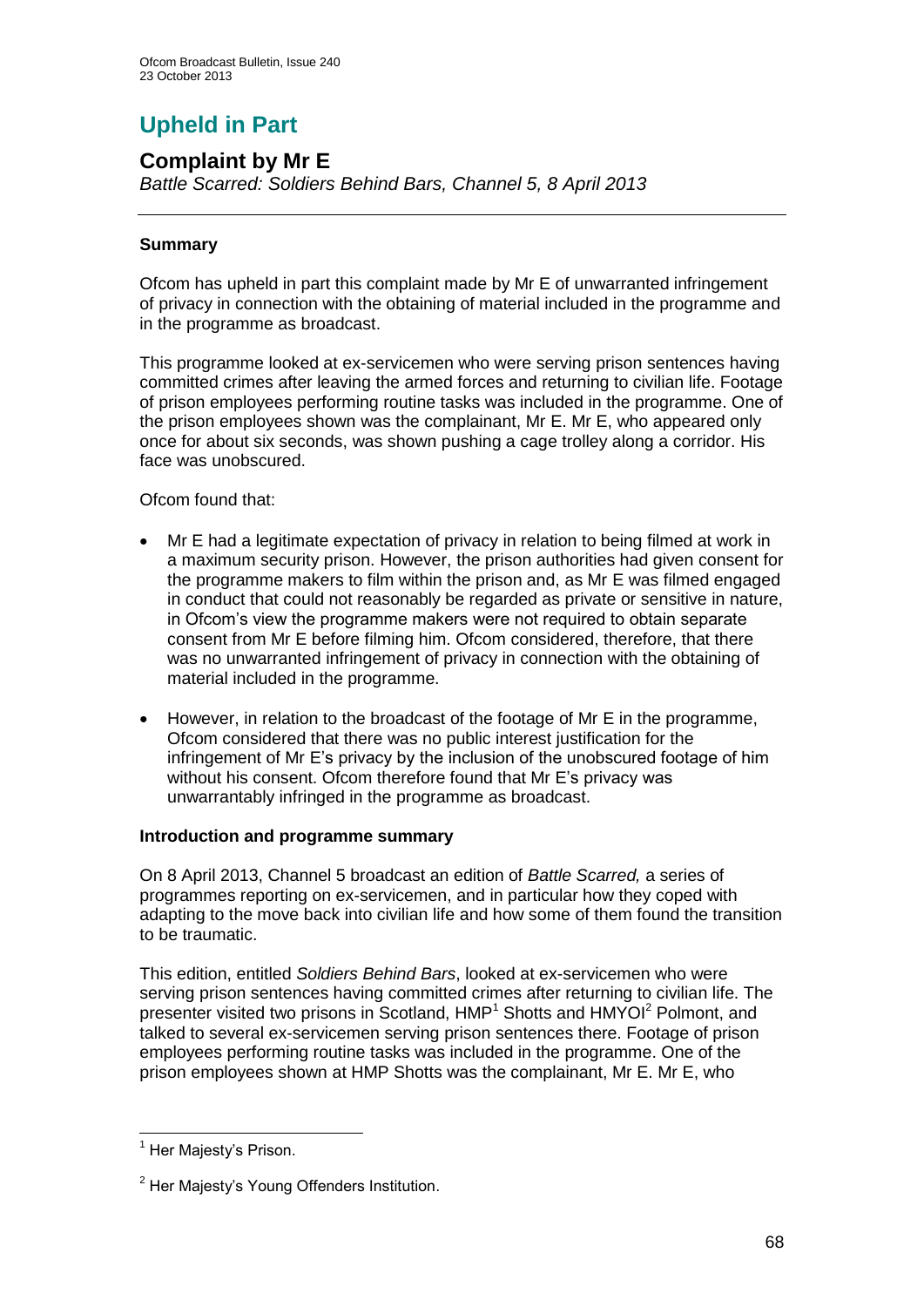# Upheld in Part

## Complaint by Mr E

*Battle Scarred: Soldiers Behind Bars, Channel 5, 8 April 2013*

### Summary

Ofcom has upheld in part this complaint made by Mr E of unwarranted infringement of privacy in connection with the obtaining of material included in the programme and in the programme as broadcast.

This programme looked at ex-servicemen who were serving prison sentences having committed crimes after leaving the armed forces and returning to civilian life. Footage of prison employees performing routine tasks was included in the programme. One of the prison employees shown was the complainant, Mr E. Mr E, who appeared only once for about six seconds, was shown pushing a cage trolley along a corridor. His face was unobscured.

Ofcom found that:

- Mr E had a legitimate expectation of privacy in relation to being filmed at work in a maximum security prison. However, the prison authorities had given consent for the programme makers to film within the prison and, as Mr E was filmed engaged in conduct that could not reasonably be regarded as private or sensitive in nature, in Ofcom's view the programme makers were not required to obtain separate consent from Mr E before filming him. Ofcom considered, therefore, that there was no unwarranted infringement of privacy in connection with the obtaining of material included in the programme.
- However, in relation to the broadcast of the footage of Mr E in the programme, Ofcom considered that there was no public interest justification for the infringement of Mr E's privacy by the inclusion of the unobscured footage of him without his consent. Ofcom therefore found that Mr E's privacy was unwarrantably infringed in the programme as broadcast.

### Introduction and programme summary

On 8 April 2013, Channel 5 broadcast an edition of *Battle Scarred,* a series of programmes reporting on ex-servicemen, and in particular how they coped with adapting to the move back into civilian life and how some of them found the transition to be traumatic.

This edition, entitled *Soldiers Behind Bars*, looked at ex-servicemen who were serving prison sentences having committed crimes after returning to civilian life. The presenter visited two prisons in Scotland, HMP[1] Shotts and HMYOI[2] Polmont, and talked to several ex-servicemen serving prison sentences there. Footage of prison employees performing routine tasks was included in the programme. One of the prison employees shown at HMP Shotts was the complainant, Mr E. Mr E, who

---

[1] Her Majesty's Prison.

[2] Her Majesty's Young Offenders Institution.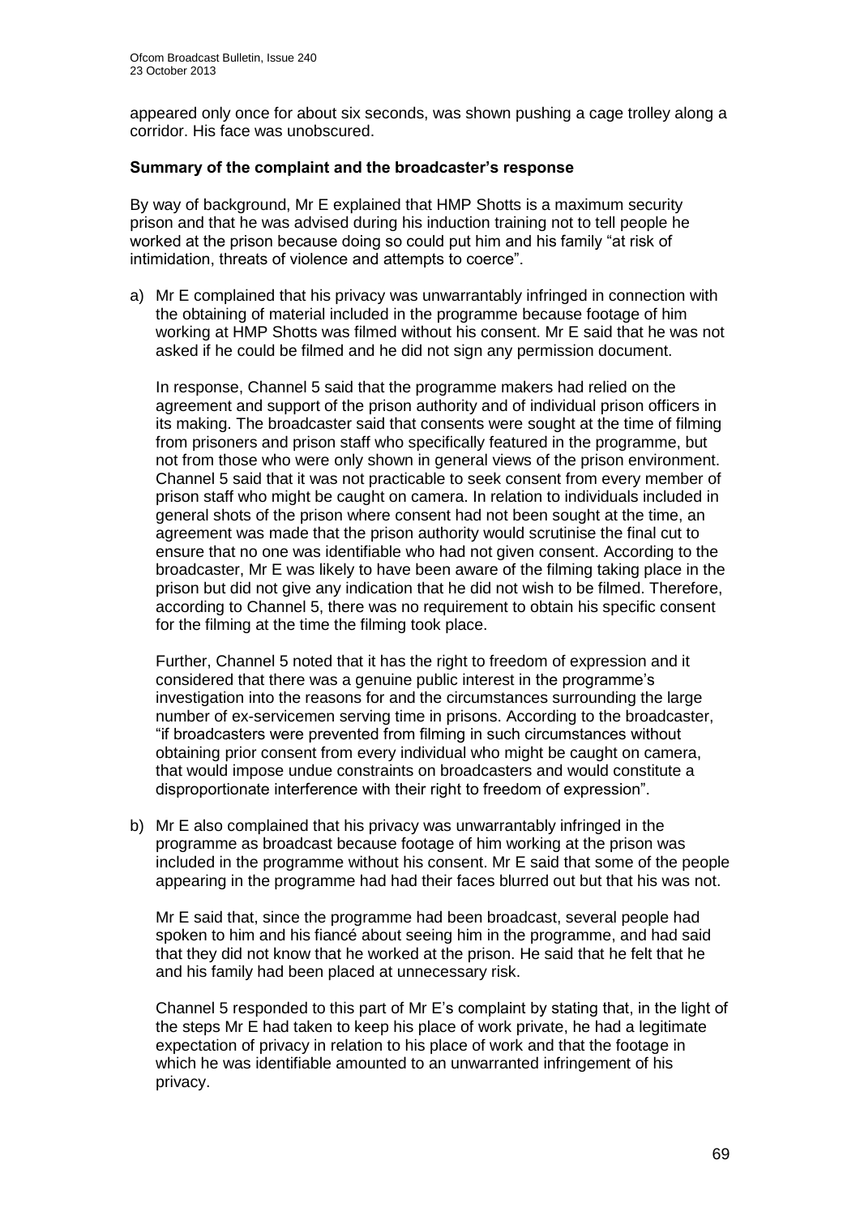appeared only once for about six seconds, was shown pushing a cage trolley along a corridor. His face was unobscured.

### Summary of the complaint and the broadcaster's response

By way of background, Mr E explained that HMP Shotts is a maximum security prison and that he was advised during his induction training not to tell people he worked at the prison because doing so could put him and his family "at risk of intimidation, threats of violence and attempts to coerce".

a) Mr E complained that his privacy was unwarrantably infringed in connection with the obtaining of material included in the programme because footage of him working at HMP Shotts was filmed without his consent. Mr E said that he was not asked if he could be filmed and he did not sign any permission document.

   In response, Channel 5 said that the programme makers had relied on the agreement and support of the prison authority and of individual prison officers in its making. The broadcaster said that consents were sought at the time of filming from prisoners and prison staff who specifically featured in the programme, but not from those who were only shown in general views of the prison environment. Channel 5 said that it was not practicable to seek consent from every member of prison staff who might be caught on camera. In relation to individuals included in general shots of the prison where consent had not been sought at the time, an agreement was made that the prison authority would scrutinise the final cut to ensure that no one was identifiable who had not given consent. According to the broadcaster, Mr E was likely to have been aware of the filming taking place in the prison but did not give any indication that he did not wish to be filmed. Therefore, according to Channel 5, there was no requirement to obtain his specific consent for the filming at the time the filming took place.

   Further, Channel 5 noted that it has the right to freedom of expression and it considered that there was a genuine public interest in the programme's investigation into the reasons for and the circumstances surrounding the large number of ex-servicemen serving time in prisons. According to the broadcaster, "if broadcasters were prevented from filming in such circumstances without obtaining prior consent from every individual who might be caught on camera, that would impose undue constraints on broadcasters and would constitute a disproportionate interference with their right to freedom of expression".

b) Mr E also complained that his privacy was unwarrantably infringed in the programme as broadcast because footage of him working at the prison was included in the programme without his consent. Mr E said that some of the people appearing in the programme had had their faces blurred out but that his was not.

   Mr E said that, since the programme had been broadcast, several people had spoken to him and his fiancé about seeing him in the programme, and had said that they did not know that he worked at the prison. He said that he felt that he and his family had been placed at unnecessary risk.

   Channel 5 responded to this part of Mr E's complaint by stating that, in the light of the steps Mr E had taken to keep his place of work private, he had a legitimate expectation of privacy in relation to his place of work and that the footage in which he was identifiable amounted to an unwarranted infringement of his privacy.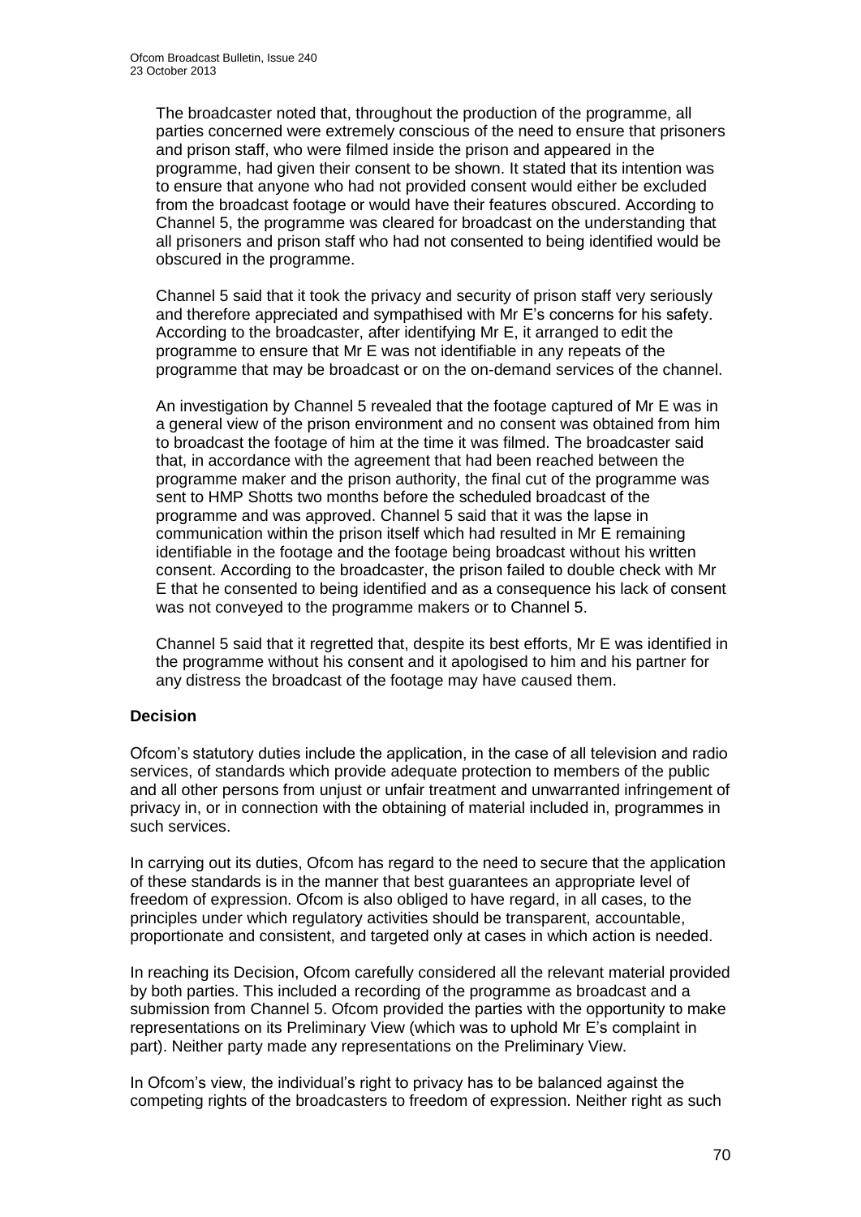The broadcaster noted that, throughout the production of the programme, all parties concerned were extremely conscious of the need to ensure that prisoners and prison staff, who were filmed inside the prison and appeared in the programme, had given their consent to be shown. It stated that its intention was to ensure that anyone who had not provided consent would either be excluded from the broadcast footage or would have their features obscured. According to Channel 5, the programme was cleared for broadcast on the understanding that all prisoners and prison staff who had not consented to being identified would be obscured in the programme.

Channel 5 said that it took the privacy and security of prison staff very seriously and therefore appreciated and sympathised with Mr E's concerns for his safety. According to the broadcaster, after identifying Mr E, it arranged to edit the programme to ensure that Mr E was not identifiable in any repeats of the programme that may be broadcast or on the on-demand services of the channel.

An investigation by Channel 5 revealed that the footage captured of Mr E was in a general view of the prison environment and no consent was obtained from him to broadcast the footage of him at the time it was filmed. The broadcaster said that, in accordance with the agreement that had been reached between the programme maker and the prison authority, the final cut of the programme was sent to HMP Shotts two months before the scheduled broadcast of the programme and was approved. Channel 5 said that it was the lapse in communication within the prison itself which had resulted in Mr E remaining identifiable in the footage and the footage being broadcast without his written consent. According to the broadcaster, the prison failed to double check with Mr E that he consented to being identified and as a consequence his lack of consent was not conveyed to the programme makers or to Channel 5.

Channel 5 said that it regretted that, despite its best efforts, Mr E was identified in the programme without his consent and it apologised to him and his partner for any distress the broadcast of the footage may have caused them.

## Decision

Ofcom's statutory duties include the application, in the case of all television and radio services, of standards which provide adequate protection to members of the public and all other persons from unjust or unfair treatment and unwarranted infringement of privacy in, or in connection with the obtaining of material included in, programmes in such services.

In carrying out its duties, Ofcom has regard to the need to secure that the application of these standards is in the manner that best guarantees an appropriate level of freedom of expression. Ofcom is also obliged to have regard, in all cases, to the principles under which regulatory activities should be transparent, accountable, proportionate and consistent, and targeted only at cases in which action is needed.

In reaching its Decision, Ofcom carefully considered all the relevant material provided by both parties. This included a recording of the programme as broadcast and a submission from Channel 5. Ofcom provided the parties with the opportunity to make representations on its Preliminary View (which was to uphold Mr E's complaint in part). Neither party made any representations on the Preliminary View.

In Ofcom's view, the individual's right to privacy has to be balanced against the competing rights of the broadcasters to freedom of expression. Neither right as such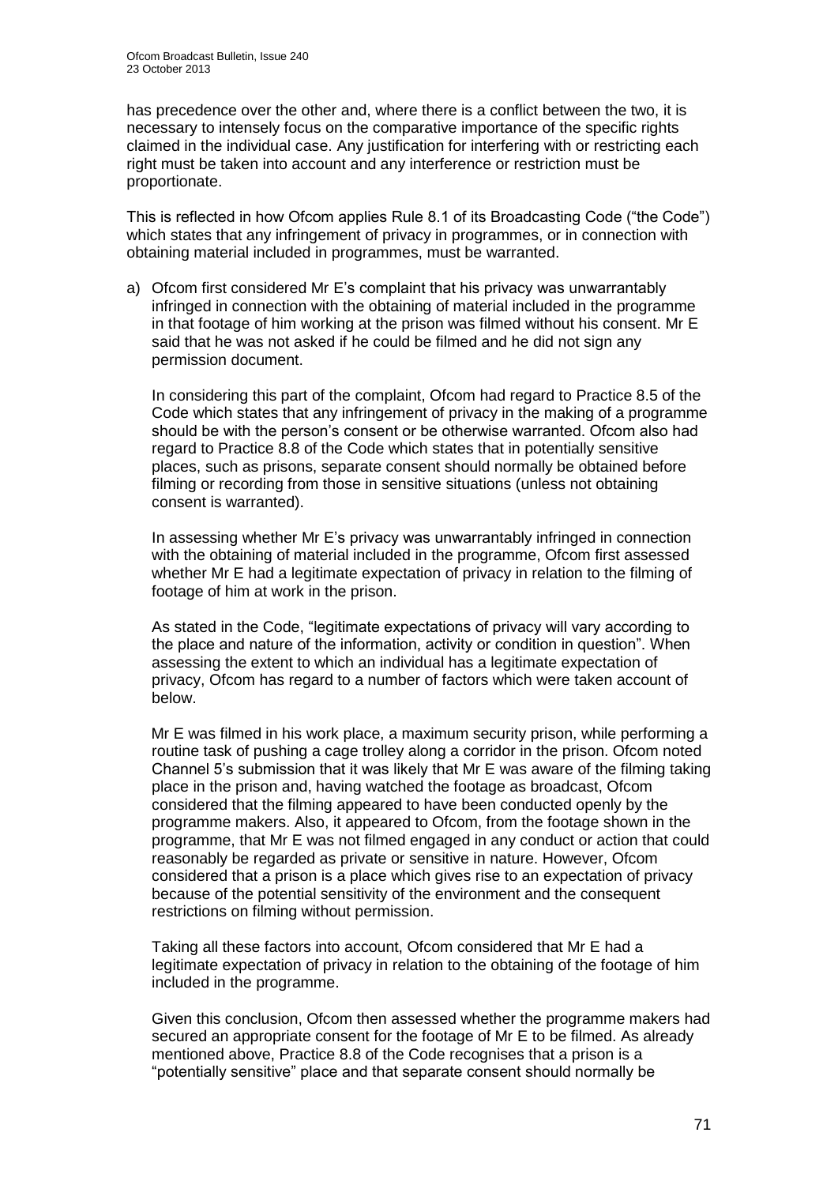has precedence over the other and, where there is a conflict between the two, it is necessary to intensely focus on the comparative importance of the specific rights claimed in the individual case. Any justification for interfering with or restricting each right must be taken into account and any interference or restriction must be proportionate.

This is reflected in how Ofcom applies Rule 8.1 of its Broadcasting Code ("the Code") which states that any infringement of privacy in programmes, or in connection with obtaining material included in programmes, must be warranted.

a) Ofcom first considered Mr E's complaint that his privacy was unwarrantably infringed in connection with the obtaining of material included in the programme in that footage of him working at the prison was filmed without his consent. Mr E said that he was not asked if he could be filmed and he did not sign any permission document.

   In considering this part of the complaint, Ofcom had regard to Practice 8.5 of the Code which states that any infringement of privacy in the making of a programme should be with the person's consent or be otherwise warranted. Ofcom also had regard to Practice 8.8 of the Code which states that in potentially sensitive places, such as prisons, separate consent should normally be obtained before filming or recording from those in sensitive situations (unless not obtaining consent is warranted).

   In assessing whether Mr E's privacy was unwarrantably infringed in connection with the obtaining of material included in the programme, Ofcom first assessed whether Mr E had a legitimate expectation of privacy in relation to the filming of footage of him at work in the prison.

   As stated in the Code, "legitimate expectations of privacy will vary according to the place and nature of the information, activity or condition in question". When assessing the extent to which an individual has a legitimate expectation of privacy, Ofcom has regard to a number of factors which were taken account of below.

   Mr E was filmed in his work place, a maximum security prison, while performing a routine task of pushing a cage trolley along a corridor in the prison. Ofcom noted Channel 5's submission that it was likely that Mr E was aware of the filming taking place in the prison and, having watched the footage as broadcast, Ofcom considered that the filming appeared to have been conducted openly by the programme makers. Also, it appeared to Ofcom, from the footage shown in the programme, that Mr E was not filmed engaged in any conduct or action that could reasonably be regarded as private or sensitive in nature. However, Ofcom considered that a prison is a place which gives rise to an expectation of privacy because of the potential sensitivity of the environment and the consequent restrictions on filming without permission.

   Taking all these factors into account, Ofcom considered that Mr E had a legitimate expectation of privacy in relation to the obtaining of the footage of him included in the programme.

   Given this conclusion, Ofcom then assessed whether the programme makers had secured an appropriate consent for the footage of Mr E to be filmed. As already mentioned above, Practice 8.8 of the Code recognises that a prison is a "potentially sensitive" place and that separate consent should normally be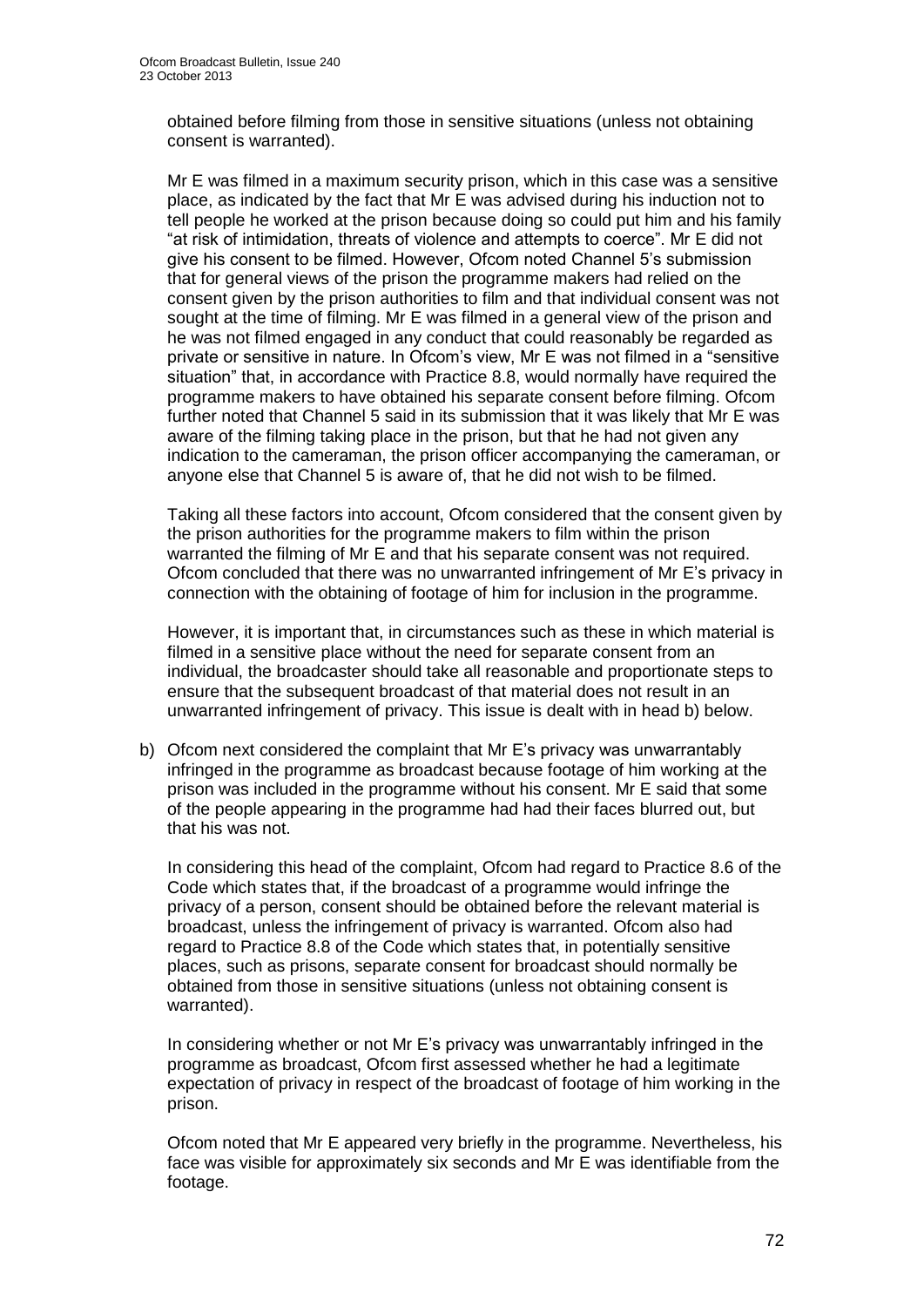obtained before filming from those in sensitive situations (unless not obtaining consent is warranted).

Mr E was filmed in a maximum security prison, which in this case was a sensitive place, as indicated by the fact that Mr E was advised during his induction not to tell people he worked at the prison because doing so could put him and his family "at risk of intimidation, threats of violence and attempts to coerce". Mr E did not give his consent to be filmed. However, Ofcom noted Channel 5's submission that for general views of the prison the programme makers had relied on the consent given by the prison authorities to film and that individual consent was not sought at the time of filming. Mr E was filmed in a general view of the prison and he was not filmed engaged in any conduct that could reasonably be regarded as private or sensitive in nature. In Ofcom's view, Mr E was not filmed in a "sensitive situation" that, in accordance with Practice 8.8, would normally have required the programme makers to have obtained his separate consent before filming. Ofcom further noted that Channel 5 said in its submission that it was likely that Mr E was aware of the filming taking place in the prison, but that he had not given any indication to the cameraman, the prison officer accompanying the cameraman, or anyone else that Channel 5 is aware of, that he did not wish to be filmed.

Taking all these factors into account, Ofcom considered that the consent given by the prison authorities for the programme makers to film within the prison warranted the filming of Mr E and that his separate consent was not required. Ofcom concluded that there was no unwarranted infringement of Mr E's privacy in connection with the obtaining of footage of him for inclusion in the programme.

However, it is important that, in circumstances such as these in which material is filmed in a sensitive place without the need for separate consent from an individual, the broadcaster should take all reasonable and proportionate steps to ensure that the subsequent broadcast of that material does not result in an unwarranted infringement of privacy. This issue is dealt with in head b) below.

b) Ofcom next considered the complaint that Mr E's privacy was unwarrantably infringed in the programme as broadcast because footage of him working at the prison was included in the programme without his consent. Mr E said that some of the people appearing in the programme had had their faces blurred out, but that his was not.

   In considering this head of the complaint, Ofcom had regard to Practice 8.6 of the Code which states that, if the broadcast of a programme would infringe the privacy of a person, consent should be obtained before the relevant material is broadcast, unless the infringement of privacy is warranted. Ofcom also had regard to Practice 8.8 of the Code which states that, in potentially sensitive places, such as prisons, separate consent for broadcast should normally be obtained from those in sensitive situations (unless not obtaining consent is warranted).

   In considering whether or not Mr E's privacy was unwarrantably infringed in the programme as broadcast, Ofcom first assessed whether he had a legitimate expectation of privacy in respect of the broadcast of footage of him working in the prison.

   Ofcom noted that Mr E appeared very briefly in the programme. Nevertheless, his face was visible for approximately six seconds and Mr E was identifiable from the footage.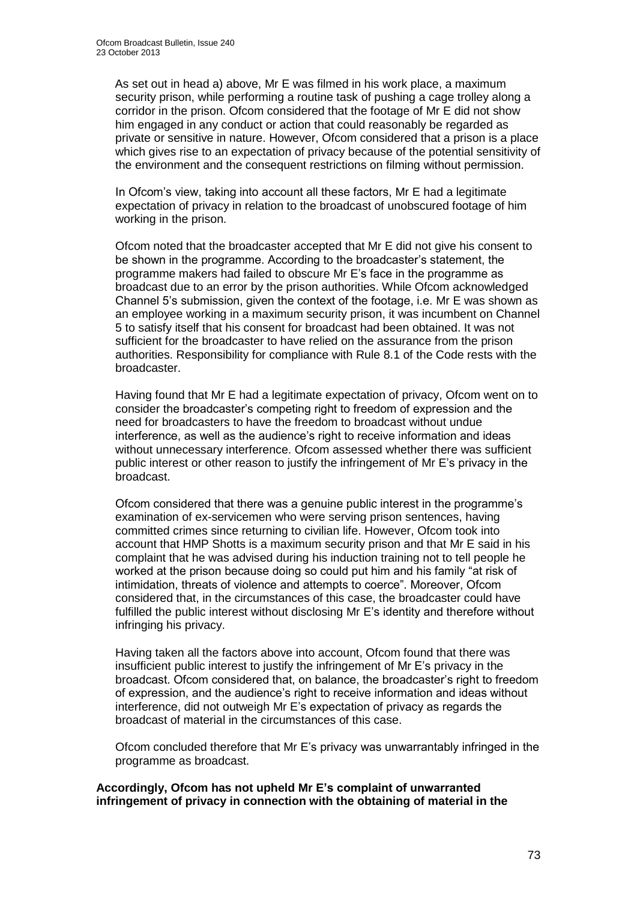As set out in head a) above, Mr E was filmed in his work place, a maximum security prison, while performing a routine task of pushing a cage trolley along a corridor in the prison. Ofcom considered that the footage of Mr E did not show him engaged in any conduct or action that could reasonably be regarded as private or sensitive in nature. However, Ofcom considered that a prison is a place which gives rise to an expectation of privacy because of the potential sensitivity of the environment and the consequent restrictions on filming without permission.

In Ofcom's view, taking into account all these factors, Mr E had a legitimate expectation of privacy in relation to the broadcast of unobscured footage of him working in the prison.

Ofcom noted that the broadcaster accepted that Mr E did not give his consent to be shown in the programme. According to the broadcaster's statement, the programme makers had failed to obscure Mr E's face in the programme as broadcast due to an error by the prison authorities. While Ofcom acknowledged Channel 5's submission, given the context of the footage, i.e. Mr E was shown as an employee working in a maximum security prison, it was incumbent on Channel 5 to satisfy itself that his consent for broadcast had been obtained. It was not sufficient for the broadcaster to have relied on the assurance from the prison authorities. Responsibility for compliance with Rule 8.1 of the Code rests with the broadcaster.

Having found that Mr E had a legitimate expectation of privacy, Ofcom went on to consider the broadcaster's competing right to freedom of expression and the need for broadcasters to have the freedom to broadcast without undue interference, as well as the audience's right to receive information and ideas without unnecessary interference. Ofcom assessed whether there was sufficient public interest or other reason to justify the infringement of Mr E's privacy in the broadcast.

Ofcom considered that there was a genuine public interest in the programme's examination of ex-servicemen who were serving prison sentences, having committed crimes since returning to civilian life. However, Ofcom took into account that HMP Shotts is a maximum security prison and that Mr E said in his complaint that he was advised during his induction training not to tell people he worked at the prison because doing so could put him and his family "at risk of intimidation, threats of violence and attempts to coerce". Moreover, Ofcom considered that, in the circumstances of this case, the broadcaster could have fulfilled the public interest without disclosing Mr E's identity and therefore without infringing his privacy.

Having taken all the factors above into account, Ofcom found that there was insufficient public interest to justify the infringement of Mr E's privacy in the broadcast. Ofcom considered that, on balance, the broadcaster's right to freedom of expression, and the audience's right to receive information and ideas without interference, did not outweigh Mr E's expectation of privacy as regards the broadcast of material in the circumstances of this case.

Ofcom concluded therefore that Mr E's privacy was unwarrantably infringed in the programme as broadcast.

**Accordingly, Ofcom has not upheld Mr E's complaint of unwarranted infringement of privacy in connection with the obtaining of material in the**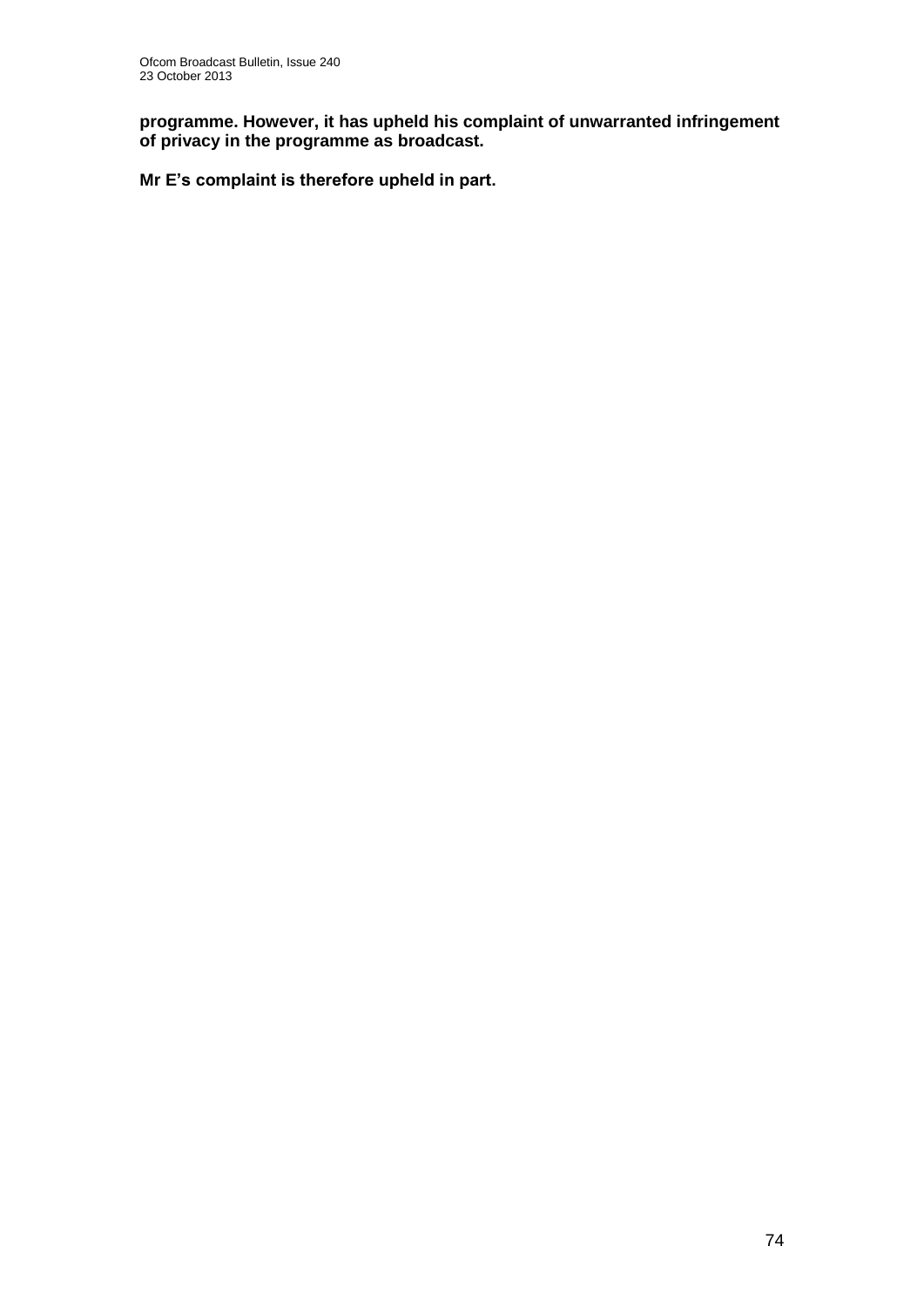**programme. However, it has upheld his complaint of unwarranted infringement of privacy in the programme as broadcast.**

**Mr E's complaint is therefore upheld in part.**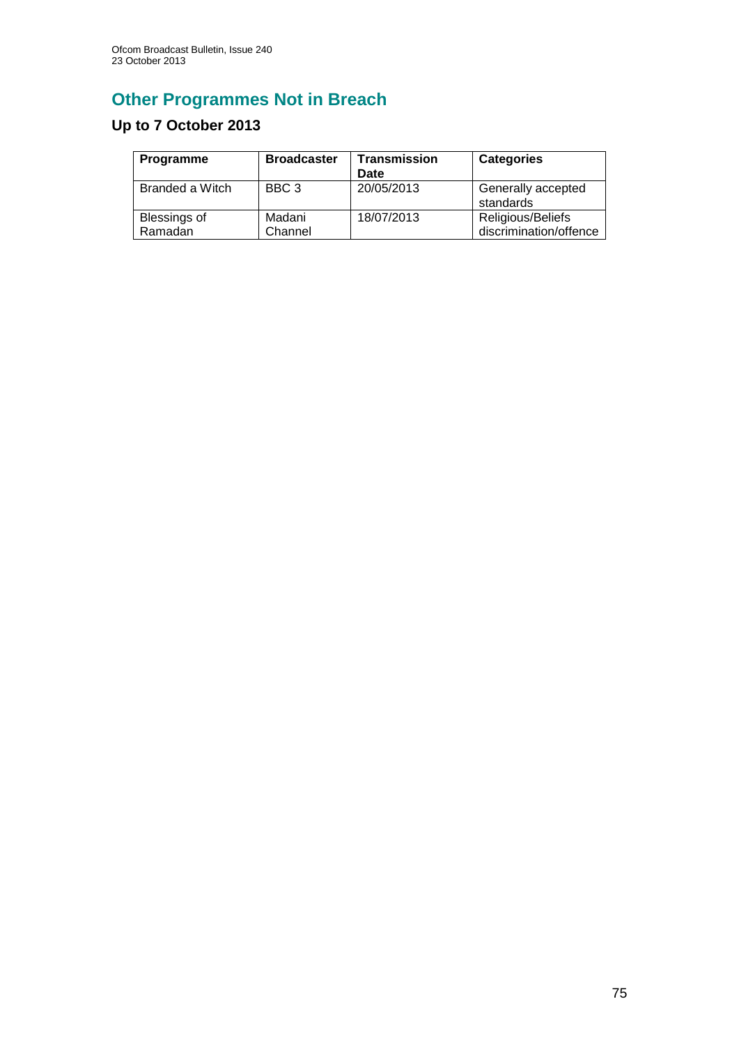## Other Programmes Not in Breach

### Up to 7 October 2013

| Programme | Broadcaster | Transmission Date | Categories |
|---|---|---|---|
| Branded a Witch | BBC 3 | 20/05/2013 | Generally accepted standards |
| Blessings of Ramadan | Madani Channel | 18/07/2013 | Religious/Beliefs discrimination/offence |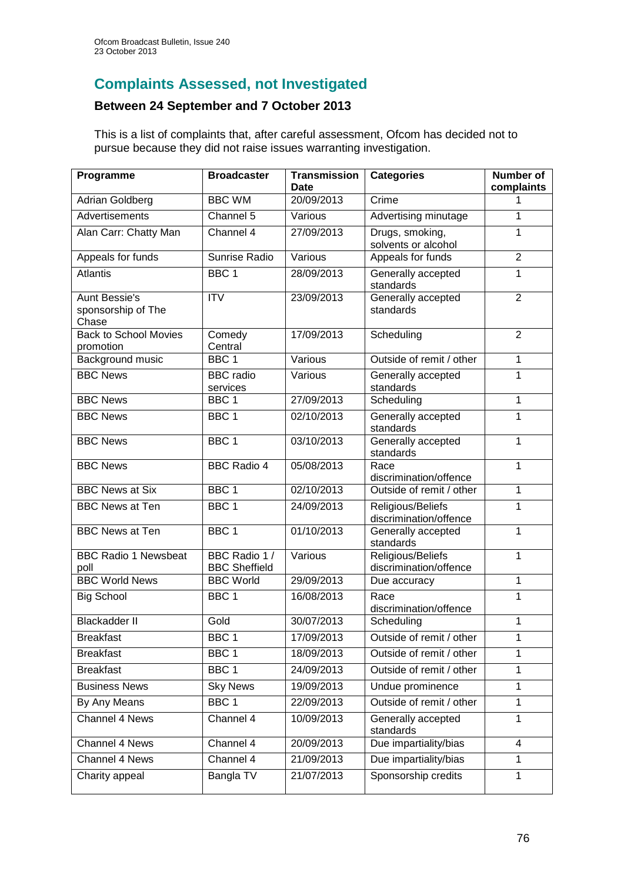## Complaints Assessed, not Investigated

### Between 24 September and 7 October 2013

This is a list of complaints that, after careful assessment, Ofcom has decided not to pursue because they did not raise issues warranting investigation.

| Programme | Broadcaster | Transmission Date | Categories | Number of complaints |
|---|---|---|---|---|
| Adrian Goldberg | BBC WM | 20/09/2013 | Crime | 1 |
| Advertisements | Channel 5 | Various | Advertising minutage | 1 |
| Alan Carr: Chatty Man | Channel 4 | 27/09/2013 | Drugs, smoking, solvents or alcohol | 1 |
| Appeals for funds | Sunrise Radio | Various | Appeals for funds | 2 |
| Atlantis | BBC 1 | 28/09/2013 | Generally accepted standards | 1 |
| Aunt Bessie's sponsorship of The Chase | ITV | 23/09/2013 | Generally accepted standards | 2 |
| Back to School Movies promotion | Comedy Central | 17/09/2013 | Scheduling | 2 |
| Background music | BBC 1 | Various | Outside of remit / other | 1 |
| BBC News | BBC radio services | Various | Generally accepted standards | 1 |
| BBC News | BBC 1 | 27/09/2013 | Scheduling | 1 |
| BBC News | BBC 1 | 02/10/2013 | Generally accepted standards | 1 |
| BBC News | BBC 1 | 03/10/2013 | Generally accepted standards | 1 |
| BBC News | BBC Radio 4 | 05/08/2013 | Race discrimination/offence | 1 |
| BBC News at Six | BBC 1 | 02/10/2013 | Outside of remit / other | 1 |
| BBC News at Ten | BBC 1 | 24/09/2013 | Religious/Beliefs discrimination/offence | 1 |
| BBC News at Ten | BBC 1 | 01/10/2013 | Generally accepted standards | 1 |
| BBC Radio 1 Newsbeat poll | BBC Radio 1 / BBC Sheffield | Various | Religious/Beliefs discrimination/offence | 1 |
| BBC World News | BBC World | 29/09/2013 | Due accuracy | 1 |
| Big School | BBC 1 | 16/08/2013 | Race discrimination/offence | 1 |
| Blackadder II | Gold | 30/07/2013 | Scheduling | 1 |
| Breakfast | BBC 1 | 17/09/2013 | Outside of remit / other | 1 |
| Breakfast | BBC 1 | 18/09/2013 | Outside of remit / other | 1 |
| Breakfast | BBC 1 | 24/09/2013 | Outside of remit / other | 1 |
| Business News | Sky News | 19/09/2013 | Undue prominence | 1 |
| By Any Means | BBC 1 | 22/09/2013 | Outside of remit / other | 1 |
| Channel 4 News | Channel 4 | 10/09/2013 | Generally accepted standards | 1 |
| Channel 4 News | Channel 4 | 20/09/2013 | Due impartiality/bias | 4 |
| Channel 4 News | Channel 4 | 21/09/2013 | Due impartiality/bias | 1 |
| Charity appeal | Bangla TV | 21/07/2013 | Sponsorship credits | 1 |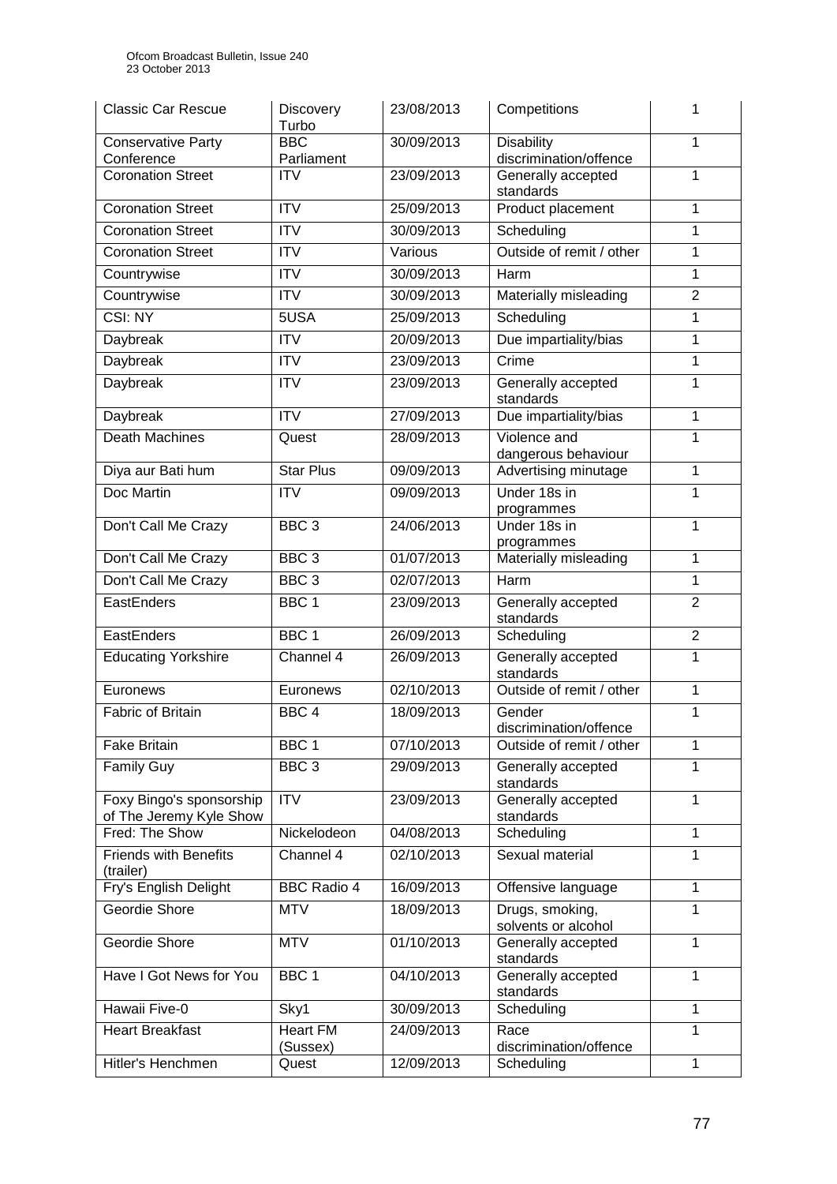| Classic Car Rescue | Discovery Turbo | 23/08/2013 | Competitions | 1 |
|---|---|---|---|---|
| Conservative Party Conference | BBC Parliament | 30/09/2013 | Disability discrimination/offence | 1 |
| Coronation Street | ITV | 23/09/2013 | Generally accepted standards | 1 |
| Coronation Street | ITV | 25/09/2013 | Product placement | 1 |
| Coronation Street | ITV | 30/09/2013 | Scheduling | 1 |
| Coronation Street | ITV | Various | Outside of remit / other | 1 |
| Countrywise | ITV | 30/09/2013 | Harm | 1 |
| Countrywise | ITV | 30/09/2013 | Materially misleading | 2 |
| CSI: NY | 5USA | 25/09/2013 | Scheduling | 1 |
| Daybreak | ITV | 20/09/2013 | Due impartiality/bias | 1 |
| Daybreak | ITV | 23/09/2013 | Crime | 1 |
| Daybreak | ITV | 23/09/2013 | Generally accepted standards | 1 |
| Daybreak | ITV | 27/09/2013 | Due impartiality/bias | 1 |
| Death Machines | Quest | 28/09/2013 | Violence and dangerous behaviour | 1 |
| Diya aur Bati hum | Star Plus | 09/09/2013 | Advertising minutage | 1 |
| Doc Martin | ITV | 09/09/2013 | Under 18s in programmes | 1 |
| Don't Call Me Crazy | BBC 3 | 24/06/2013 | Under 18s in programmes | 1 |
| Don't Call Me Crazy | BBC 3 | 01/07/2013 | Materially misleading | 1 |
| Don't Call Me Crazy | BBC 3 | 02/07/2013 | Harm | 1 |
| EastEnders | BBC 1 | 23/09/2013 | Generally accepted standards | 2 |
| EastEnders | BBC 1 | 26/09/2013 | Scheduling | 2 |
| Educating Yorkshire | Channel 4 | 26/09/2013 | Generally accepted standards | 1 |
| Euronews | Euronews | 02/10/2013 | Outside of remit / other | 1 |
| Fabric of Britain | BBC 4 | 18/09/2013 | Gender discrimination/offence | 1 |
| Fake Britain | BBC 1 | 07/10/2013 | Outside of remit / other | 1 |
| Family Guy | BBC 3 | 29/09/2013 | Generally accepted standards | 1 |
| Foxy Bingo's sponsorship of The Jeremy Kyle Show | ITV | 23/09/2013 | Generally accepted standards | 1 |
| Fred: The Show | Nickelodeon | 04/08/2013 | Scheduling | 1 |
| Friends with Benefits (trailer) | Channel 4 | 02/10/2013 | Sexual material | 1 |
| Fry's English Delight | BBC Radio 4 | 16/09/2013 | Offensive language | 1 |
| Geordie Shore | MTV | 18/09/2013 | Drugs, smoking, solvents or alcohol | 1 |
| Geordie Shore | MTV | 01/10/2013 | Generally accepted standards | 1 |
| Have I Got News for You | BBC 1 | 04/10/2013 | Generally accepted standards | 1 |
| Hawaii Five-0 | Sky1 | 30/09/2013 | Scheduling | 1 |
| Heart Breakfast | Heart FM (Sussex) | 24/09/2013 | Race discrimination/offence | 1 |
| Hitler's Henchmen | Quest | 12/09/2013 | Scheduling | 1 |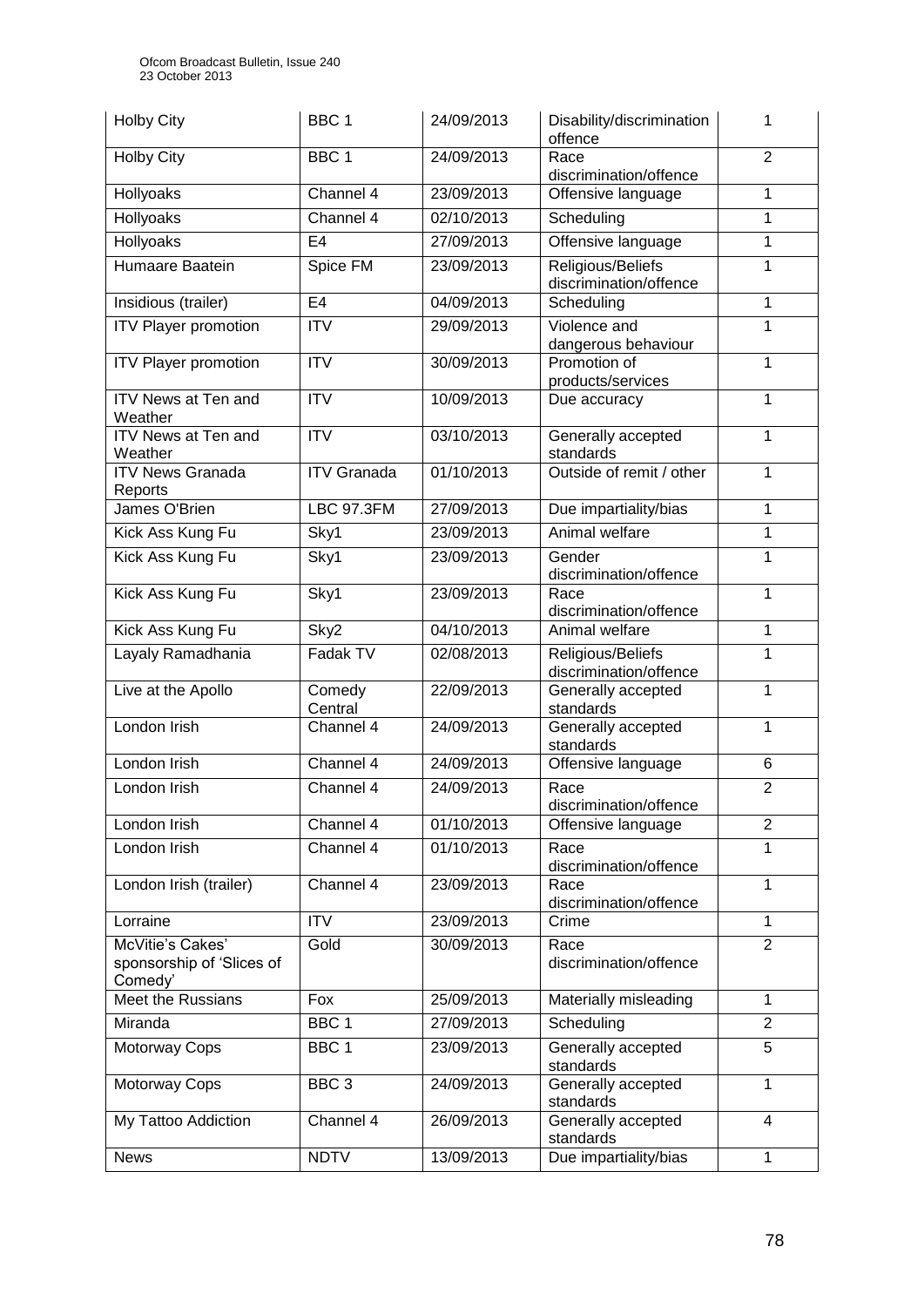| Holby City | BBC 1 | 24/09/2013 | Disability/discrimination offence | 1 |
|---|---|---|---|---|
| Holby City | BBC 1 | 24/09/2013 | Race discrimination/offence | 2 |
| Hollyoaks | Channel 4 | 23/09/2013 | Offensive language | 1 |
| Hollyoaks | Channel 4 | 02/10/2013 | Scheduling | 1 |
| Hollyoaks | E4 | 27/09/2013 | Offensive language | 1 |
| Humaare Baatein | Spice FM | 23/09/2013 | Religious/Beliefs discrimination/offence | 1 |
| Insidious (trailer) | E4 | 04/09/2013 | Scheduling | 1 |
| ITV Player promotion | ITV | 29/09/2013 | Violence and dangerous behaviour | 1 |
| ITV Player promotion | ITV | 30/09/2013 | Promotion of products/services | 1 |
| ITV News at Ten and Weather | ITV | 10/09/2013 | Due accuracy | 1 |
| ITV News at Ten and Weather | ITV | 03/10/2013 | Generally accepted standards | 1 |
| ITV News Granada Reports | ITV Granada | 01/10/2013 | Outside of remit / other | 1 |
| James O'Brien | LBC 97.3FM | 27/09/2013 | Due impartiality/bias | 1 |
| Kick Ass Kung Fu | Sky1 | 23/09/2013 | Animal welfare | 1 |
| Kick Ass Kung Fu | Sky1 | 23/09/2013 | Gender discrimination/offence | 1 |
| Kick Ass Kung Fu | Sky1 | 23/09/2013 | Race discrimination/offence | 1 |
| Kick Ass Kung Fu | Sky2 | 04/10/2013 | Animal welfare | 1 |
| Layaly Ramadhania | Fadak TV | 02/08/2013 | Religious/Beliefs discrimination/offence | 1 |
| Live at the Apollo | Comedy Central | 22/09/2013 | Generally accepted standards | 1 |
| London Irish | Channel 4 | 24/09/2013 | Generally accepted standards | 1 |
| London Irish | Channel 4 | 24/09/2013 | Offensive language | 6 |
| London Irish | Channel 4 | 24/09/2013 | Race discrimination/offence | 2 |
| London Irish | Channel 4 | 01/10/2013 | Offensive language | 2 |
| London Irish | Channel 4 | 01/10/2013 | Race discrimination/offence | 1 |
| London Irish (trailer) | Channel 4 | 23/09/2013 | Race discrimination/offence | 1 |
| Lorraine | ITV | 23/09/2013 | Crime | 1 |
| McVitie's Cakes' sponsorship of 'Slices of Comedy' | Gold | 30/09/2013 | Race discrimination/offence | 2 |
| Meet the Russians | Fox | 25/09/2013 | Materially misleading | 1 |
| Miranda | BBC 1 | 27/09/2013 | Scheduling | 2 |
| Motorway Cops | BBC 1 | 23/09/2013 | Generally accepted standards | 5 |
| Motorway Cops | BBC 3 | 24/09/2013 | Generally accepted standards | 1 |
| My Tattoo Addiction | Channel 4 | 26/09/2013 | Generally accepted standards | 4 |
| News | NDTV | 13/09/2013 | Due impartiality/bias | 1 |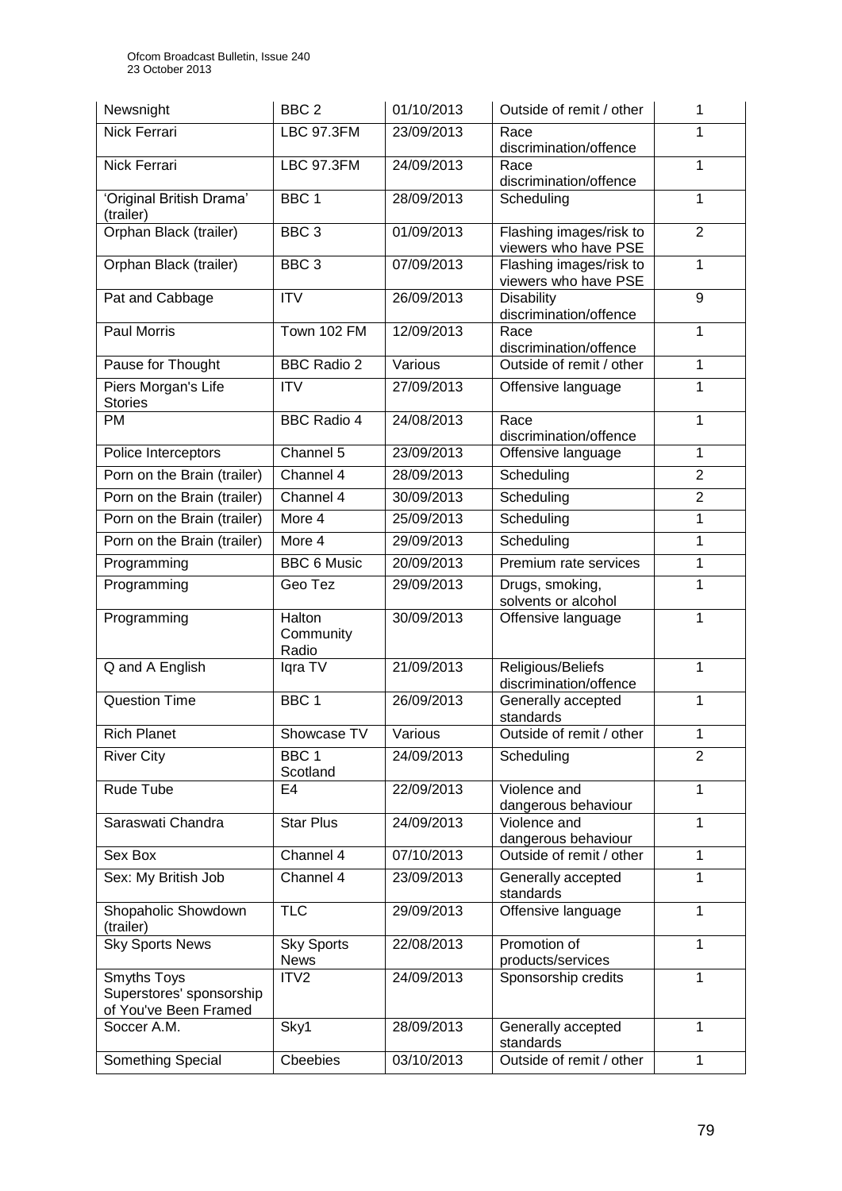| Newsnight | BBC 2 | 01/10/2013 | Outside of remit / other | 1 |
|---|---|---|---|---|
| Nick Ferrari | LBC 97.3FM | 23/09/2013 | Race discrimination/offence | 1 |
| Nick Ferrari | LBC 97.3FM | 24/09/2013 | Race discrimination/offence | 1 |
| 'Original British Drama' (trailer) | BBC 1 | 28/09/2013 | Scheduling | 1 |
| Orphan Black (trailer) | BBC 3 | 01/09/2013 | Flashing images/risk to viewers who have PSE | 2 |
| Orphan Black (trailer) | BBC 3 | 07/09/2013 | Flashing images/risk to viewers who have PSE | 1 |
| Pat and Cabbage | ITV | 26/09/2013 | Disability discrimination/offence | 9 |
| Paul Morris | Town 102 FM | 12/09/2013 | Race discrimination/offence | 1 |
| Pause for Thought | BBC Radio 2 | Various | Outside of remit / other | 1 |
| Piers Morgan's Life Stories | ITV | 27/09/2013 | Offensive language | 1 |
| PM | BBC Radio 4 | 24/08/2013 | Race discrimination/offence | 1 |
| Police Interceptors | Channel 5 | 23/09/2013 | Offensive language | 1 |
| Porn on the Brain (trailer) | Channel 4 | 28/09/2013 | Scheduling | 2 |
| Porn on the Brain (trailer) | Channel 4 | 30/09/2013 | Scheduling | 2 |
| Porn on the Brain (trailer) | More 4 | 25/09/2013 | Scheduling | 1 |
| Porn on the Brain (trailer) | More 4 | 29/09/2013 | Scheduling | 1 |
| Programming | BBC 6 Music | 20/09/2013 | Premium rate services | 1 |
| Programming | Geo Tez | 29/09/2013 | Drugs, smoking, solvents or alcohol | 1 |
| Programming | Halton Community Radio | 30/09/2013 | Offensive language | 1 |
| Q and A English | Iqra TV | 21/09/2013 | Religious/Beliefs discrimination/offence | 1 |
| Question Time | BBC 1 | 26/09/2013 | Generally accepted standards | 1 |
| Rich Planet | Showcase TV | Various | Outside of remit / other | 1 |
| River City | BBC 1 Scotland | 24/09/2013 | Scheduling | 2 |
| Rude Tube | E4 | 22/09/2013 | Violence and dangerous behaviour | 1 |
| Saraswati Chandra | Star Plus | 24/09/2013 | Violence and dangerous behaviour | 1 |
| Sex Box | Channel 4 | 07/10/2013 | Outside of remit / other | 1 |
| Sex: My British Job | Channel 4 | 23/09/2013 | Generally accepted standards | 1 |
| Shopaholic Showdown (trailer) | TLC | 29/09/2013 | Offensive language | 1 |
| Sky Sports News | Sky Sports News | 22/08/2013 | Promotion of products/services | 1 |
| Smyths Toys Superstores' sponsorship of You've Been Framed | ITV2 | 24/09/2013 | Sponsorship credits | 1 |
| Soccer A.M. | Sky1 | 28/09/2013 | Generally accepted standards | 1 |
| Something Special | Cbeebies | 03/10/2013 | Outside of remit / other | 1 |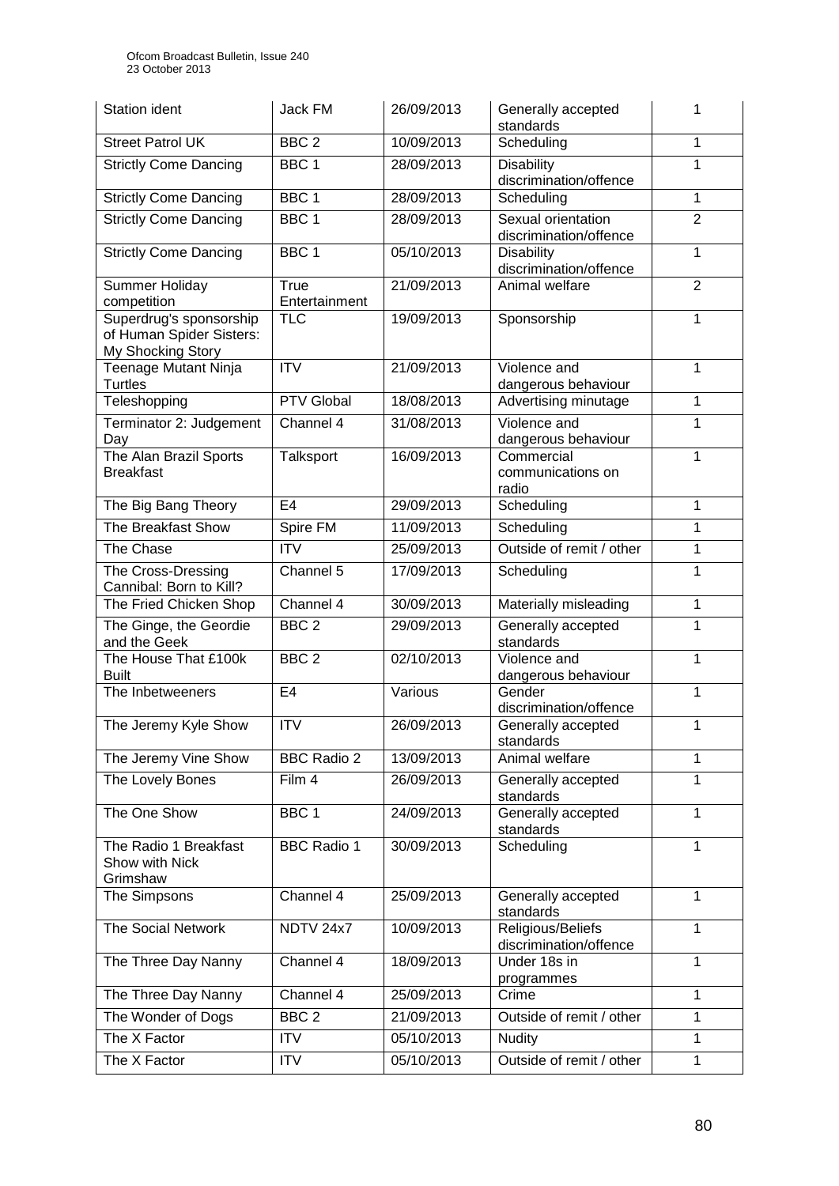| Station ident | Jack FM | 26/09/2013 | Generally accepted standards | 1 |
|---|---|---|---|---|
| Street Patrol UK | BBC 2 | 10/09/2013 | Scheduling | 1 |
| Strictly Come Dancing | BBC 1 | 28/09/2013 | Disability discrimination/offence | 1 |
| Strictly Come Dancing | BBC 1 | 28/09/2013 | Scheduling | 1 |
| Strictly Come Dancing | BBC 1 | 28/09/2013 | Sexual orientation discrimination/offence | 2 |
| Strictly Come Dancing | BBC 1 | 05/10/2013 | Disability discrimination/offence | 1 |
| Summer Holiday competition | True Entertainment | 21/09/2013 | Animal welfare | 2 |
| Superdrug's sponsorship of Human Spider Sisters: My Shocking Story | TLC | 19/09/2013 | Sponsorship | 1 |
| Teenage Mutant Ninja Turtles | ITV | 21/09/2013 | Violence and dangerous behaviour | 1 |
| Teleshopping | PTV Global | 18/08/2013 | Advertising minutage | 1 |
| Terminator 2: Judgement Day | Channel 4 | 31/08/2013 | Violence and dangerous behaviour | 1 |
| The Alan Brazil Sports Breakfast | Talksport | 16/09/2013 | Commercial communications on radio | 1 |
| The Big Bang Theory | E4 | 29/09/2013 | Scheduling | 1 |
| The Breakfast Show | Spire FM | 11/09/2013 | Scheduling | 1 |
| The Chase | ITV | 25/09/2013 | Outside of remit / other | 1 |
| The Cross-Dressing Cannibal: Born to Kill? | Channel 5 | 17/09/2013 | Scheduling | 1 |
| The Fried Chicken Shop | Channel 4 | 30/09/2013 | Materially misleading | 1 |
| The Ginge, the Geordie and the Geek | BBC 2 | 29/09/2013 | Generally accepted standards | 1 |
| The House That £100k Built | BBC 2 | 02/10/2013 | Violence and dangerous behaviour | 1 |
| The Inbetweeners | E4 | Various | Gender discrimination/offence | 1 |
| The Jeremy Kyle Show | ITV | 26/09/2013 | Generally accepted standards | 1 |
| The Jeremy Vine Show | BBC Radio 2 | 13/09/2013 | Animal welfare | 1 |
| The Lovely Bones | Film 4 | 26/09/2013 | Generally accepted standards | 1 |
| The One Show | BBC 1 | 24/09/2013 | Generally accepted standards | 1 |
| The Radio 1 Breakfast Show with Nick Grimshaw | BBC Radio 1 | 30/09/2013 | Scheduling | 1 |
| The Simpsons | Channel 4 | 25/09/2013 | Generally accepted standards | 1 |
| The Social Network | NDTV 24x7 | 10/09/2013 | Religious/Beliefs discrimination/offence | 1 |
| The Three Day Nanny | Channel 4 | 18/09/2013 | Under 18s in programmes | 1 |
| The Three Day Nanny | Channel 4 | 25/09/2013 | Crime | 1 |
| The Wonder of Dogs | BBC 2 | 21/09/2013 | Outside of remit / other | 1 |
| The X Factor | ITV | 05/10/2013 | Nudity | 1 |
| The X Factor | ITV | 05/10/2013 | Outside of remit / other | 1 |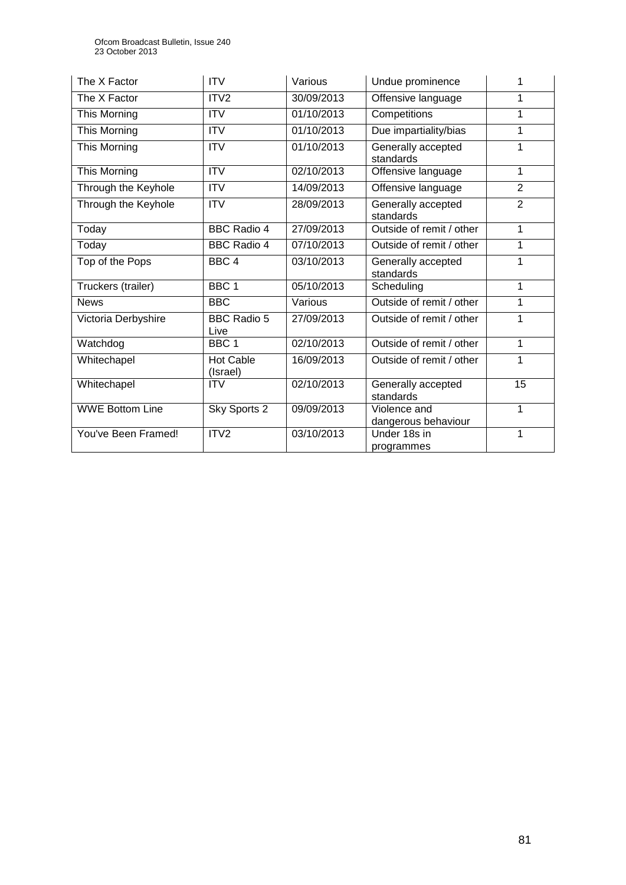| The X Factor | ITV | Various | Undue prominence | 1 |
|---|---|---|---|---|
| The X Factor | ITV2 | 30/09/2013 | Offensive language | 1 |
| This Morning | ITV | 01/10/2013 | Competitions | 1 |
| This Morning | ITV | 01/10/2013 | Due impartiality/bias | 1 |
| This Morning | ITV | 01/10/2013 | Generally accepted standards | 1 |
| This Morning | ITV | 02/10/2013 | Offensive language | 1 |
| Through the Keyhole | ITV | 14/09/2013 | Offensive language | 2 |
| Through the Keyhole | ITV | 28/09/2013 | Generally accepted standards | 2 |
| Today | BBC Radio 4 | 27/09/2013 | Outside of remit / other | 1 |
| Today | BBC Radio 4 | 07/10/2013 | Outside of remit / other | 1 |
| Top of the Pops | BBC 4 | 03/10/2013 | Generally accepted standards | 1 |
| Truckers (trailer) | BBC 1 | 05/10/2013 | Scheduling | 1 |
| News | BBC | Various | Outside of remit / other | 1 |
| Victoria Derbyshire | BBC Radio 5 Live | 27/09/2013 | Outside of remit / other | 1 |
| Watchdog | BBC 1 | 02/10/2013 | Outside of remit / other | 1 |
| Whitechapel | Hot Cable (Israel) | 16/09/2013 | Outside of remit / other | 1 |
| Whitechapel | ITV | 02/10/2013 | Generally accepted standards | 15 |
| WWE Bottom Line | Sky Sports 2 | 09/09/2013 | Violence and dangerous behaviour | 1 |
| You've Been Framed! | ITV2 | 03/10/2013 | Under 18s in programmes | 1 |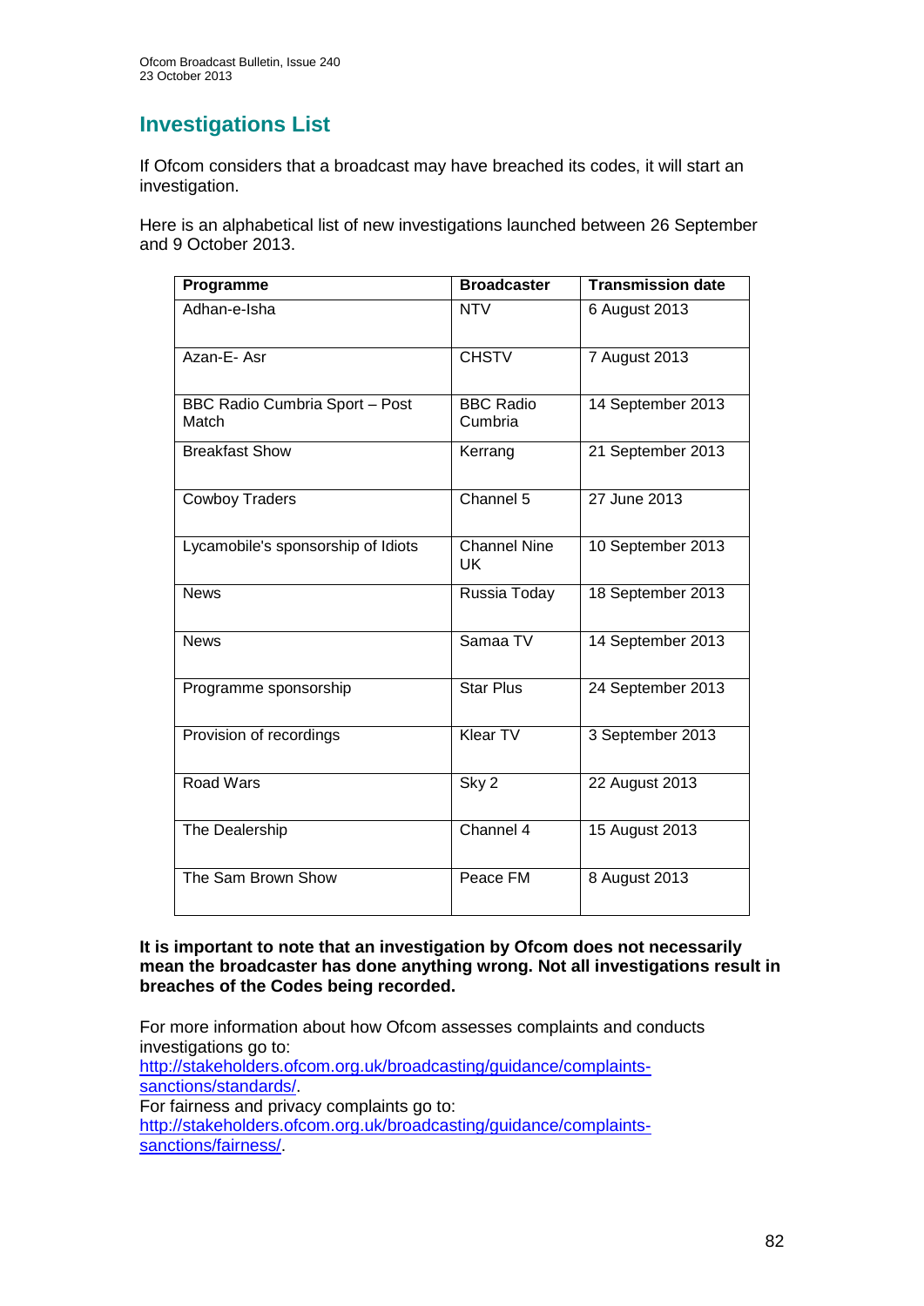## Investigations List

If Ofcom considers that a broadcast may have breached its codes, it will start an investigation.

Here is an alphabetical list of new investigations launched between 26 September and 9 October 2013.

| Programme | Broadcaster | Transmission date |
|---|---|---|
| Adhan-e-Isha | NTV | 6 August 2013 |
| Azan-E- Asr | CHSTV | 7 August 2013 |
| BBC Radio Cumbria Sport – Post Match | BBC Radio Cumbria | 14 September 2013 |
| Breakfast Show | Kerrang | 21 September 2013 |
| Cowboy Traders | Channel 5 | 27 June 2013 |
| Lycamobile's sponsorship of Idiots | Channel Nine UK | 10 September 2013 |
| News | Russia Today | 18 September 2013 |
| News | Samaa TV | 14 September 2013 |
| Programme sponsorship | Star Plus | 24 September 2013 |
| Provision of recordings | Klear TV | 3 September 2013 |
| Road Wars | Sky 2 | 22 August 2013 |
| The Dealership | Channel 4 | 15 August 2013 |
| The Sam Brown Show | Peace FM | 8 August 2013 |

**It is important to note that an investigation by Ofcom does not necessarily mean the broadcaster has done anything wrong. Not all investigations result in breaches of the Codes being recorded.**

For more information about how Ofcom assesses complaints and conducts investigations go to:
http://stakeholders.ofcom.org.uk/broadcasting/guidance/complaints-sanctions/standards/.
For fairness and privacy complaints go to:
http://stakeholders.ofcom.org.uk/broadcasting/guidance/complaints-sanctions/fairness/.